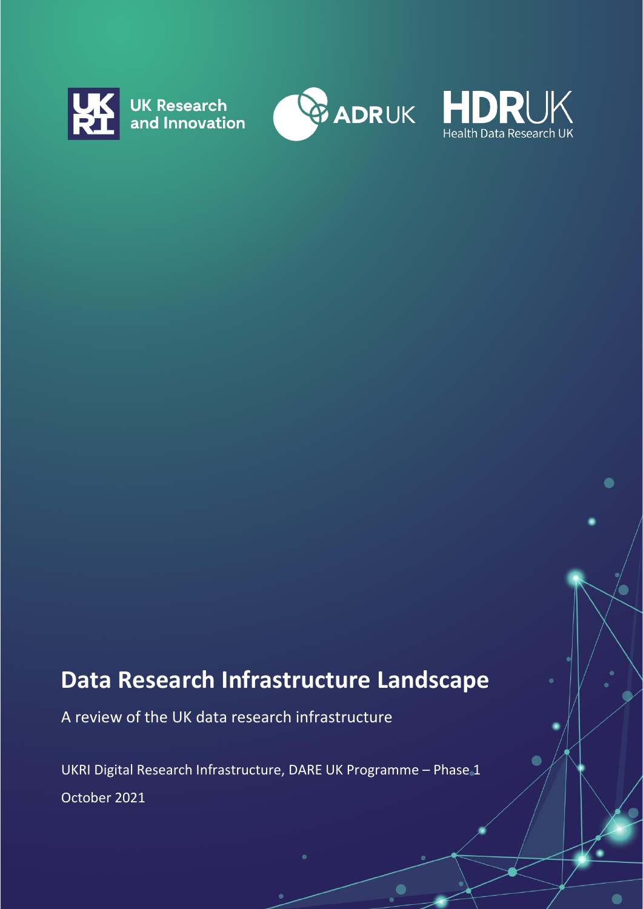UK Research and Innovation

ADR UK

HDR UK Health Data Research UK

# Data Research Infrastructure Landscape

A review of the UK data research infrastructure

UKRI Digital Research Infrastructure, DARE UK Programme – Phase 1

October 2021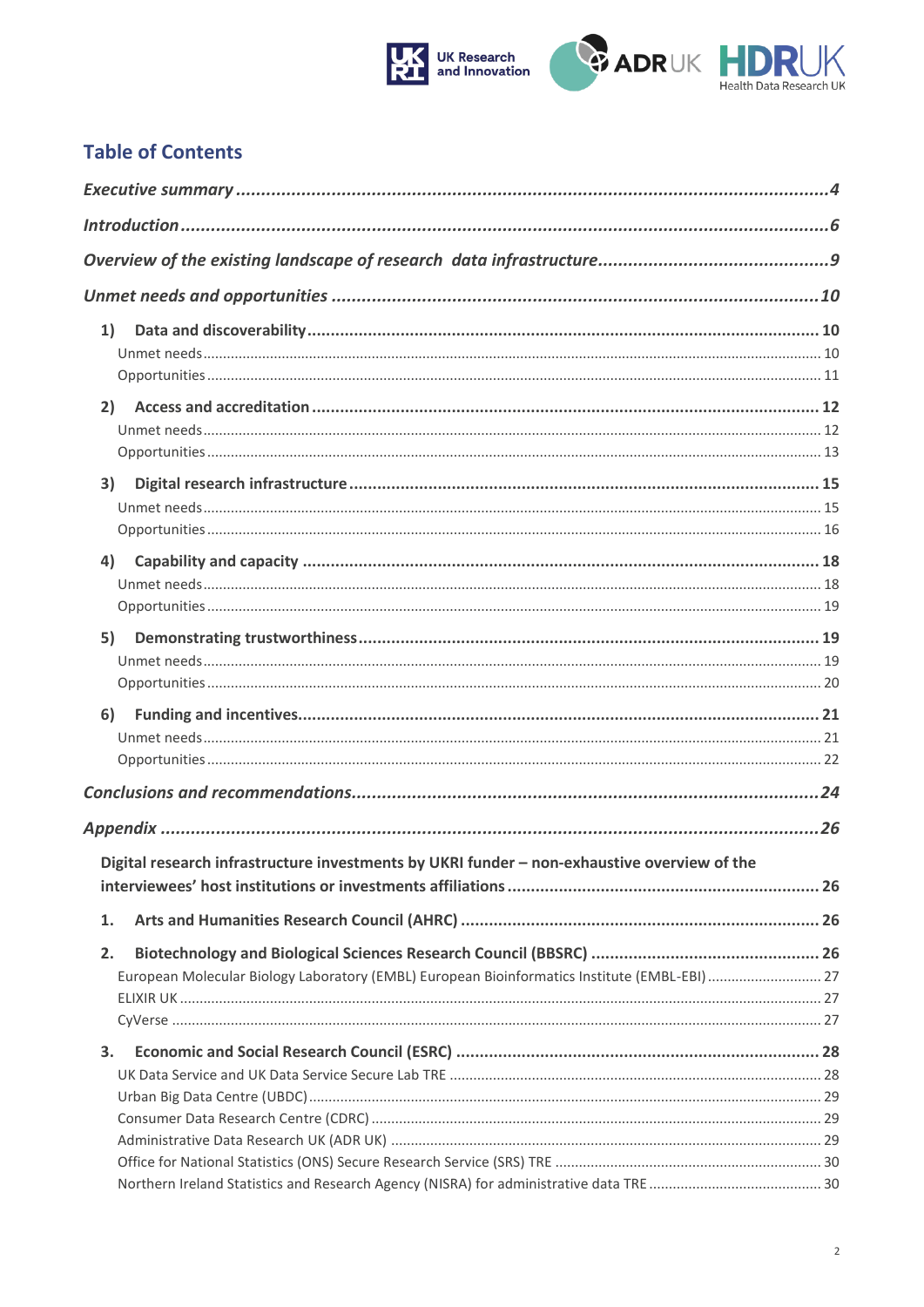## Table of Contents

*Executive summary* ........ 4

*Introduction* ........ 6

*Overview of the existing landscape of research data infrastructure* ........ 9

*Unmet needs and opportunities* ........ 10

1) **Data and discoverability** ........ 10
   - Unmet needs ........ 10
   - Opportunities ........ 11
2) **Access and accreditation** ........ 12
   - Unmet needs ........ 12
   - Opportunities ........ 13
3) **Digital research infrastructure** ........ 15
   - Unmet needs ........ 15
   - Opportunities ........ 16
4) **Capability and capacity** ........ 18
   - Unmet needs ........ 18
   - Opportunities ........ 19
5) **Demonstrating trustworthiness** ........ 19
   - Unmet needs ........ 19
   - Opportunities ........ 20
6) **Funding and incentives** ........ 21
   - Unmet needs ........ 21
   - Opportunities ........ 22

*Conclusions and recommendations* ........ 24

*Appendix* ........ 26

**Digital research infrastructure investments by UKRI funder – non-exhaustive overview of the interviewees' host institutions or investments affiliations** ........ 26

1. **Arts and Humanities Research Council (AHRC)** ........ 26
2. **Biotechnology and Biological Sciences Research Council (BBSRC)** ........ 26
   - European Molecular Biology Laboratory (EMBL) European Bioinformatics Institute (EMBL-EBI) ........ 27
   - ELIXIR UK ........ 27
   - CyVerse ........ 27
3. **Economic and Social Research Council (ESRC)** ........ 28
   - UK Data Service and UK Data Service Secure Lab TRE ........ 28
   - Urban Big Data Centre (UBDC) ........ 29
   - Consumer Data Research Centre (CDRC) ........ 29
   - Administrative Data Research UK (ADR UK) ........ 29
   - Office for National Statistics (ONS) Secure Research Service (SRS) TRE ........ 30
   - Northern Ireland Statistics and Research Agency (NISRA) for administrative data TRE ........ 30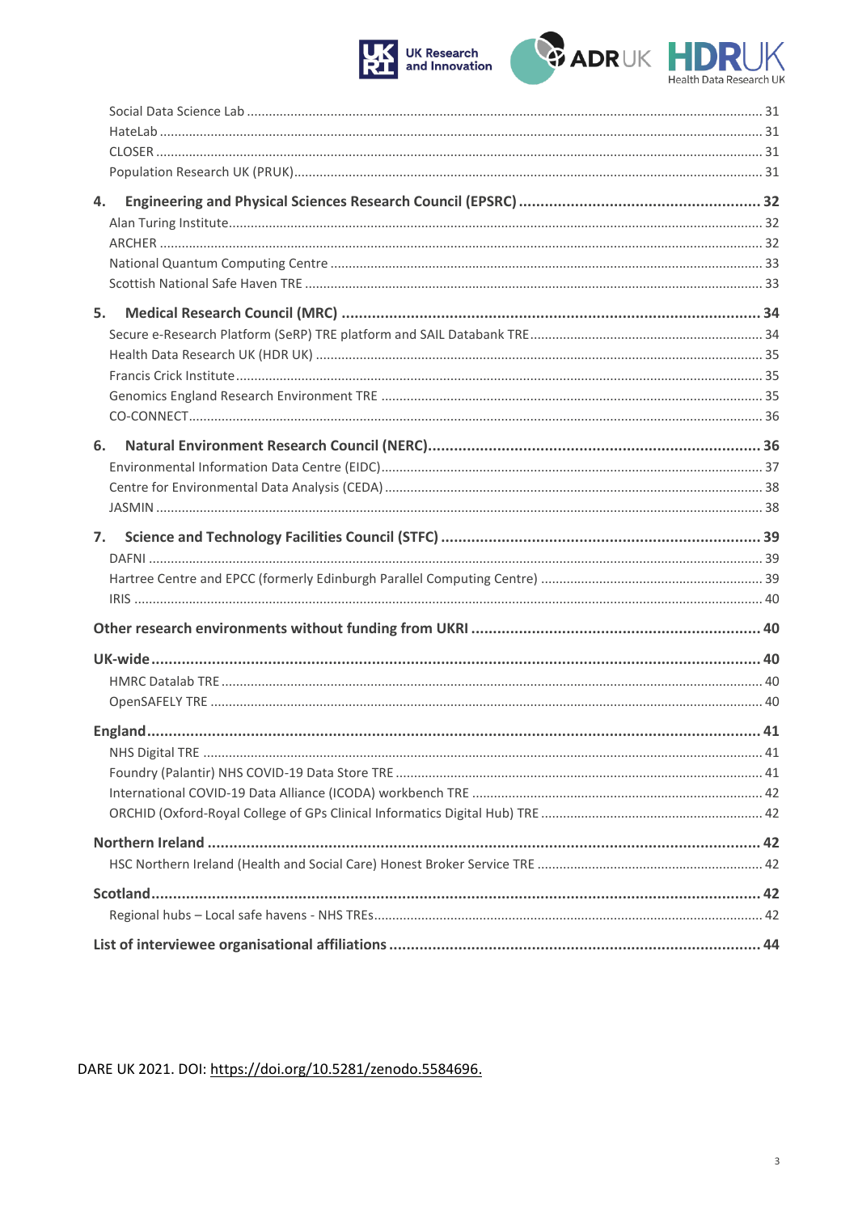Social Data Science Lab ............................................................................................................................ 31
HateLab ...................................................................................................................................................... 31
CLOSER ...................................................................................................................................................... 31
Population Research UK (PRUK)................................................................................................................ 31

**4. Engineering and Physical Sciences Research Council (EPSRC) ........................................................ 32**

Alan Turing Institute.................................................................................................................................. 32
ARCHER ..................................................................................................................................................... 32
National Quantum Computing Centre ...................................................................................................... 33
Scottish National Safe Haven TRE ............................................................................................................. 33

**5. Medical Research Council (MRC) ................................................................................................. 34**

Secure e-Research Platform (SeRP) TRE platform and SAIL Databank TRE ................................................ 34
Health Data Research UK (HDR UK) .......................................................................................................... 35
Francis Crick Institute ................................................................................................................................ 35
Genomics England Research Environment TRE ........................................................................................ 35
CO-CONNECT............................................................................................................................................. 36

**6. Natural Environment Research Council (NERC)............................................................................ 36**

Environmental Information Data Centre (EIDC)........................................................................................ 37
Centre for Environmental Data Analysis (CEDA) ....................................................................................... 38
JASMIN ...................................................................................................................................................... 38

**7. Science and Technology Facilities Council (STFC) .......................................................................... 39**

DAFNI ........................................................................................................................................................ 39
Hartree Centre and EPCC (formerly Edinburgh Parallel Computing Centre) ............................................ 39
IRIS ............................................................................................................................................................ 40

**Other research environments without funding from UKRI ................................................................... 40**

**UK-wide.............................................................................................................................................. 40**

HMRC Datalab TRE .................................................................................................................................... 40
OpenSAFELY TRE ....................................................................................................................................... 40

**England.............................................................................................................................................. 41**

NHS Digital TRE ......................................................................................................................................... 41
Foundry (Palantir) NHS COVID-19 Data Store TRE .................................................................................... 41
International COVID-19 Data Alliance (ICODA) workbench TRE ............................................................... 42
ORCHID (Oxford-Royal College of GPs Clinical Informatics Digital Hub) TRE ............................................ 42

**Northern Ireland ............................................................................................................................... 42**

HSC Northern Ireland (Health and Social Care) Honest Broker Service TRE ............................................. 42

**Scotland............................................................................................................................................. 42**

Regional hubs – Local safe havens - NHS TREs.......................................................................................... 42

**List of interviewee organisational affiliations ...................................................................................... 44**

DARE UK 2021. DOI: https://doi.org/10.5281/zenodo.5584696.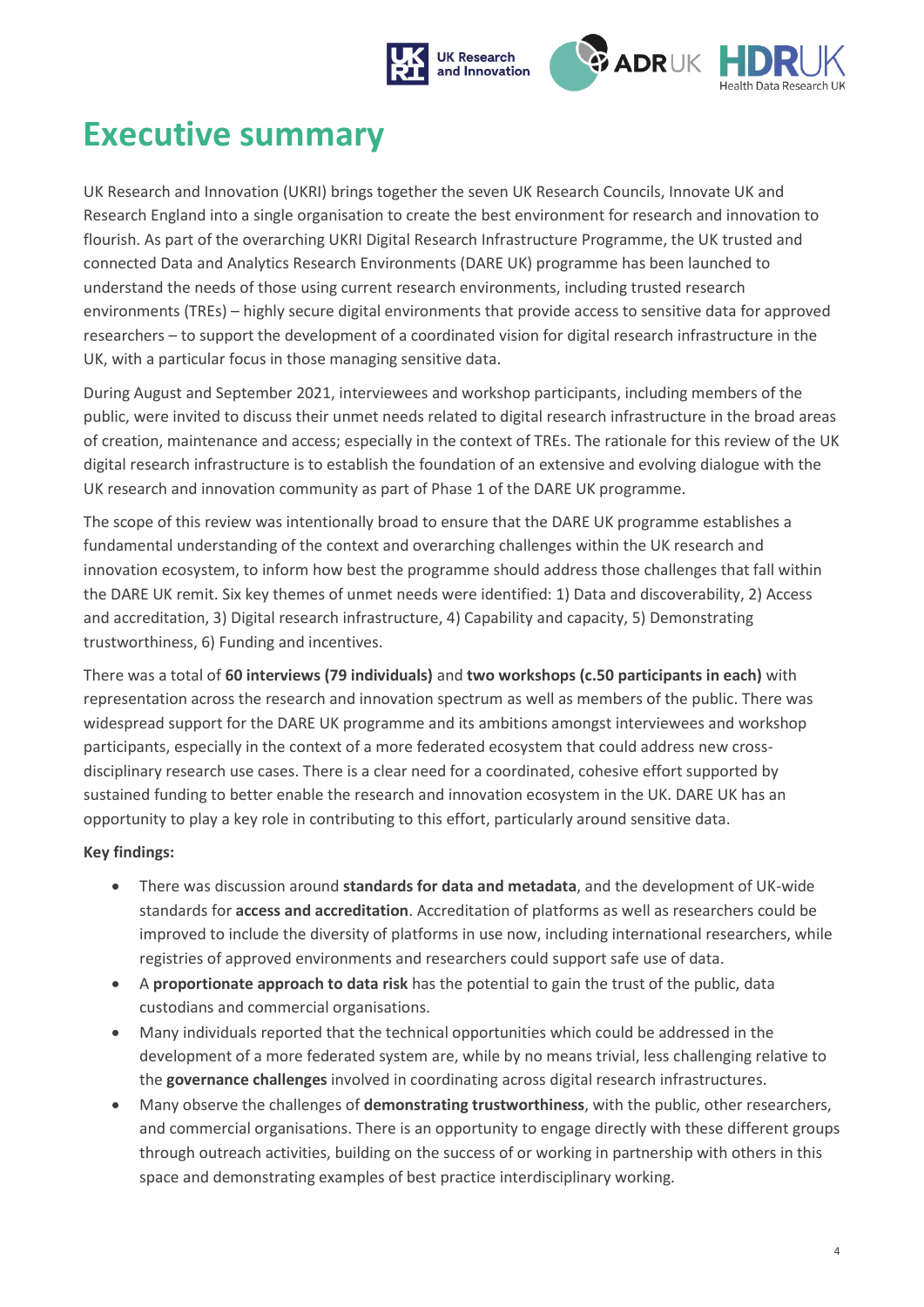# Executive summary

UK Research and Innovation (UKRI) brings together the seven UK Research Councils, Innovate UK and Research England into a single organisation to create the best environment for research and innovation to flourish. As part of the overarching UKRI Digital Research Infrastructure Programme, the UK trusted and connected Data and Analytics Research Environments (DARE UK) programme has been launched to understand the needs of those using current research environments, including trusted research environments (TREs) – highly secure digital environments that provide access to sensitive data for approved researchers – to support the development of a coordinated vision for digital research infrastructure in the UK, with a particular focus in those managing sensitive data.

During August and September 2021, interviewees and workshop participants, including members of the public, were invited to discuss their unmet needs related to digital research infrastructure in the broad areas of creation, maintenance and access; especially in the context of TREs. The rationale for this review of the UK digital research infrastructure is to establish the foundation of an extensive and evolving dialogue with the UK research and innovation community as part of Phase 1 of the DARE UK programme.

The scope of this review was intentionally broad to ensure that the DARE UK programme establishes a fundamental understanding of the context and overarching challenges within the UK research and innovation ecosystem, to inform how best the programme should address those challenges that fall within the DARE UK remit. Six key themes of unmet needs were identified: 1) Data and discoverability, 2) Access and accreditation, 3) Digital research infrastructure, 4) Capability and capacity, 5) Demonstrating trustworthiness, 6) Funding and incentives.

There was a total of **60 interviews (79 individuals)** and **two workshops (c.50 participants in each)** with representation across the research and innovation spectrum as well as members of the public. There was widespread support for the DARE UK programme and its ambitions amongst interviewees and workshop participants, especially in the context of a more federated ecosystem that could address new cross-disciplinary research use cases. There is a clear need for a coordinated, cohesive effort supported by sustained funding to better enable the research and innovation ecosystem in the UK. DARE UK has an opportunity to play a key role in contributing to this effort, particularly around sensitive data.

**Key findings:**

- There was discussion around **standards for data and metadata**, and the development of UK-wide standards for **access and accreditation**. Accreditation of platforms as well as researchers could be improved to include the diversity of platforms in use now, including international researchers, while registries of approved environments and researchers could support safe use of data.
- A **proportionate approach to data risk** has the potential to gain the trust of the public, data custodians and commercial organisations.
- Many individuals reported that the technical opportunities which could be addressed in the development of a more federated system are, while by no means trivial, less challenging relative to the **governance challenges** involved in coordinating across digital research infrastructures.
- Many observe the challenges of **demonstrating trustworthiness**, with the public, other researchers, and commercial organisations. There is an opportunity to engage directly with these different groups through outreach activities, building on the success of or working in partnership with others in this space and demonstrating examples of best practice interdisciplinary working.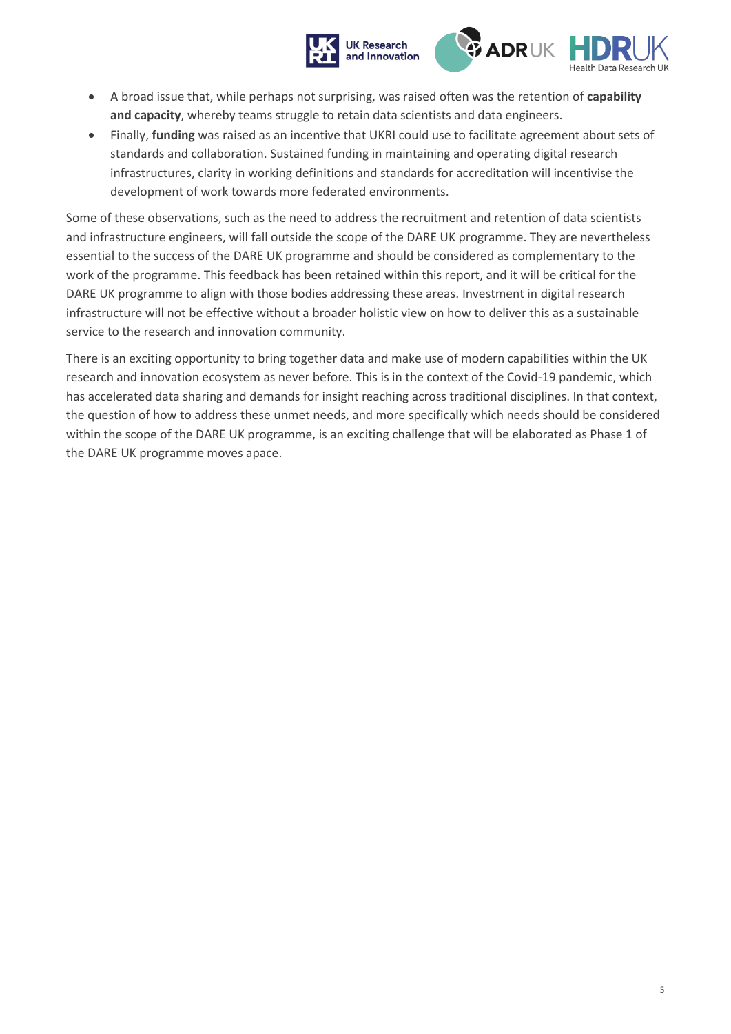- A broad issue that, while perhaps not surprising, was raised often was the retention of **capability and capacity**, whereby teams struggle to retain data scientists and data engineers.
- Finally, **funding** was raised as an incentive that UKRI could use to facilitate agreement about sets of standards and collaboration. Sustained funding in maintaining and operating digital research infrastructures, clarity in working definitions and standards for accreditation will incentivise the development of work towards more federated environments.

Some of these observations, such as the need to address the recruitment and retention of data scientists and infrastructure engineers, will fall outside the scope of the DARE UK programme. They are nevertheless essential to the success of the DARE UK programme and should be considered as complementary to the work of the programme. This feedback has been retained within this report, and it will be critical for the DARE UK programme to align with those bodies addressing these areas. Investment in digital research infrastructure will not be effective without a broader holistic view on how to deliver this as a sustainable service to the research and innovation community.

There is an exciting opportunity to bring together data and make use of modern capabilities within the UK research and innovation ecosystem as never before. This is in the context of the Covid-19 pandemic, which has accelerated data sharing and demands for insight reaching across traditional disciplines. In that context, the question of how to address these unmet needs, and more specifically which needs should be considered within the scope of the DARE UK programme, is an exciting challenge that will be elaborated as Phase 1 of the DARE UK programme moves apace.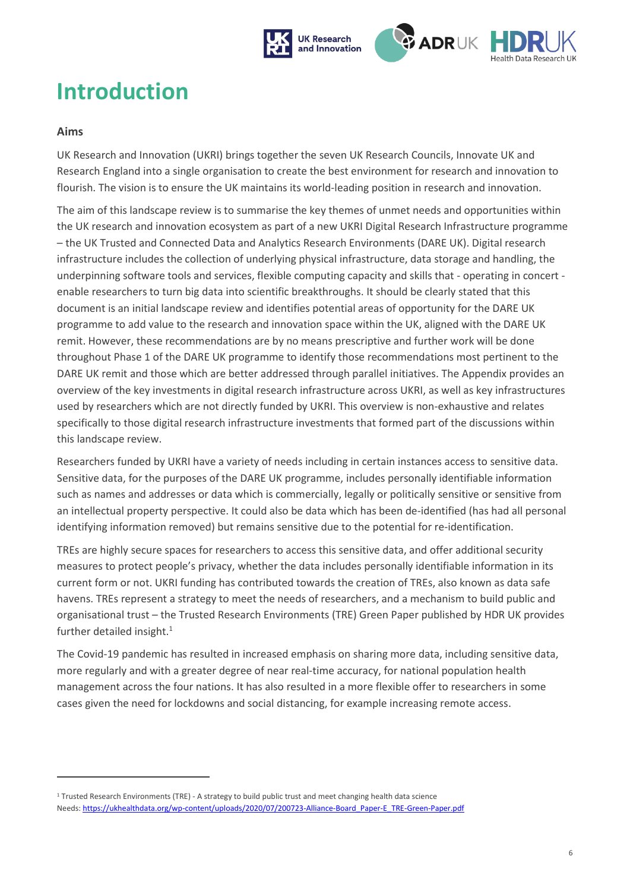# Introduction

### Aims

UK Research and Innovation (UKRI) brings together the seven UK Research Councils, Innovate UK and Research England into a single organisation to create the best environment for research and innovation to flourish. The vision is to ensure the UK maintains its world-leading position in research and innovation.

The aim of this landscape review is to summarise the key themes of unmet needs and opportunities within the UK research and innovation ecosystem as part of a new UKRI Digital Research Infrastructure programme – the UK Trusted and Connected Data and Analytics Research Environments (DARE UK). Digital research infrastructure includes the collection of underlying physical infrastructure, data storage and handling, the underpinning software tools and services, flexible computing capacity and skills that - operating in concert - enable researchers to turn big data into scientific breakthroughs. It should be clearly stated that this document is an initial landscape review and identifies potential areas of opportunity for the DARE UK programme to add value to the research and innovation space within the UK, aligned with the DARE UK remit. However, these recommendations are by no means prescriptive and further work will be done throughout Phase 1 of the DARE UK programme to identify those recommendations most pertinent to the DARE UK remit and those which are better addressed through parallel initiatives. The Appendix provides an overview of the key investments in digital research infrastructure across UKRI, as well as key infrastructures used by researchers which are not directly funded by UKRI. This overview is non-exhaustive and relates specifically to those digital research infrastructure investments that formed part of the discussions within this landscape review.

Researchers funded by UKRI have a variety of needs including in certain instances access to sensitive data. Sensitive data, for the purposes of the DARE UK programme, includes personally identifiable information such as names and addresses or data which is commercially, legally or politically sensitive or sensitive from an intellectual property perspective. It could also be data which has been de-identified (has had all personal identifying information removed) but remains sensitive due to the potential for re-identification.

TREs are highly secure spaces for researchers to access this sensitive data, and offer additional security measures to protect people's privacy, whether the data includes personally identifiable information in its current form or not. UKRI funding has contributed towards the creation of TREs, also known as data safe havens. TREs represent a strategy to meet the needs of researchers, and a mechanism to build public and organisational trust – the Trusted Research Environments (TRE) Green Paper published by HDR UK provides further detailed insight.[1]

The Covid-19 pandemic has resulted in increased emphasis on sharing more data, including sensitive data, more regularly and with a greater degree of near real-time accuracy, for national population health management across the four nations. It has also resulted in a more flexible offer to researchers in some cases given the need for lockdowns and social distancing, for example increasing remote access.

---

[1] Trusted Research Environments (TRE) - A strategy to build public trust and meet changing health data science Needs: https://ukhealthdata.org/wp-content/uploads/2020/07/200723-Alliance-Board_Paper-E_TRE-Green-Paper.pdf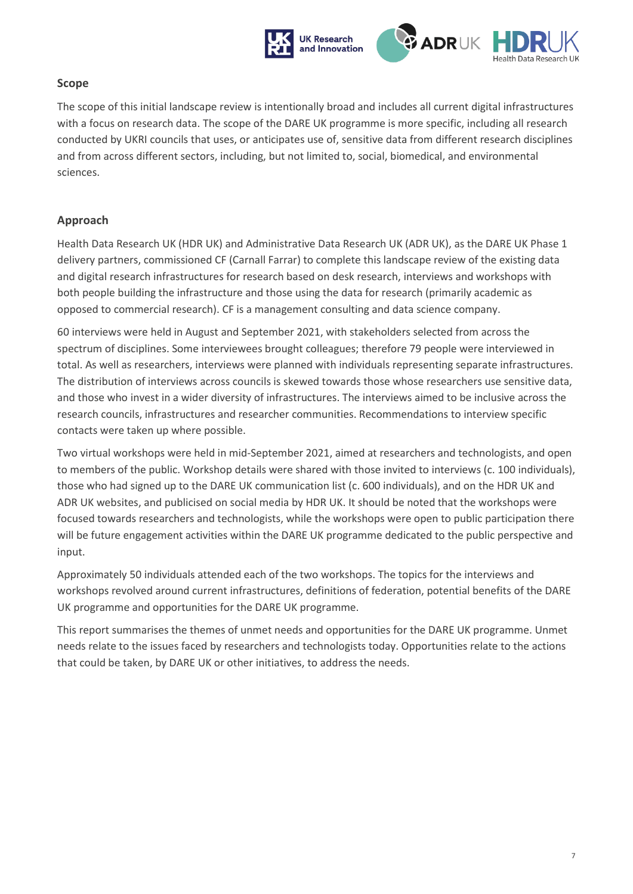## Scope

The scope of this initial landscape review is intentionally broad and includes all current digital infrastructures with a focus on research data. The scope of the DARE UK programme is more specific, including all research conducted by UKRI councils that uses, or anticipates use of, sensitive data from different research disciplines and from across different sectors, including, but not limited to, social, biomedical, and environmental sciences.

## Approach

Health Data Research UK (HDR UK) and Administrative Data Research UK (ADR UK), as the DARE UK Phase 1 delivery partners, commissioned CF (Carnall Farrar) to complete this landscape review of the existing data and digital research infrastructures for research based on desk research, interviews and workshops with both people building the infrastructure and those using the data for research (primarily academic as opposed to commercial research). CF is a management consulting and data science company.

60 interviews were held in August and September 2021, with stakeholders selected from across the spectrum of disciplines. Some interviewees brought colleagues; therefore 79 people were interviewed in total. As well as researchers, interviews were planned with individuals representing separate infrastructures. The distribution of interviews across councils is skewed towards those whose researchers use sensitive data, and those who invest in a wider diversity of infrastructures. The interviews aimed to be inclusive across the research councils, infrastructures and researcher communities. Recommendations to interview specific contacts were taken up where possible.

Two virtual workshops were held in mid-September 2021, aimed at researchers and technologists, and open to members of the public. Workshop details were shared with those invited to interviews (c. 100 individuals), those who had signed up to the DARE UK communication list (c. 600 individuals), and on the HDR UK and ADR UK websites, and publicised on social media by HDR UK. It should be noted that the workshops were focused towards researchers and technologists, while the workshops were open to public participation there will be future engagement activities within the DARE UK programme dedicated to the public perspective and input.

Approximately 50 individuals attended each of the two workshops. The topics for the interviews and workshops revolved around current infrastructures, definitions of federation, potential benefits of the DARE UK programme and opportunities for the DARE UK programme.

This report summarises the themes of unmet needs and opportunities for the DARE UK programme. Unmet needs relate to the issues faced by researchers and technologists today. Opportunities relate to the actions that could be taken, by DARE UK or other initiatives, to address the needs.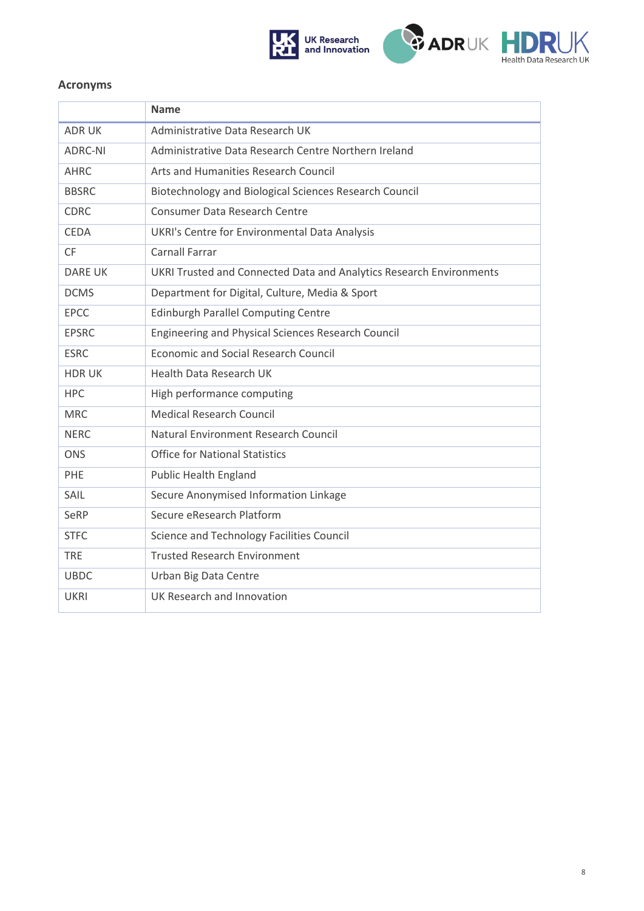## Acronyms

| | Name |
| --- | --- |
| ADR UK | Administrative Data Research UK |
| ADRC-NI | Administrative Data Research Centre Northern Ireland |
| AHRC | Arts and Humanities Research Council |
| BBSRC | Biotechnology and Biological Sciences Research Council |
| CDRC | Consumer Data Research Centre |
| CEDA | UKRI's Centre for Environmental Data Analysis |
| CF | Carnall Farrar |
| DARE UK | UKRI Trusted and Connected Data and Analytics Research Environments |
| DCMS | Department for Digital, Culture, Media & Sport |
| EPCC | Edinburgh Parallel Computing Centre |
| EPSRC | Engineering and Physical Sciences Research Council |
| ESRC | Economic and Social Research Council |
| HDR UK | Health Data Research UK |
| HPC | High performance computing |
| MRC | Medical Research Council |
| NERC | Natural Environment Research Council |
| ONS | Office for National Statistics |
| PHE | Public Health England |
| SAIL | Secure Anonymised Information Linkage |
| SeRP | Secure eResearch Platform |
| STFC | Science and Technology Facilities Council |
| TRE | Trusted Research Environment |
| UBDC | Urban Big Data Centre |
| UKRI | UK Research and Innovation |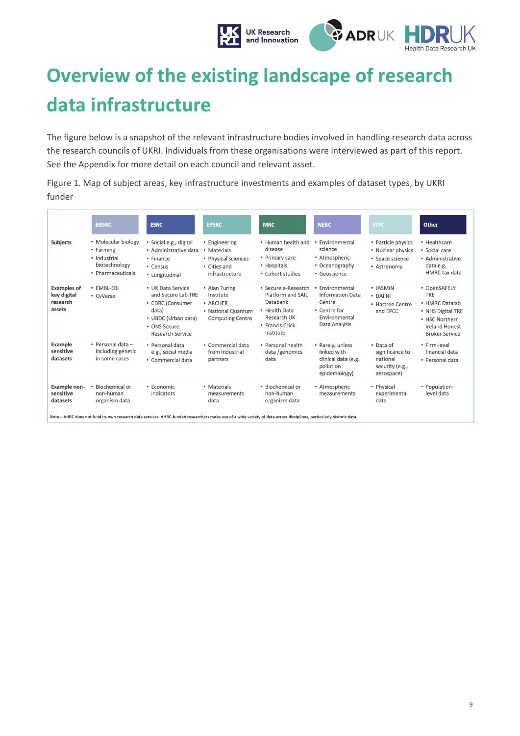# Overview of the existing landscape of research data infrastructure

The figure below is a snapshot of the relevant infrastructure bodies involved in handling research data across the research councils of UKRI. Individuals from these organisations were interviewed as part of this report. See the Appendix for more detail on each council and relevant asset.

Figure 1. Map of subject areas, key infrastructure investments and examples of dataset types, by UKRI funder

| | BBSRC | ESRC | EPSRC | MRC | NERC | STFC | Other |
|---|---|---|---|---|---|---|---|
| **Subjects** | • Molecular biology<br>• Farming<br>• Industrial biotechnology<br>• Pharmaceuticals | • Social e.g., digital<br>• Administrative data<br>• Finance<br>• Census<br>• Longitudinal | • Engineering<br>• Materials<br>• Physical sciences<br>• Cities and infrastructure | • Human health and disease<br>• Primary care<br>• Hospitals<br>• Cohort studies | • Environmental science<br>• Atmospheric<br>• Oceanography<br>• Geoscience | • Particle physics<br>• Nuclear physics<br>• Space science<br>• Astronomy | • Healthcare<br>• Social care<br>• Administrative data e.g. HMRC tax data |
| **Examples of key digital research assets** | • EMBL-EBI<br>• CyVerse | • UK Data Service and Secure Lab TRE<br>• CDRC (Consumer data)<br>• UBDC (Urban data)<br>• ONS Secure Research Service | • Alan Turing Institute<br>• ARCHER<br>• National Quantum Computing Centre | • Secure e-Research Platform and SAIL Databank<br>• Health Data Research UK<br>• Francis Crick Institute | • Environmental Information Data Centre<br>• Centre for Environmental Data Analysis | • JASMIN<br>• DAFNI<br>• Hartree Centre and EPCC | • OpenSAFELY TRE<br>• HMRC Datalab<br>• NHS Digital TRE<br>• HSC Northern Ireland Honest Broker Service |
| **Example sensitive datasets** | • Personal data – including genetic in some cases | • Personal data e.g., social media<br>• Commercial data | • Commercial data from industrial partners | • Personal health data /genomics data | • Rarely, unless linked with clinical data (e.g. pollution epidemiology) | • Data of significance to national security (e.g., aerospace) | • Firm-level financial data<br>• Personal data |
| **Example non-sensitive datasets** | • Biochemical or non-human organism data | • Economic indicators | • Materials measurements data | • Biochemical or non-human organism data | • Atmospheric measurements | • Physical experimental data | • Population-level data |

Note – AHRC does not fund its own research data services. AHRC-funded researchers make use of a wide variety of data across disciplines, particularly historic data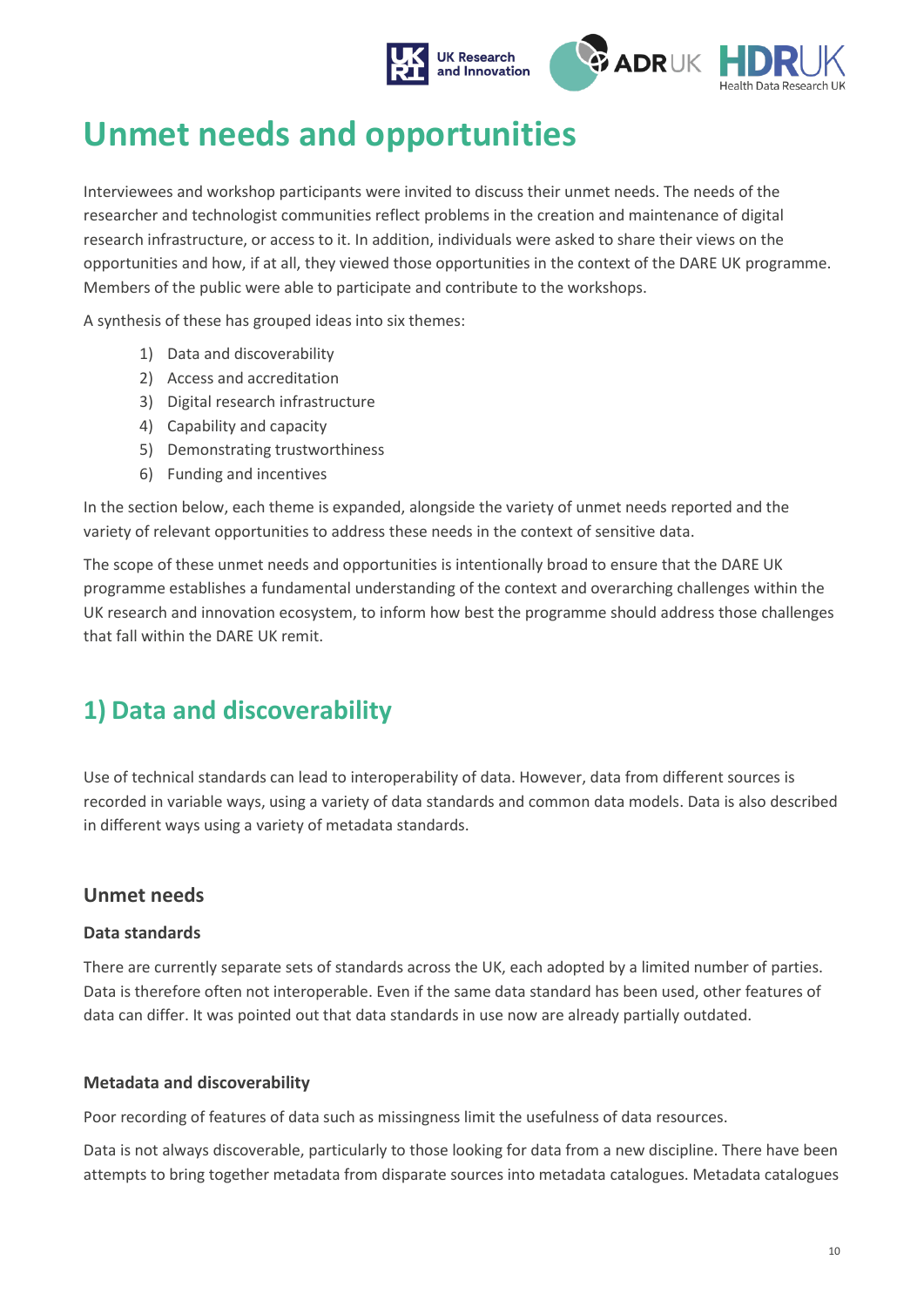# Unmet needs and opportunities

Interviewees and workshop participants were invited to discuss their unmet needs. The needs of the researcher and technologist communities reflect problems in the creation and maintenance of digital research infrastructure, or access to it. In addition, individuals were asked to share their views on the opportunities and how, if at all, they viewed those opportunities in the context of the DARE UK programme. Members of the public were able to participate and contribute to the workshops.

A synthesis of these has grouped ideas into six themes:

1) Data and discoverability
2) Access and accreditation
3) Digital research infrastructure
4) Capability and capacity
5) Demonstrating trustworthiness
6) Funding and incentives

In the section below, each theme is expanded, alongside the variety of unmet needs reported and the variety of relevant opportunities to address these needs in the context of sensitive data.

The scope of these unmet needs and opportunities is intentionally broad to ensure that the DARE UK programme establishes a fundamental understanding of the context and overarching challenges within the UK research and innovation ecosystem, to inform how best the programme should address those challenges that fall within the DARE UK remit.

## 1) Data and discoverability

Use of technical standards can lead to interoperability of data. However, data from different sources is recorded in variable ways, using a variety of data standards and common data models. Data is also described in different ways using a variety of metadata standards.

### Unmet needs

#### Data standards

There are currently separate sets of standards across the UK, each adopted by a limited number of parties. Data is therefore often not interoperable. Even if the same data standard has been used, other features of data can differ. It was pointed out that data standards in use now are already partially outdated.

#### Metadata and discoverability

Poor recording of features of data such as missingness limit the usefulness of data resources.

Data is not always discoverable, particularly to those looking for data from a new discipline. There have been attempts to bring together metadata from disparate sources into metadata catalogues. Metadata catalogues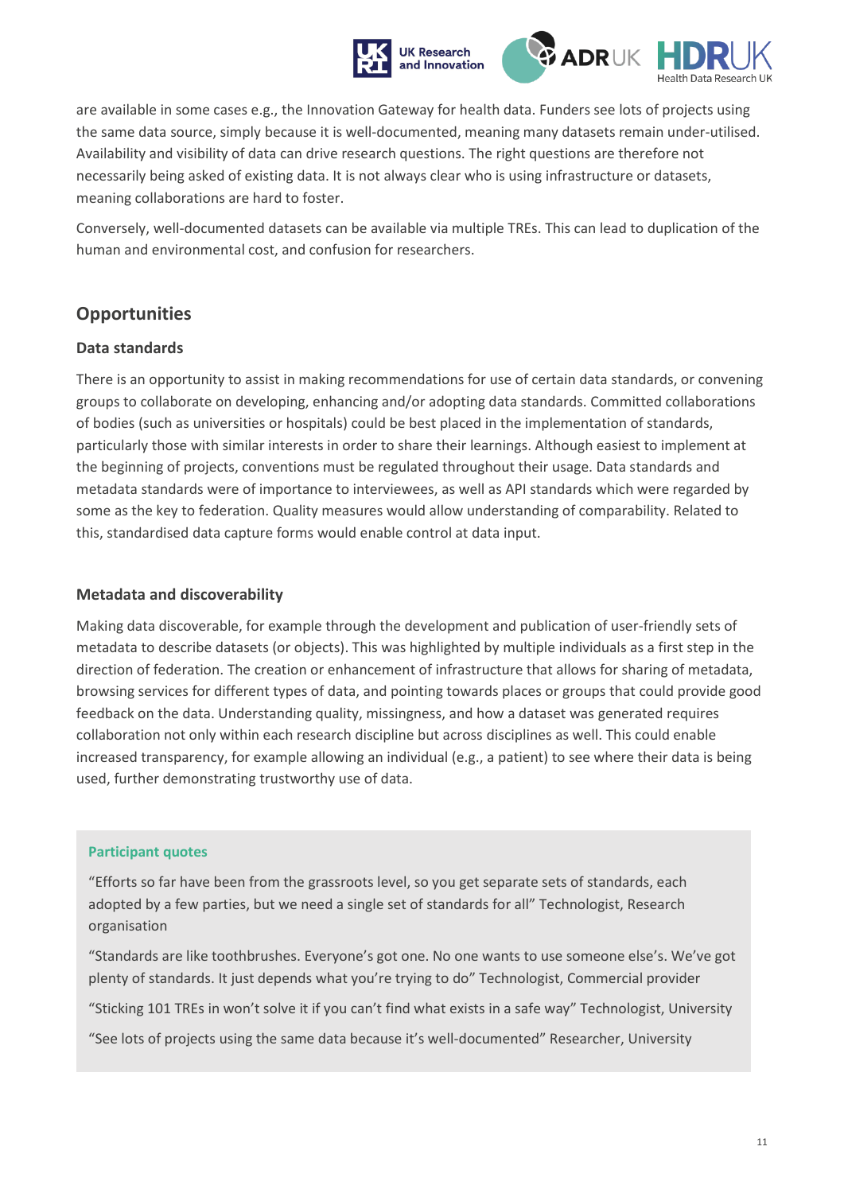are available in some cases e.g., the Innovation Gateway for health data. Funders see lots of projects using the same data source, simply because it is well-documented, meaning many datasets remain under-utilised. Availability and visibility of data can drive research questions. The right questions are therefore not necessarily being asked of existing data. It is not always clear who is using infrastructure or datasets, meaning collaborations are hard to foster.

Conversely, well-documented datasets can be available via multiple TREs. This can lead to duplication of the human and environmental cost, and confusion for researchers.

## Opportunities

### Data standards

There is an opportunity to assist in making recommendations for use of certain data standards, or convening groups to collaborate on developing, enhancing and/or adopting data standards. Committed collaborations of bodies (such as universities or hospitals) could be best placed in the implementation of standards, particularly those with similar interests in order to share their learnings. Although easiest to implement at the beginning of projects, conventions must be regulated throughout their usage. Data standards and metadata standards were of importance to interviewees, as well as API standards which were regarded by some as the key to federation. Quality measures would allow understanding of comparability. Related to this, standardised data capture forms would enable control at data input.

### Metadata and discoverability

Making data discoverable, for example through the development and publication of user-friendly sets of metadata to describe datasets (or objects). This was highlighted by multiple individuals as a first step in the direction of federation. The creation or enhancement of infrastructure that allows for sharing of metadata, browsing services for different types of data, and pointing towards places or groups that could provide good feedback on the data. Understanding quality, missingness, and how a dataset was generated requires collaboration not only within each research discipline but across disciplines as well. This could enable increased transparency, for example allowing an individual (e.g., a patient) to see where their data is being used, further demonstrating trustworthy use of data.

**Participant quotes**

"Efforts so far have been from the grassroots level, so you get separate sets of standards, each adopted by a few parties, but we need a single set of standards for all" Technologist, Research organisation

"Standards are like toothbrushes. Everyone's got one. No one wants to use someone else's. We've got plenty of standards. It just depends what you're trying to do" Technologist, Commercial provider

"Sticking 101 TREs in won't solve it if you can't find what exists in a safe way" Technologist, University

"See lots of projects using the same data because it's well-documented" Researcher, University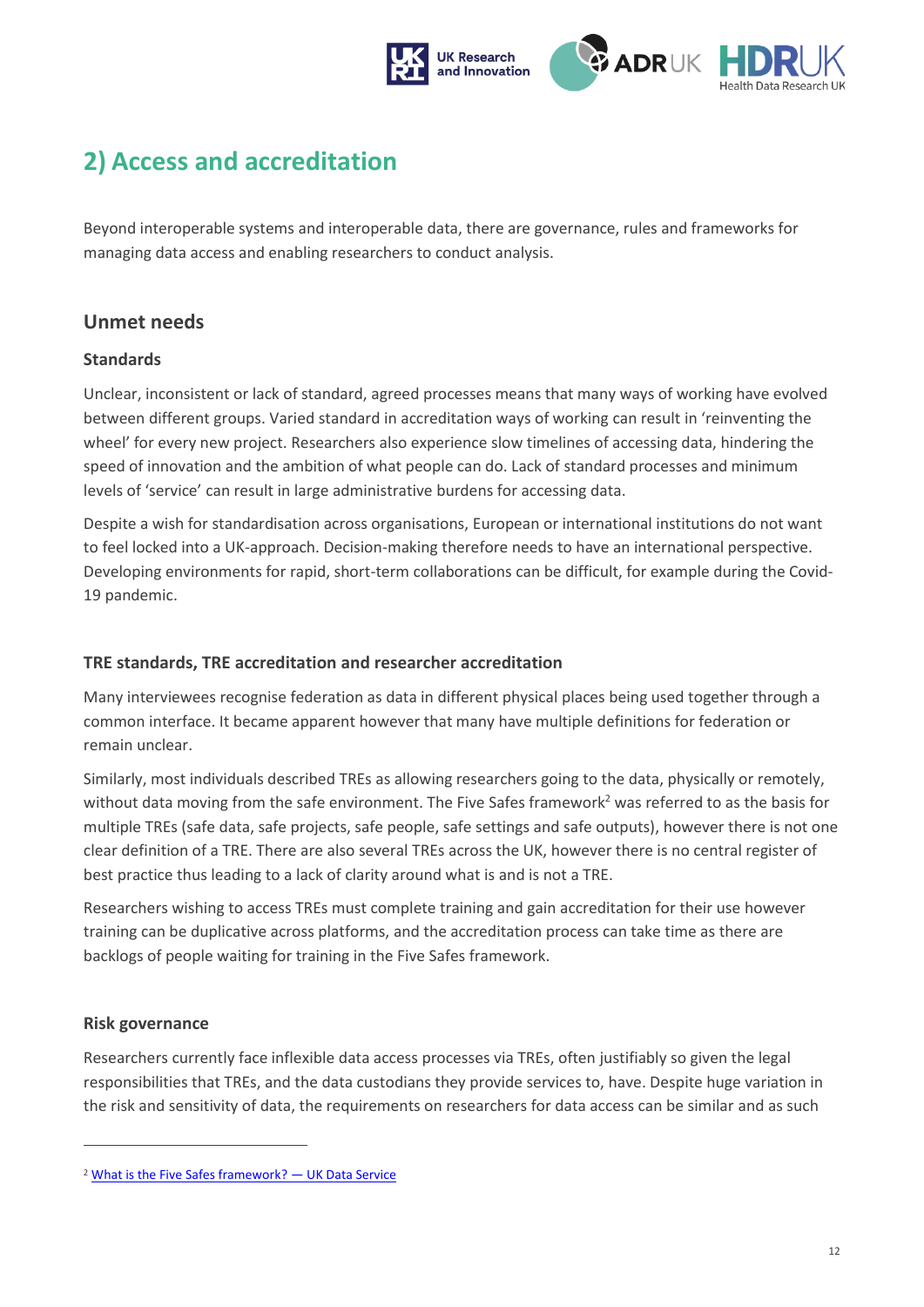## 2) Access and accreditation

Beyond interoperable systems and interoperable data, there are governance, rules and frameworks for managing data access and enabling researchers to conduct analysis.

### Unmet needs

#### Standards

Unclear, inconsistent or lack of standard, agreed processes means that many ways of working have evolved between different groups. Varied standard in accreditation ways of working can result in 'reinventing the wheel' for every new project. Researchers also experience slow timelines of accessing data, hindering the speed of innovation and the ambition of what people can do. Lack of standard processes and minimum levels of 'service' can result in large administrative burdens for accessing data.

Despite a wish for standardisation across organisations, European or international institutions do not want to feel locked into a UK-approach. Decision-making therefore needs to have an international perspective. Developing environments for rapid, short-term collaborations can be difficult, for example during the Covid-19 pandemic.

#### TRE standards, TRE accreditation and researcher accreditation

Many interviewees recognise federation as data in different physical places being used together through a common interface. It became apparent however that many have multiple definitions for federation or remain unclear.

Similarly, most individuals described TREs as allowing researchers going to the data, physically or remotely, without data moving from the safe environment. The Five Safes framework[2] was referred to as the basis for multiple TREs (safe data, safe projects, safe people, safe settings and safe outputs), however there is not one clear definition of a TRE. There are also several TREs across the UK, however there is no central register of best practice thus leading to a lack of clarity around what is and is not a TRE.

Researchers wishing to access TREs must complete training and gain accreditation for their use however training can be duplicative across platforms, and the accreditation process can take time as there are backlogs of people waiting for training in the Five Safes framework.

#### Risk governance

Researchers currently face inflexible data access processes via TREs, often justifiably so given the legal responsibilities that TREs, and the data custodians they provide services to, have. Despite huge variation in the risk and sensitivity of data, the requirements on researchers for data access can be similar and as such

[2] What is the Five Safes framework? — UK Data Service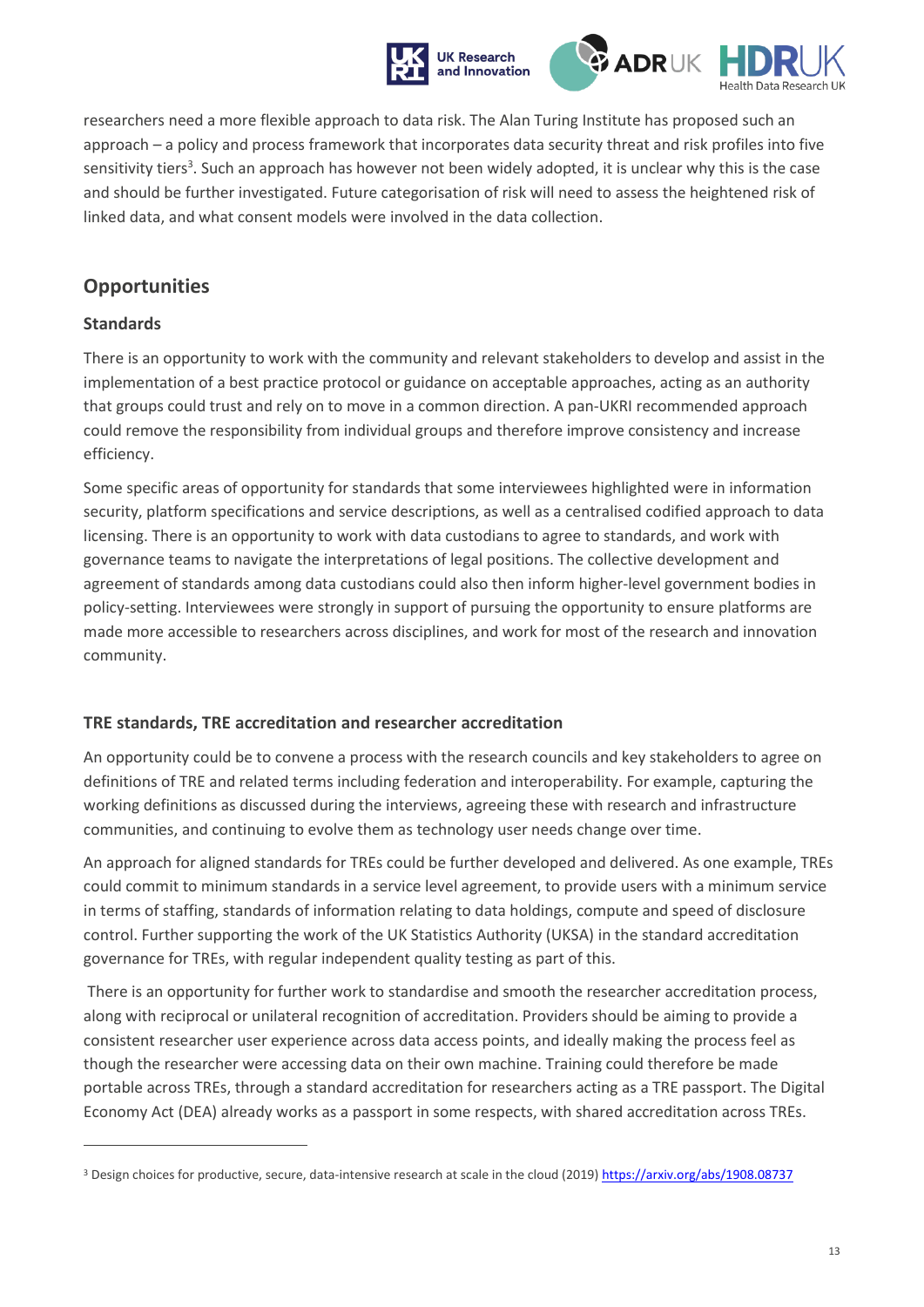researchers need a more flexible approach to data risk. The Alan Turing Institute has proposed such an approach – a policy and process framework that incorporates data security threat and risk profiles into five sensitivity tiers[3]. Such an approach has however not been widely adopted, it is unclear why this is the case and should be further investigated. Future categorisation of risk will need to assess the heightened risk of linked data, and what consent models were involved in the data collection.

## Opportunities

### Standards

There is an opportunity to work with the community and relevant stakeholders to develop and assist in the implementation of a best practice protocol or guidance on acceptable approaches, acting as an authority that groups could trust and rely on to move in a common direction. A pan-UKRI recommended approach could remove the responsibility from individual groups and therefore improve consistency and increase efficiency.

Some specific areas of opportunity for standards that some interviewees highlighted were in information security, platform specifications and service descriptions, as well as a centralised codified approach to data licensing. There is an opportunity to work with data custodians to agree to standards, and work with governance teams to navigate the interpretations of legal positions. The collective development and agreement of standards among data custodians could also then inform higher-level government bodies in policy-setting. Interviewees were strongly in support of pursuing the opportunity to ensure platforms are made more accessible to researchers across disciplines, and work for most of the research and innovation community.

### TRE standards, TRE accreditation and researcher accreditation

An opportunity could be to convene a process with the research councils and key stakeholders to agree on definitions of TRE and related terms including federation and interoperability. For example, capturing the working definitions as discussed during the interviews, agreeing these with research and infrastructure communities, and continuing to evolve them as technology user needs change over time.

An approach for aligned standards for TREs could be further developed and delivered. As one example, TREs could commit to minimum standards in a service level agreement, to provide users with a minimum service in terms of staffing, standards of information relating to data holdings, compute and speed of disclosure control. Further supporting the work of the UK Statistics Authority (UKSA) in the standard accreditation governance for TREs, with regular independent quality testing as part of this.

There is an opportunity for further work to standardise and smooth the researcher accreditation process, along with reciprocal or unilateral recognition of accreditation. Providers should be aiming to provide a consistent researcher user experience across data access points, and ideally making the process feel as though the researcher were accessing data on their own machine. Training could therefore be made portable across TREs, through a standard accreditation for researchers acting as a TRE passport. The Digital Economy Act (DEA) already works as a passport in some respects, with shared accreditation across TREs.

---

[3] Design choices for productive, secure, data-intensive research at scale in the cloud (2019) https://arxiv.org/abs/1908.08737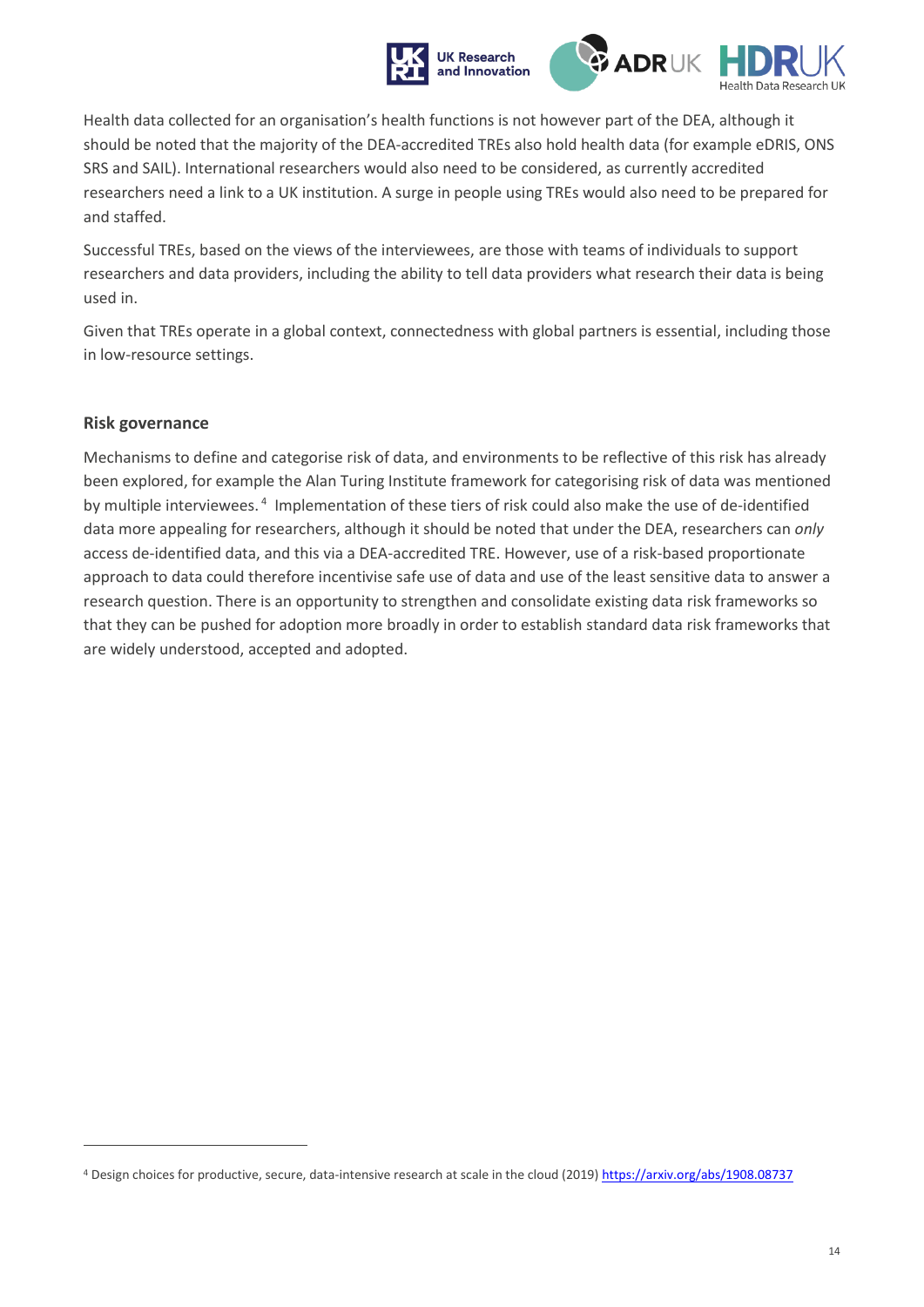Health data collected for an organisation's health functions is not however part of the DEA, although it should be noted that the majority of the DEA-accredited TREs also hold health data (for example eDRIS, ONS SRS and SAIL). International researchers would also need to be considered, as currently accredited researchers need a link to a UK institution. A surge in people using TREs would also need to be prepared for and staffed.

Successful TREs, based on the views of the interviewees, are those with teams of individuals to support researchers and data providers, including the ability to tell data providers what research their data is being used in.

Given that TREs operate in a global context, connectedness with global partners is essential, including those in low-resource settings.

### Risk governance

Mechanisms to define and categorise risk of data, and environments to be reflective of this risk has already been explored, for example the Alan Turing Institute framework for categorising risk of data was mentioned by multiple interviewees.[4] Implementation of these tiers of risk could also make the use of de-identified data more appealing for researchers, although it should be noted that under the DEA, researchers can *only* access de-identified data, and this via a DEA-accredited TRE. However, use of a risk-based proportionate approach to data could therefore incentivise safe use of data and use of the least sensitive data to answer a research question. There is an opportunity to strengthen and consolidate existing data risk frameworks so that they can be pushed for adoption more broadly in order to establish standard data risk frameworks that are widely understood, accepted and adopted.

---

[4] Design choices for productive, secure, data-intensive research at scale in the cloud (2019) https://arxiv.org/abs/1908.08737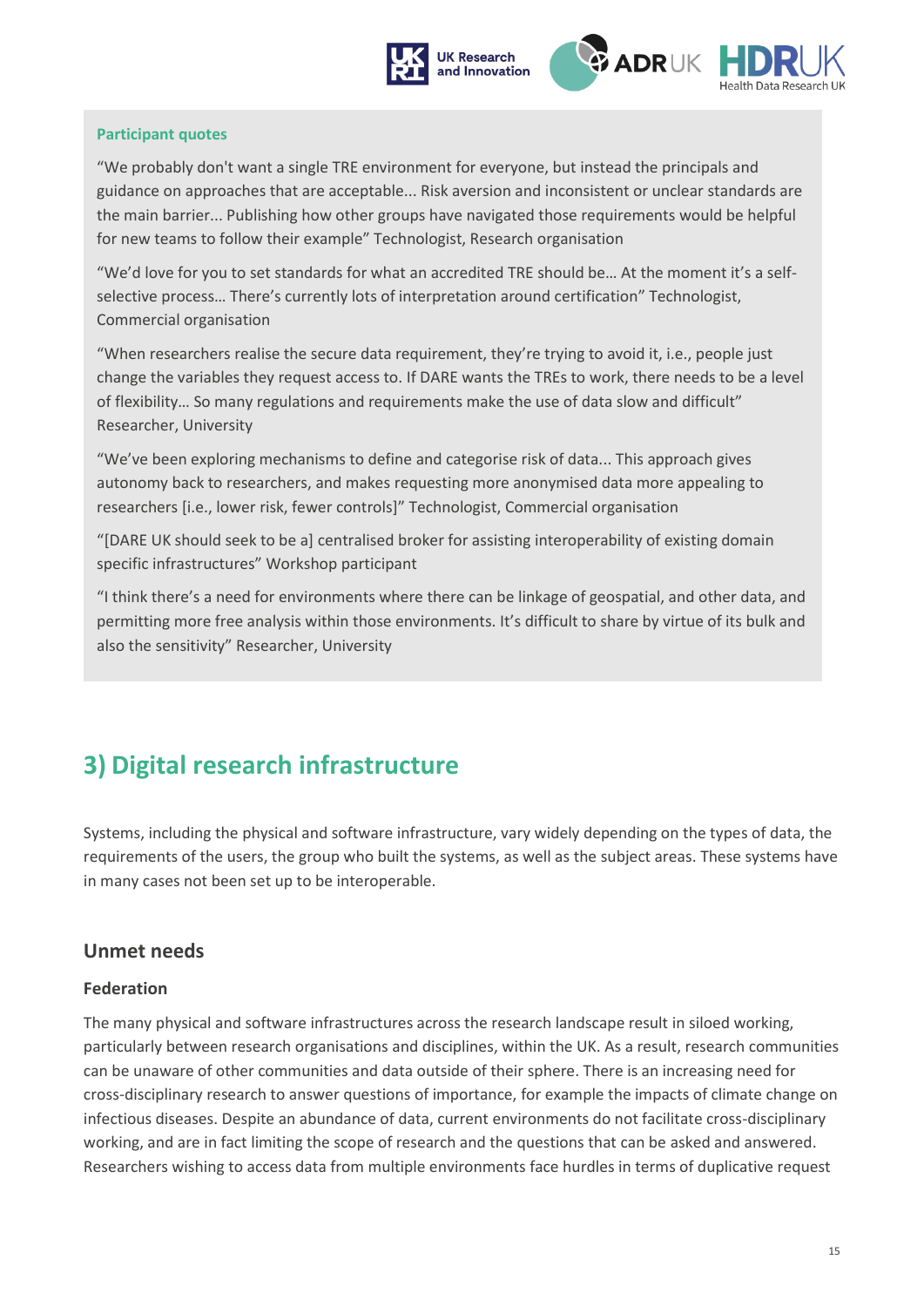**Participant quotes**

"We probably don't want a single TRE environment for everyone, but instead the principals and guidance on approaches that are acceptable... Risk aversion and inconsistent or unclear standards are the main barrier... Publishing how other groups have navigated those requirements would be helpful for new teams to follow their example" Technologist, Research organisation

"We'd love for you to set standards for what an accredited TRE should be… At the moment it's a self-selective process… There's currently lots of interpretation around certification" Technologist, Commercial organisation

"When researchers realise the secure data requirement, they're trying to avoid it, i.e., people just change the variables they request access to. If DARE wants the TREs to work, there needs to be a level of flexibility… So many regulations and requirements make the use of data slow and difficult" Researcher, University

"We've been exploring mechanisms to define and categorise risk of data... This approach gives autonomy back to researchers, and makes requesting more anonymised data more appealing to researchers [i.e., lower risk, fewer controls]" Technologist, Commercial organisation

"[DARE UK should seek to be a] centralised broker for assisting interoperability of existing domain specific infrastructures" Workshop participant

"I think there's a need for environments where there can be linkage of geospatial, and other data, and permitting more free analysis within those environments. It's difficult to share by virtue of its bulk and also the sensitivity" Researcher, University

## 3) Digital research infrastructure

Systems, including the physical and software infrastructure, vary widely depending on the types of data, the requirements of the users, the group who built the systems, as well as the subject areas. These systems have in many cases not been set up to be interoperable.

### Unmet needs

#### Federation

The many physical and software infrastructures across the research landscape result in siloed working, particularly between research organisations and disciplines, within the UK. As a result, research communities can be unaware of other communities and data outside of their sphere. There is an increasing need for cross-disciplinary research to answer questions of importance, for example the impacts of climate change on infectious diseases. Despite an abundance of data, current environments do not facilitate cross-disciplinary working, and are in fact limiting the scope of research and the questions that can be asked and answered. Researchers wishing to access data from multiple environments face hurdles in terms of duplicative request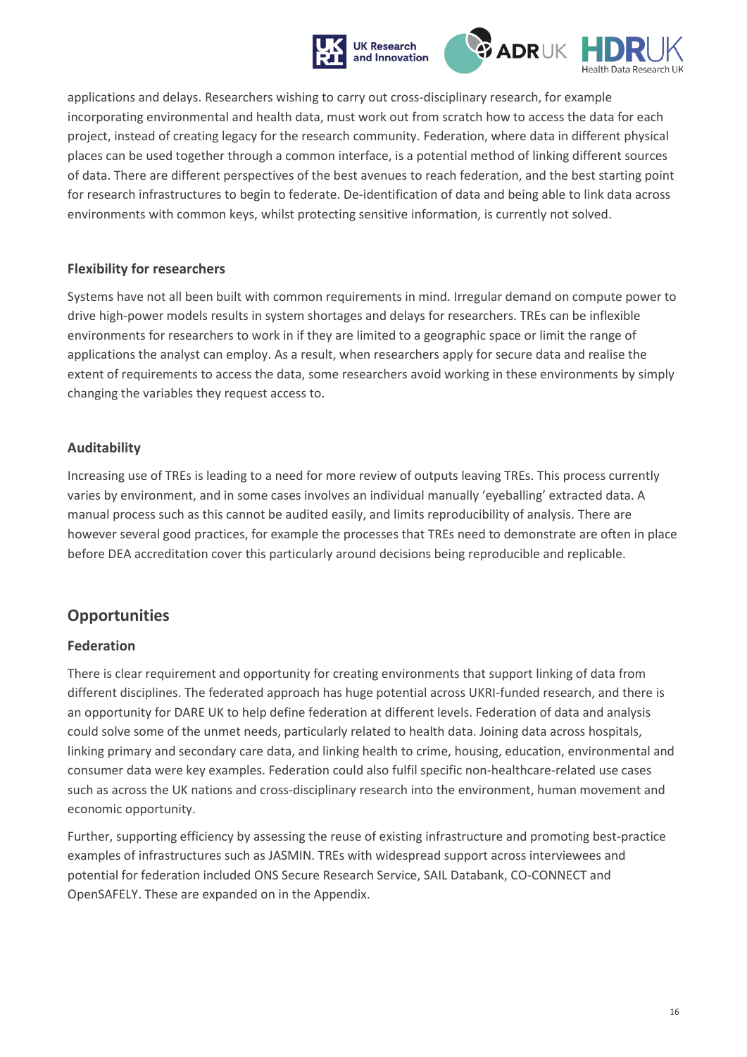applications and delays. Researchers wishing to carry out cross-disciplinary research, for example incorporating environmental and health data, must work out from scratch how to access the data for each project, instead of creating legacy for the research community. Federation, where data in different physical places can be used together through a common interface, is a potential method of linking different sources of data. There are different perspectives of the best avenues to reach federation, and the best starting point for research infrastructures to begin to federate. De-identification of data and being able to link data across environments with common keys, whilst protecting sensitive information, is currently not solved.

### Flexibility for researchers

Systems have not all been built with common requirements in mind. Irregular demand on compute power to drive high-power models results in system shortages and delays for researchers. TREs can be inflexible environments for researchers to work in if they are limited to a geographic space or limit the range of applications the analyst can employ. As a result, when researchers apply for secure data and realise the extent of requirements to access the data, some researchers avoid working in these environments by simply changing the variables they request access to.

### Auditability

Increasing use of TREs is leading to a need for more review of outputs leaving TREs. This process currently varies by environment, and in some cases involves an individual manually 'eyeballing' extracted data. A manual process such as this cannot be audited easily, and limits reproducibility of analysis. There are however several good practices, for example the processes that TREs need to demonstrate are often in place before DEA accreditation cover this particularly around decisions being reproducible and replicable.

## Opportunities

### Federation

There is clear requirement and opportunity for creating environments that support linking of data from different disciplines. The federated approach has huge potential across UKRI-funded research, and there is an opportunity for DARE UK to help define federation at different levels. Federation of data and analysis could solve some of the unmet needs, particularly related to health data. Joining data across hospitals, linking primary and secondary care data, and linking health to crime, housing, education, environmental and consumer data were key examples. Federation could also fulfil specific non-healthcare-related use cases such as across the UK nations and cross-disciplinary research into the environment, human movement and economic opportunity.

Further, supporting efficiency by assessing the reuse of existing infrastructure and promoting best-practice examples of infrastructures such as JASMIN. TREs with widespread support across interviewees and potential for federation included ONS Secure Research Service, SAIL Databank, CO-CONNECT and OpenSAFELY. These are expanded on in the Appendix.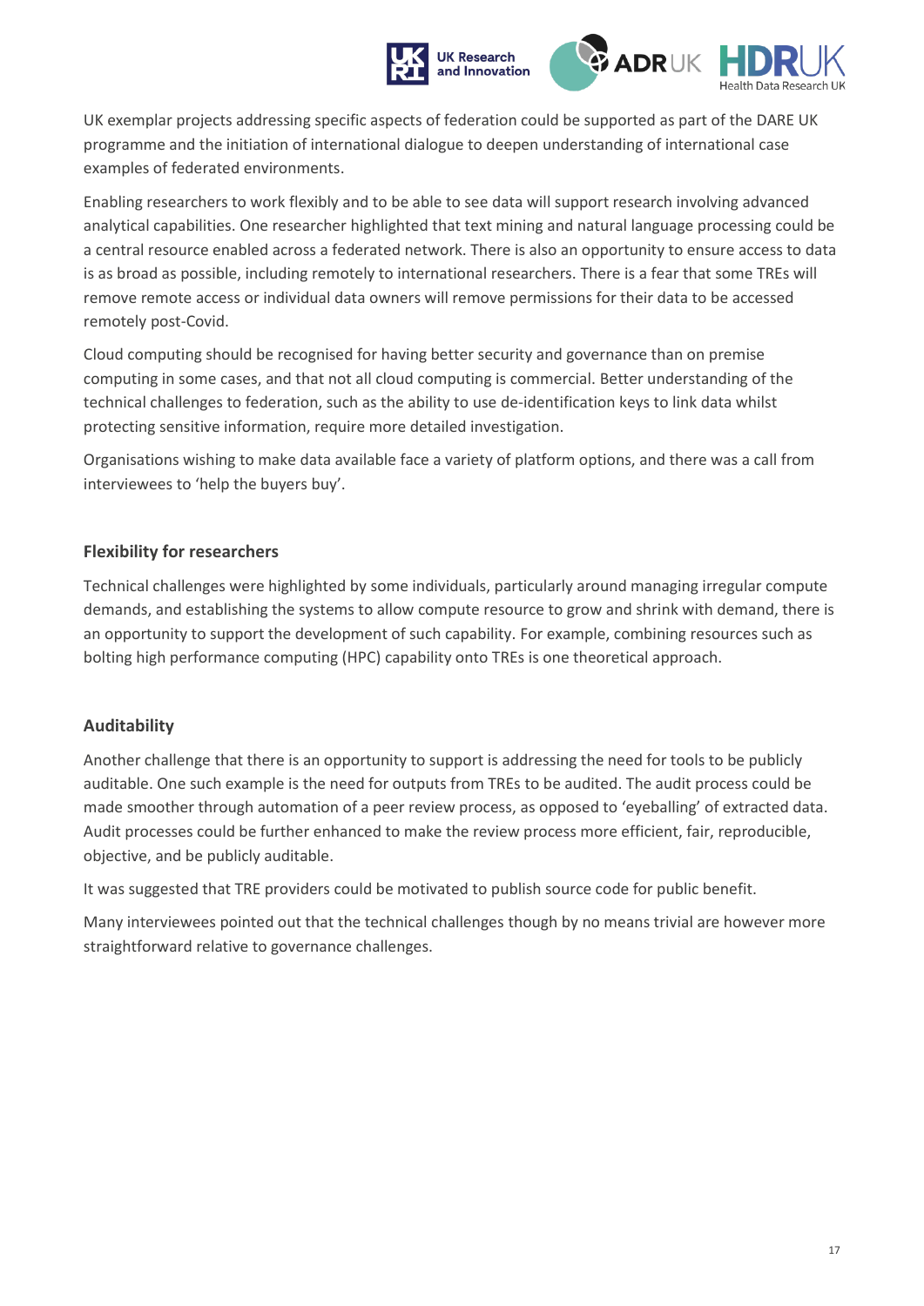UK exemplar projects addressing specific aspects of federation could be supported as part of the DARE UK programme and the initiation of international dialogue to deepen understanding of international case examples of federated environments.

Enabling researchers to work flexibly and to be able to see data will support research involving advanced analytical capabilities. One researcher highlighted that text mining and natural language processing could be a central resource enabled across a federated network. There is also an opportunity to ensure access to data is as broad as possible, including remotely to international researchers. There is a fear that some TREs will remove remote access or individual data owners will remove permissions for their data to be accessed remotely post-Covid.

Cloud computing should be recognised for having better security and governance than on premise computing in some cases, and that not all cloud computing is commercial. Better understanding of the technical challenges to federation, such as the ability to use de-identification keys to link data whilst protecting sensitive information, require more detailed investigation.

Organisations wishing to make data available face a variety of platform options, and there was a call from interviewees to 'help the buyers buy'.

### Flexibility for researchers

Technical challenges were highlighted by some individuals, particularly around managing irregular compute demands, and establishing the systems to allow compute resource to grow and shrink with demand, there is an opportunity to support the development of such capability. For example, combining resources such as bolting high performance computing (HPC) capability onto TREs is one theoretical approach.

### Auditability

Another challenge that there is an opportunity to support is addressing the need for tools to be publicly auditable. One such example is the need for outputs from TREs to be audited. The audit process could be made smoother through automation of a peer review process, as opposed to 'eyeballing' of extracted data. Audit processes could be further enhanced to make the review process more efficient, fair, reproducible, objective, and be publicly auditable.

It was suggested that TRE providers could be motivated to publish source code for public benefit.

Many interviewees pointed out that the technical challenges though by no means trivial are however more straightforward relative to governance challenges.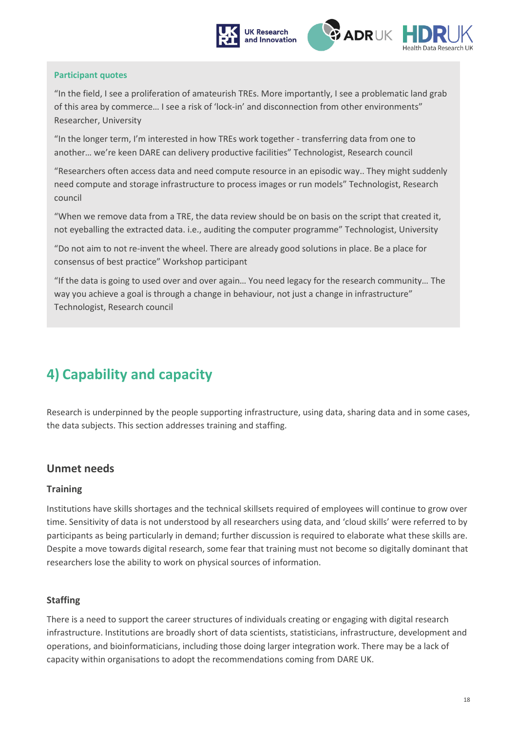**Participant quotes**

"In the field, I see a proliferation of amateurish TREs. More importantly, I see a problematic land grab of this area by commerce… I see a risk of 'lock-in' and disconnection from other environments" Researcher, University

"In the longer term, I'm interested in how TREs work together - transferring data from one to another… we're keen DARE can delivery productive facilities" Technologist, Research council

"Researchers often access data and need compute resource in an episodic way.. They might suddenly need compute and storage infrastructure to process images or run models" Technologist, Research council

"When we remove data from a TRE, the data review should be on basis on the script that created it, not eyeballing the extracted data. i.e., auditing the computer programme" Technologist, University

"Do not aim to not re-invent the wheel. There are already good solutions in place. Be a place for consensus of best practice" Workshop participant

"If the data is going to used over and over again… You need legacy for the research community… The way you achieve a goal is through a change in behaviour, not just a change in infrastructure" Technologist, Research council

# 4) Capability and capacity

Research is underpinned by the people supporting infrastructure, using data, sharing data and in some cases, the data subjects. This section addresses training and staffing.

## Unmet needs

### Training

Institutions have skills shortages and the technical skillsets required of employees will continue to grow over time. Sensitivity of data is not understood by all researchers using data, and 'cloud skills' were referred to by participants as being particularly in demand; further discussion is required to elaborate what these skills are. Despite a move towards digital research, some fear that training must not become so digitally dominant that researchers lose the ability to work on physical sources of information.

### Staffing

There is a need to support the career structures of individuals creating or engaging with digital research infrastructure. Institutions are broadly short of data scientists, statisticians, infrastructure, development and operations, and bioinformaticians, including those doing larger integration work. There may be a lack of capacity within organisations to adopt the recommendations coming from DARE UK.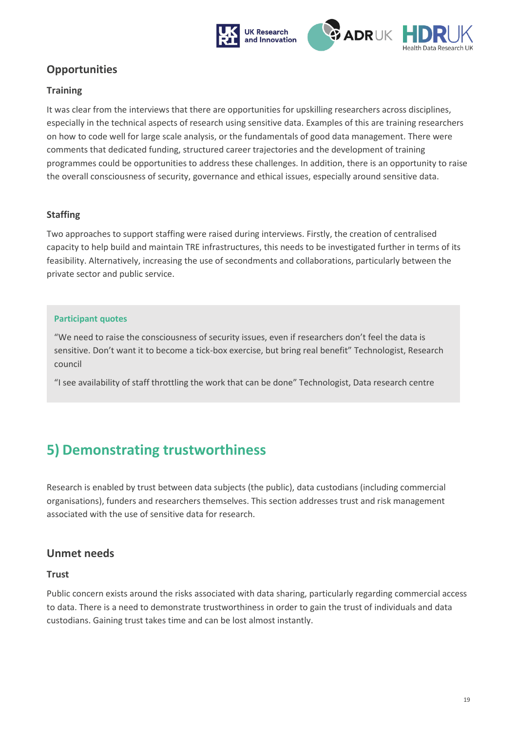## Opportunities

### Training

It was clear from the interviews that there are opportunities for upskilling researchers across disciplines, especially in the technical aspects of research using sensitive data. Examples of this are training researchers on how to code well for large scale analysis, or the fundamentals of good data management. There were comments that dedicated funding, structured career trajectories and the development of training programmes could be opportunities to address these challenges. In addition, there is an opportunity to raise the overall consciousness of security, governance and ethical issues, especially around sensitive data.

### Staffing

Two approaches to support staffing were raised during interviews. Firstly, the creation of centralised capacity to help build and maintain TRE infrastructures, this needs to be investigated further in terms of its feasibility. Alternatively, increasing the use of secondments and collaborations, particularly between the private sector and public service.

> **Participant quotes**
>
> "We need to raise the consciousness of security issues, even if researchers don't feel the data is sensitive. Don't want it to become a tick-box exercise, but bring real benefit" Technologist, Research council
>
> "I see availability of staff throttling the work that can be done" Technologist, Data research centre

# 5) Demonstrating trustworthiness

Research is enabled by trust between data subjects (the public), data custodians (including commercial organisations), funders and researchers themselves. This section addresses trust and risk management associated with the use of sensitive data for research.

## Unmet needs

### Trust

Public concern exists around the risks associated with data sharing, particularly regarding commercial access to data. There is a need to demonstrate trustworthiness in order to gain the trust of individuals and data custodians. Gaining trust takes time and can be lost almost instantly.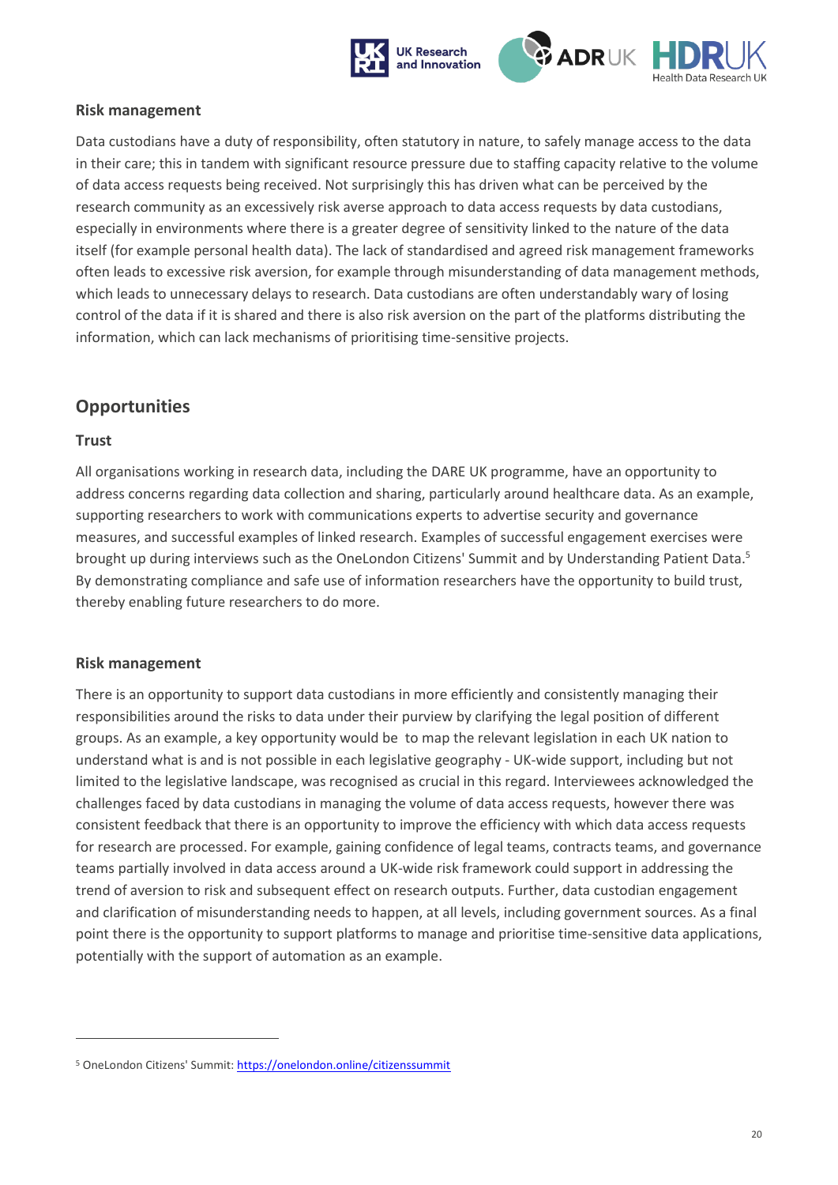### Risk management

Data custodians have a duty of responsibility, often statutory in nature, to safely manage access to the data in their care; this in tandem with significant resource pressure due to staffing capacity relative to the volume of data access requests being received. Not surprisingly this has driven what can be perceived by the research community as an excessively risk averse approach to data access requests by data custodians, especially in environments where there is a greater degree of sensitivity linked to the nature of the data itself (for example personal health data). The lack of standardised and agreed risk management frameworks often leads to excessive risk aversion, for example through misunderstanding of data management methods, which leads to unnecessary delays to research. Data custodians are often understandably wary of losing control of the data if it is shared and there is also risk aversion on the part of the platforms distributing the information, which can lack mechanisms of prioritising time-sensitive projects.

## Opportunities

### Trust

All organisations working in research data, including the DARE UK programme, have an opportunity to address concerns regarding data collection and sharing, particularly around healthcare data. As an example, supporting researchers to work with communications experts to advertise security and governance measures, and successful examples of linked research. Examples of successful engagement exercises were brought up during interviews such as the OneLondon Citizens' Summit and by Understanding Patient Data.[5] By demonstrating compliance and safe use of information researchers have the opportunity to build trust, thereby enabling future researchers to do more.

### Risk management

There is an opportunity to support data custodians in more efficiently and consistently managing their responsibilities around the risks to data under their purview by clarifying the legal position of different groups. As an example, a key opportunity would be to map the relevant legislation in each UK nation to understand what is and is not possible in each legislative geography - UK-wide support, including but not limited to the legislative landscape, was recognised as crucial in this regard. Interviewees acknowledged the challenges faced by data custodians in managing the volume of data access requests, however there was consistent feedback that there is an opportunity to improve the efficiency with which data access requests for research are processed. For example, gaining confidence of legal teams, contracts teams, and governance teams partially involved in data access around a UK-wide risk framework could support in addressing the trend of aversion to risk and subsequent effect on research outputs. Further, data custodian engagement and clarification of misunderstanding needs to happen, at all levels, including government sources. As a final point there is the opportunity to support platforms to manage and prioritise time-sensitive data applications, potentially with the support of automation as an example.

---

[5] OneLondon Citizens' Summit: https://onelondon.online/citizenssummit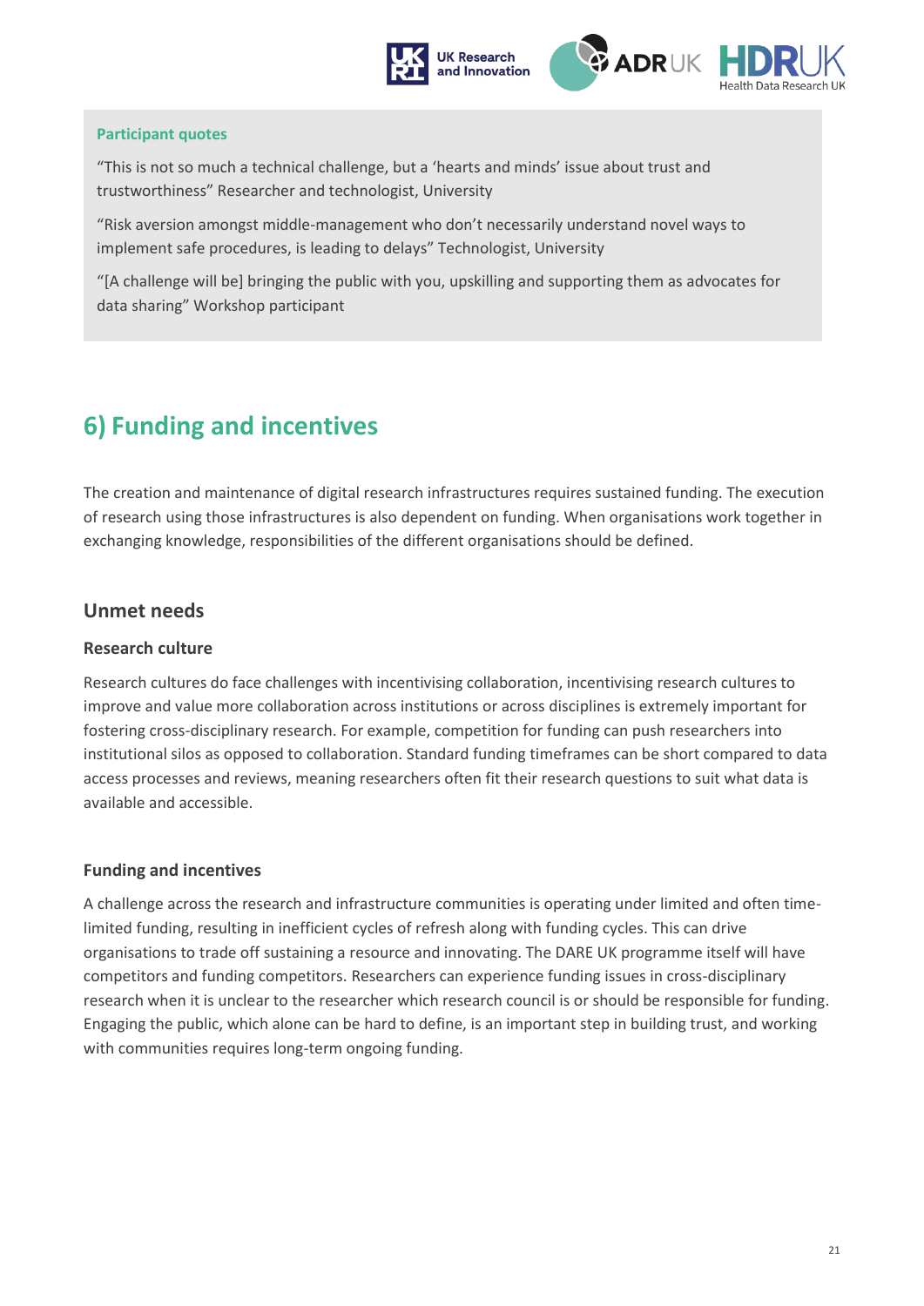**Participant quotes**

"This is not so much a technical challenge, but a 'hearts and minds' issue about trust and trustworthiness" Researcher and technologist, University

"Risk aversion amongst middle-management who don't necessarily understand novel ways to implement safe procedures, is leading to delays" Technologist, University

"[A challenge will be] bringing the public with you, upskilling and supporting them as advocates for data sharing" Workshop participant

## 6) Funding and incentives

The creation and maintenance of digital research infrastructures requires sustained funding. The execution of research using those infrastructures is also dependent on funding. When organisations work together in exchanging knowledge, responsibilities of the different organisations should be defined.

### Unmet needs

#### Research culture

Research cultures do face challenges with incentivising collaboration, incentivising research cultures to improve and value more collaboration across institutions or across disciplines is extremely important for fostering cross-disciplinary research. For example, competition for funding can push researchers into institutional silos as opposed to collaboration. Standard funding timeframes can be short compared to data access processes and reviews, meaning researchers often fit their research questions to suit what data is available and accessible.

#### Funding and incentives

A challenge across the research and infrastructure communities is operating under limited and often time-limited funding, resulting in inefficient cycles of refresh along with funding cycles. This can drive organisations to trade off sustaining a resource and innovating. The DARE UK programme itself will have competitors and funding competitors. Researchers can experience funding issues in cross-disciplinary research when it is unclear to the researcher which research council is or should be responsible for funding. Engaging the public, which alone can be hard to define, is an important step in building trust, and working with communities requires long-term ongoing funding.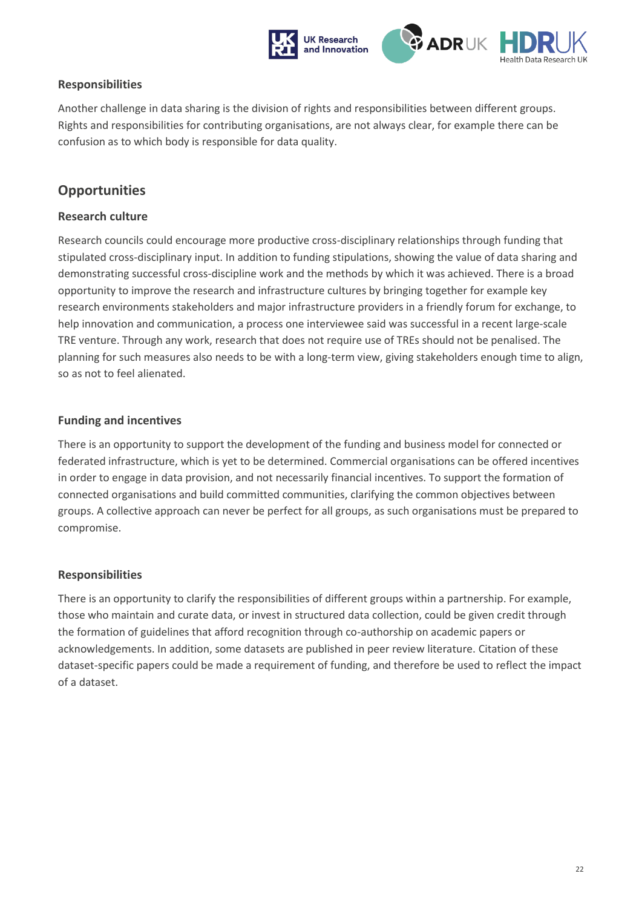### Responsibilities

Another challenge in data sharing is the division of rights and responsibilities between different groups. Rights and responsibilities for contributing organisations, are not always clear, for example there can be confusion as to which body is responsible for data quality.

## Opportunities

### Research culture

Research councils could encourage more productive cross-disciplinary relationships through funding that stipulated cross-disciplinary input. In addition to funding stipulations, showing the value of data sharing and demonstrating successful cross-discipline work and the methods by which it was achieved. There is a broad opportunity to improve the research and infrastructure cultures by bringing together for example key research environments stakeholders and major infrastructure providers in a friendly forum for exchange, to help innovation and communication, a process one interviewee said was successful in a recent large-scale TRE venture. Through any work, research that does not require use of TREs should not be penalised. The planning for such measures also needs to be with a long-term view, giving stakeholders enough time to align, so as not to feel alienated.

### Funding and incentives

There is an opportunity to support the development of the funding and business model for connected or federated infrastructure, which is yet to be determined. Commercial organisations can be offered incentives in order to engage in data provision, and not necessarily financial incentives. To support the formation of connected organisations and build committed communities, clarifying the common objectives between groups. A collective approach can never be perfect for all groups, as such organisations must be prepared to compromise.

### Responsibilities

There is an opportunity to clarify the responsibilities of different groups within a partnership. For example, those who maintain and curate data, or invest in structured data collection, could be given credit through the formation of guidelines that afford recognition through co-authorship on academic papers or acknowledgements. In addition, some datasets are published in peer review literature. Citation of these dataset-specific papers could be made a requirement of funding, and therefore be used to reflect the impact of a dataset.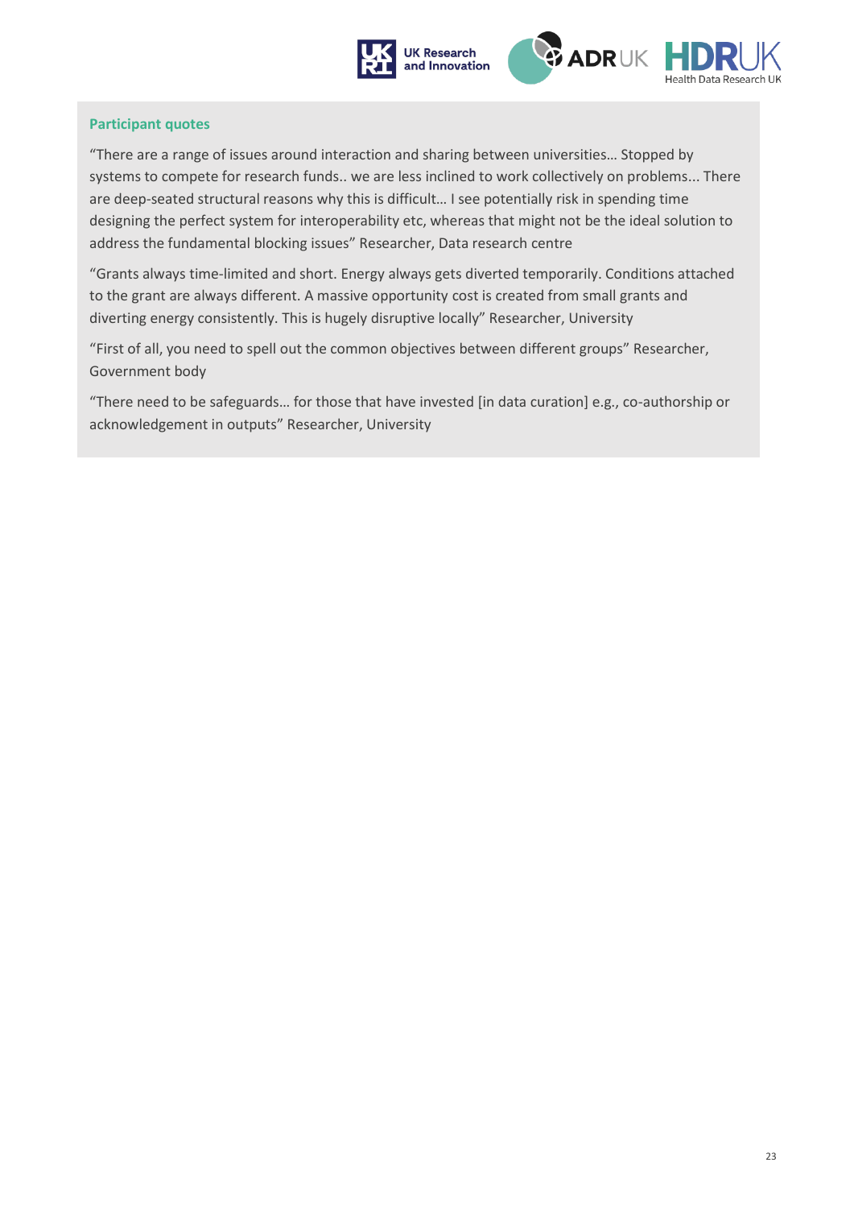**Participant quotes**

"There are a range of issues around interaction and sharing between universities… Stopped by systems to compete for research funds.. we are less inclined to work collectively on problems... There are deep-seated structural reasons why this is difficult… I see potentially risk in spending time designing the perfect system for interoperability etc, whereas that might not be the ideal solution to address the fundamental blocking issues" Researcher, Data research centre

"Grants always time-limited and short. Energy always gets diverted temporarily. Conditions attached to the grant are always different. A massive opportunity cost is created from small grants and diverting energy consistently. This is hugely disruptive locally" Researcher, University

"First of all, you need to spell out the common objectives between different groups" Researcher, Government body

"There need to be safeguards… for those that have invested [in data curation] e.g., co-authorship or acknowledgement in outputs" Researcher, University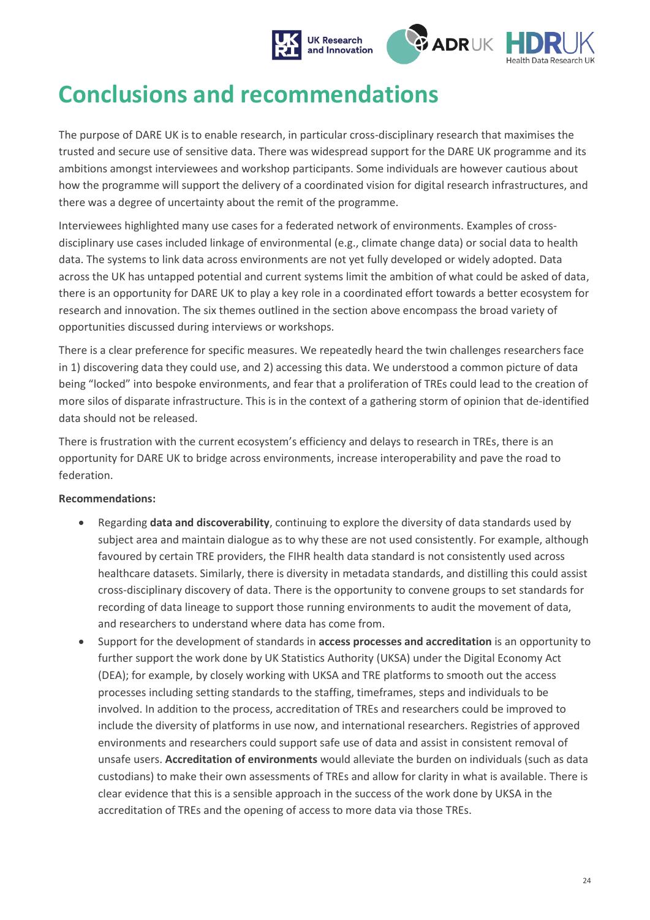# Conclusions and recommendations

The purpose of DARE UK is to enable research, in particular cross-disciplinary research that maximises the trusted and secure use of sensitive data. There was widespread support for the DARE UK programme and its ambitions amongst interviewees and workshop participants. Some individuals are however cautious about how the programme will support the delivery of a coordinated vision for digital research infrastructures, and there was a degree of uncertainty about the remit of the programme.

Interviewees highlighted many use cases for a federated network of environments. Examples of cross-disciplinary use cases included linkage of environmental (e.g., climate change data) or social data to health data. The systems to link data across environments are not yet fully developed or widely adopted. Data across the UK has untapped potential and current systems limit the ambition of what could be asked of data, there is an opportunity for DARE UK to play a key role in a coordinated effort towards a better ecosystem for research and innovation. The six themes outlined in the section above encompass the broad variety of opportunities discussed during interviews or workshops.

There is a clear preference for specific measures. We repeatedly heard the twin challenges researchers face in 1) discovering data they could use, and 2) accessing this data. We understood a common picture of data being "locked" into bespoke environments, and fear that a proliferation of TREs could lead to the creation of more silos of disparate infrastructure. This is in the context of a gathering storm of opinion that de-identified data should not be released.

There is frustration with the current ecosystem's efficiency and delays to research in TREs, there is an opportunity for DARE UK to bridge across environments, increase interoperability and pave the road to federation.

**Recommendations:**

- Regarding **data and discoverability**, continuing to explore the diversity of data standards used by subject area and maintain dialogue as to why these are not used consistently. For example, although favoured by certain TRE providers, the FIHR health data standard is not consistently used across healthcare datasets. Similarly, there is diversity in metadata standards, and distilling this could assist cross-disciplinary discovery of data. There is the opportunity to convene groups to set standards for recording of data lineage to support those running environments to audit the movement of data, and researchers to understand where data has come from.
- Support for the development of standards in **access processes and accreditation** is an opportunity to further support the work done by UK Statistics Authority (UKSA) under the Digital Economy Act (DEA); for example, by closely working with UKSA and TRE platforms to smooth out the access processes including setting standards to the staffing, timeframes, steps and individuals to be involved. In addition to the process, accreditation of TREs and researchers could be improved to include the diversity of platforms in use now, and international researchers. Registries of approved environments and researchers could support safe use of data and assist in consistent removal of unsafe users. **Accreditation of environments** would alleviate the burden on individuals (such as data custodians) to make their own assessments of TREs and allow for clarity in what is available. There is clear evidence that this is a sensible approach in the success of the work done by UKSA in the accreditation of TREs and the opening of access to more data via those TREs.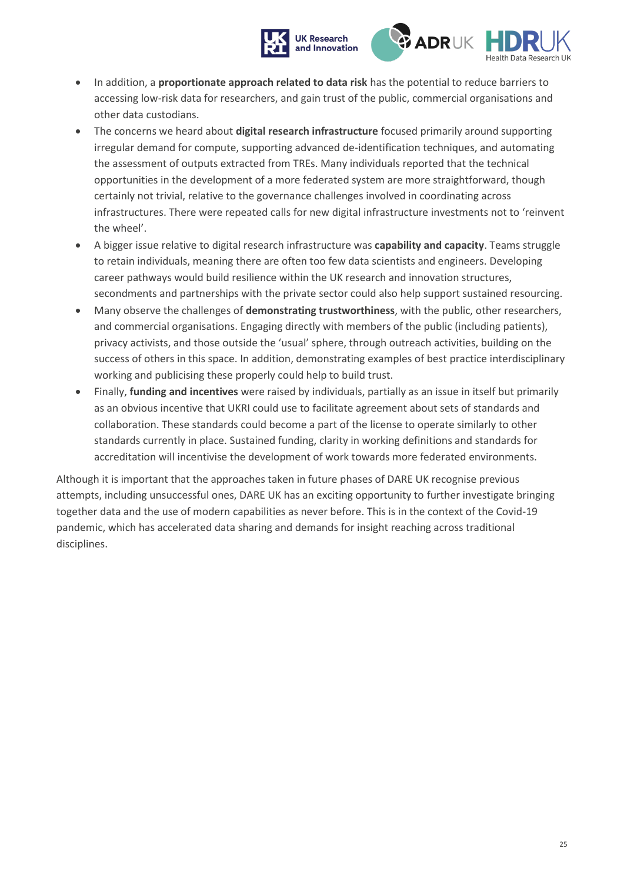- In addition, a **proportionate approach related to data risk** has the potential to reduce barriers to accessing low-risk data for researchers, and gain trust of the public, commercial organisations and other data custodians.
- The concerns we heard about **digital research infrastructure** focused primarily around supporting irregular demand for compute, supporting advanced de-identification techniques, and automating the assessment of outputs extracted from TREs. Many individuals reported that the technical opportunities in the development of a more federated system are more straightforward, though certainly not trivial, relative to the governance challenges involved in coordinating across infrastructures. There were repeated calls for new digital infrastructure investments not to 'reinvent the wheel'.
- A bigger issue relative to digital research infrastructure was **capability and capacity**. Teams struggle to retain individuals, meaning there are often too few data scientists and engineers. Developing career pathways would build resilience within the UK research and innovation structures, secondments and partnerships with the private sector could also help support sustained resourcing.
- Many observe the challenges of **demonstrating trustworthiness**, with the public, other researchers, and commercial organisations. Engaging directly with members of the public (including patients), privacy activists, and those outside the 'usual' sphere, through outreach activities, building on the success of others in this space. In addition, demonstrating examples of best practice interdisciplinary working and publicising these properly could help to build trust.
- Finally, **funding and incentives** were raised by individuals, partially as an issue in itself but primarily as an obvious incentive that UKRI could use to facilitate agreement about sets of standards and collaboration. These standards could become a part of the license to operate similarly to other standards currently in place. Sustained funding, clarity in working definitions and standards for accreditation will incentivise the development of work towards more federated environments.

Although it is important that the approaches taken in future phases of DARE UK recognise previous attempts, including unsuccessful ones, DARE UK has an exciting opportunity to further investigate bringing together data and the use of modern capabilities as never before. This is in the context of the Covid-19 pandemic, which has accelerated data sharing and demands for insight reaching across traditional disciplines.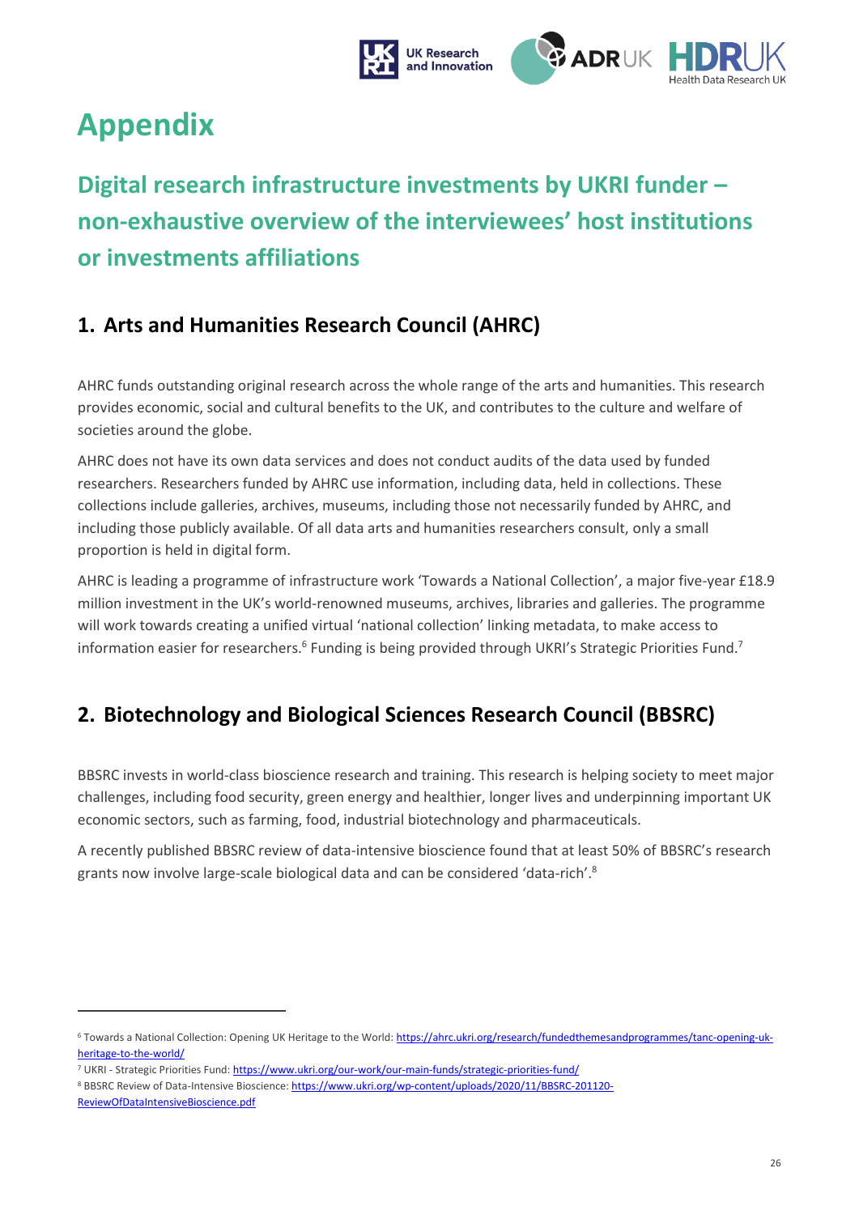# Appendix

## Digital research infrastructure investments by UKRI funder – non-exhaustive overview of the interviewees' host institutions or investments affiliations

### 1. Arts and Humanities Research Council (AHRC)

AHRC funds outstanding original research across the whole range of the arts and humanities. This research provides economic, social and cultural benefits to the UK, and contributes to the culture and welfare of societies around the globe.

AHRC does not have its own data services and does not conduct audits of the data used by funded researchers. Researchers funded by AHRC use information, including data, held in collections. These collections include galleries, archives, museums, including those not necessarily funded by AHRC, and including those publicly available. Of all data arts and humanities researchers consult, only a small proportion is held in digital form.

AHRC is leading a programme of infrastructure work 'Towards a National Collection', a major five-year £18.9 million investment in the UK's world-renowned museums, archives, libraries and galleries. The programme will work towards creating a unified virtual 'national collection' linking metadata, to make access to information easier for researchers.[6] Funding is being provided through UKRI's Strategic Priorities Fund.[7]

### 2. Biotechnology and Biological Sciences Research Council (BBSRC)

BBSRC invests in world-class bioscience research and training. This research is helping society to meet major challenges, including food security, green energy and healthier, longer lives and underpinning important UK economic sectors, such as farming, food, industrial biotechnology and pharmaceuticals.

A recently published BBSRC review of data-intensive bioscience found that at least 50% of BBSRC's research grants now involve large-scale biological data and can be considered 'data-rich'.[8]

---

[6] Towards a National Collection: Opening UK Heritage to the World: https://ahrc.ukri.org/research/fundedthemesandprogrammes/tanc-opening-uk-heritage-to-the-world/

[7] UKRI - Strategic Priorities Fund: https://www.ukri.org/our-work/our-main-funds/strategic-priorities-fund/

[8] BBSRC Review of Data-Intensive Bioscience: https://www.ukri.org/wp-content/uploads/2020/11/BBSRC-201120-ReviewOfDataIntensiveBioscience.pdf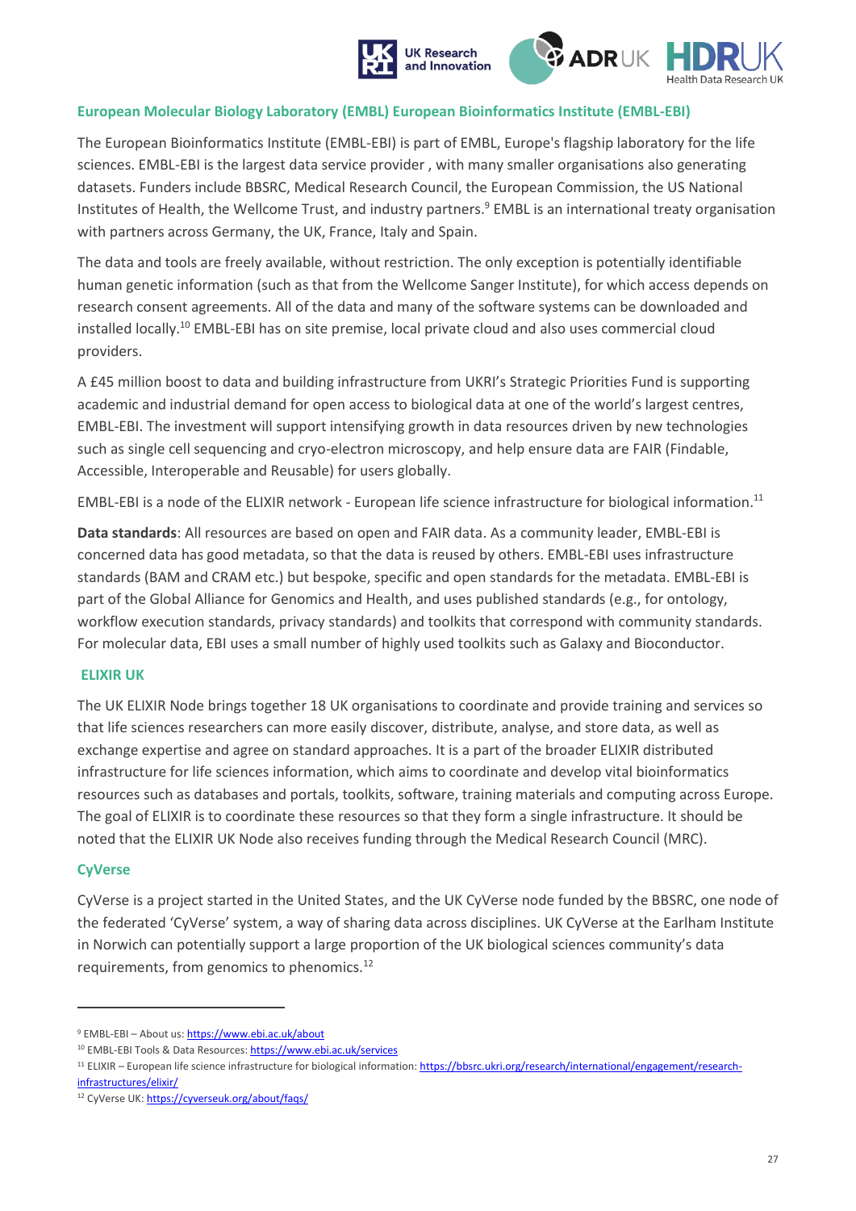## European Molecular Biology Laboratory (EMBL) European Bioinformatics Institute (EMBL-EBI)

The European Bioinformatics Institute (EMBL-EBI) is part of EMBL, Europe's flagship laboratory for the life sciences. EMBL-EBI is the largest data service provider , with many smaller organisations also generating datasets. Funders include BBSRC, Medical Research Council, the European Commission, the US National Institutes of Health, the Wellcome Trust, and industry partners.[9] EMBL is an international treaty organisation with partners across Germany, the UK, France, Italy and Spain.

The data and tools are freely available, without restriction. The only exception is potentially identifiable human genetic information (such as that from the Wellcome Sanger Institute), for which access depends on research consent agreements. All of the data and many of the software systems can be downloaded and installed locally.[10] EMBL-EBI has on site premise, local private cloud and also uses commercial cloud providers.

A £45 million boost to data and building infrastructure from UKRI's Strategic Priorities Fund is supporting academic and industrial demand for open access to biological data at one of the world's largest centres, EMBL-EBI. The investment will support intensifying growth in data resources driven by new technologies such as single cell sequencing and cryo-electron microscopy, and help ensure data are FAIR (Findable, Accessible, Interoperable and Reusable) for users globally.

EMBL-EBI is a node of the ELIXIR network - European life science infrastructure for biological information.[11]

**Data standards**: All resources are based on open and FAIR data. As a community leader, EMBL-EBI is concerned data has good metadata, so that the data is reused by others. EMBL-EBI uses infrastructure standards (BAM and CRAM etc.) but bespoke, specific and open standards for the metadata. EMBL-EBI is part of the Global Alliance for Genomics and Health, and uses published standards (e.g., for ontology, workflow execution standards, privacy standards) and toolkits that correspond with community standards. For molecular data, EBI uses a small number of highly used toolkits such as Galaxy and Bioconductor.

## ELIXIR UK

The UK ELIXIR Node brings together 18 UK organisations to coordinate and provide training and services so that life sciences researchers can more easily discover, distribute, analyse, and store data, as well as exchange expertise and agree on standard approaches. It is a part of the broader ELIXIR distributed infrastructure for life sciences information, which aims to coordinate and develop vital bioinformatics resources such as databases and portals, toolkits, software, training materials and computing across Europe. The goal of ELIXIR is to coordinate these resources so that they form a single infrastructure. It should be noted that the ELIXIR UK Node also receives funding through the Medical Research Council (MRC).

## CyVerse

CyVerse is a project started in the United States, and the UK CyVerse node funded by the BBSRC, one node of the federated 'CyVerse' system, a way of sharing data across disciplines. UK CyVerse at the Earlham Institute in Norwich can potentially support a large proportion of the UK biological sciences community's data requirements, from genomics to phenomics.[12]

---

[9] EMBL-EBI – About us: https://www.ebi.ac.uk/about

[10] EMBL-EBI Tools & Data Resources: https://www.ebi.ac.uk/services

[11] ELIXIR – European life science infrastructure for biological information: https://bbsrc.ukri.org/research/international/engagement/research-infrastructures/elixir/

[12] CyVerse UK: https://cyverseuk.org/about/faqs/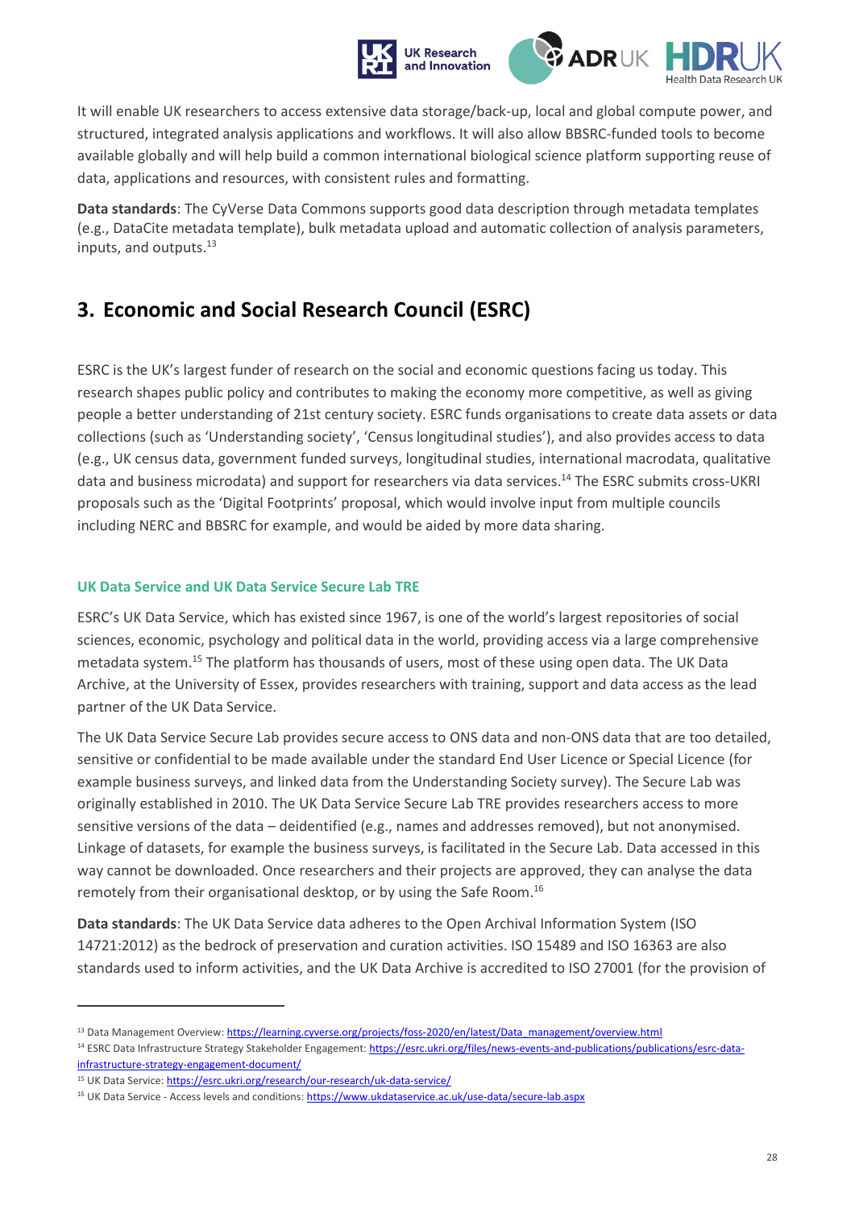It will enable UK researchers to access extensive data storage/back-up, local and global compute power, and structured, integrated analysis applications and workflows. It will also allow BBSRC-funded tools to become available globally and will help build a common international biological science platform supporting reuse of data, applications and resources, with consistent rules and formatting.

**Data standards**: The CyVerse Data Commons supports good data description through metadata templates (e.g., DataCite metadata template), bulk metadata upload and automatic collection of analysis parameters, inputs, and outputs.[13]

## 3. Economic and Social Research Council (ESRC)

ESRC is the UK's largest funder of research on the social and economic questions facing us today. This research shapes public policy and contributes to making the economy more competitive, as well as giving people a better understanding of 21st century society. ESRC funds organisations to create data assets or data collections (such as 'Understanding society', 'Census longitudinal studies'), and also provides access to data (e.g., UK census data, government funded surveys, longitudinal studies, international macrodata, qualitative data and business microdata) and support for researchers via data services.[14] The ESRC submits cross-UKRI proposals such as the 'Digital Footprints' proposal, which would involve input from multiple councils including NERC and BBSRC for example, and would be aided by more data sharing.

### UK Data Service and UK Data Service Secure Lab TRE

ESRC's UK Data Service, which has existed since 1967, is one of the world's largest repositories of social sciences, economic, psychology and political data in the world, providing access via a large comprehensive metadata system.[15] The platform has thousands of users, most of these using open data. The UK Data Archive, at the University of Essex, provides researchers with training, support and data access as the lead partner of the UK Data Service.

The UK Data Service Secure Lab provides secure access to ONS data and non-ONS data that are too detailed, sensitive or confidential to be made available under the standard End User Licence or Special Licence (for example business surveys, and linked data from the Understanding Society survey). The Secure Lab was originally established in 2010. The UK Data Service Secure Lab TRE provides researchers access to more sensitive versions of the data – deidentified (e.g., names and addresses removed), but not anonymised. Linkage of datasets, for example the business surveys, is facilitated in the Secure Lab. Data accessed in this way cannot be downloaded. Once researchers and their projects are approved, they can analyse the data remotely from their organisational desktop, or by using the Safe Room.[16]

**Data standards**: The UK Data Service data adheres to the Open Archival Information System (ISO 14721:2012) as the bedrock of preservation and curation activities. ISO 15489 and ISO 16363 are also standards used to inform activities, and the UK Data Archive is accredited to ISO 27001 (for the provision of

---

[13] Data Management Overview: https://learning.cyverse.org/projects/foss-2020/en/latest/Data_management/overview.html

[14] ESRC Data Infrastructure Strategy Stakeholder Engagement: https://esrc.ukri.org/files/news-events-and-publications/publications/esrc-data-infrastructure-strategy-engagement-document/

[15] UK Data Service: https://esrc.ukri.org/research/our-research/uk-data-service/

[16] UK Data Service - Access levels and conditions: https://www.ukdataservice.ac.uk/use-data/secure-lab.aspx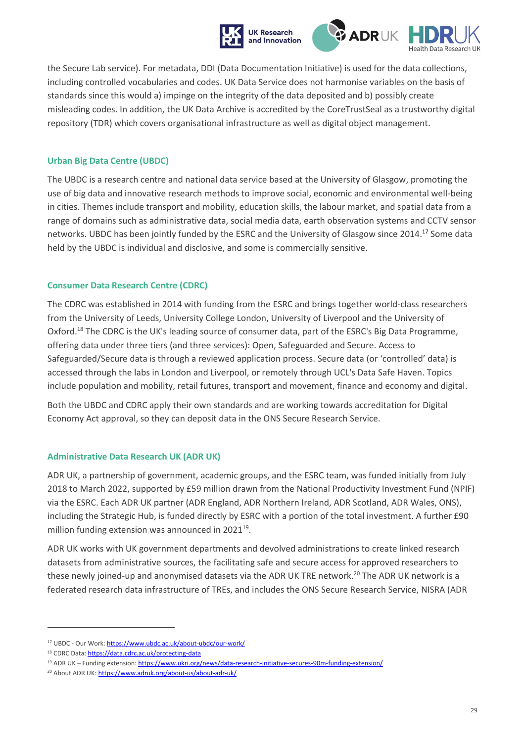the Secure Lab service). For metadata, DDI (Data Documentation Initiative) is used for the data collections, including controlled vocabularies and codes. UK Data Service does not harmonise variables on the basis of standards since this would a) impinge on the integrity of the data deposited and b) possibly create misleading codes. In addition, the UK Data Archive is accredited by the CoreTrustSeal as a trustworthy digital repository (TDR) which covers organisational infrastructure as well as digital object management.

### Urban Big Data Centre (UBDC)

The UBDC is a research centre and national data service based at the University of Glasgow, promoting the use of big data and innovative research methods to improve social, economic and environmental well-being in cities. Themes include transport and mobility, education skills, the labour market, and spatial data from a range of domains such as administrative data, social media data, earth observation systems and CCTV sensor networks. UBDC has been jointly funded by the ESRC and the University of Glasgow since 2014.[17] Some data held by the UBDC is individual and disclosive, and some is commercially sensitive.

### Consumer Data Research Centre (CDRC)

The CDRC was established in 2014 with funding from the ESRC and brings together world-class researchers from the University of Leeds, University College London, University of Liverpool and the University of Oxford.[18] The CDRC is the UK's leading source of consumer data, part of the ESRC's Big Data Programme, offering data under three tiers (and three services): Open, Safeguarded and Secure. Access to Safeguarded/Secure data is through a reviewed application process. Secure data (or 'controlled' data) is accessed through the labs in London and Liverpool, or remotely through UCL's Data Safe Haven. Topics include population and mobility, retail futures, transport and movement, finance and economy and digital.

Both the UBDC and CDRC apply their own standards and are working towards accreditation for Digital Economy Act approval, so they can deposit data in the ONS Secure Research Service.

### Administrative Data Research UK (ADR UK)

ADR UK, a partnership of government, academic groups, and the ESRC team, was funded initially from July 2018 to March 2022, supported by £59 million drawn from the National Productivity Investment Fund (NPIF) via the ESRC. Each ADR UK partner (ADR England, ADR Northern Ireland, ADR Scotland, ADR Wales, ONS), including the Strategic Hub, is funded directly by ESRC with a portion of the total investment. A further £90 million funding extension was announced in 2021[19].

ADR UK works with UK government departments and devolved administrations to create linked research datasets from administrative sources, the facilitating safe and secure access for approved researchers to these newly joined-up and anonymised datasets via the ADR UK TRE network.[20] The ADR UK network is a federated research data infrastructure of TREs, and includes the ONS Secure Research Service, NISRA (ADR

---

[17] UBDC - Our Work: https://www.ubdc.ac.uk/about-ubdc/our-work/

[18] CDRC Data: https://data.cdrc.ac.uk/protecting-data

[19] ADR UK – Funding extension: https://www.ukri.org/news/data-research-initiative-secures-90m-funding-extension/

[20] About ADR UK: https://www.adruk.org/about-us/about-adr-uk/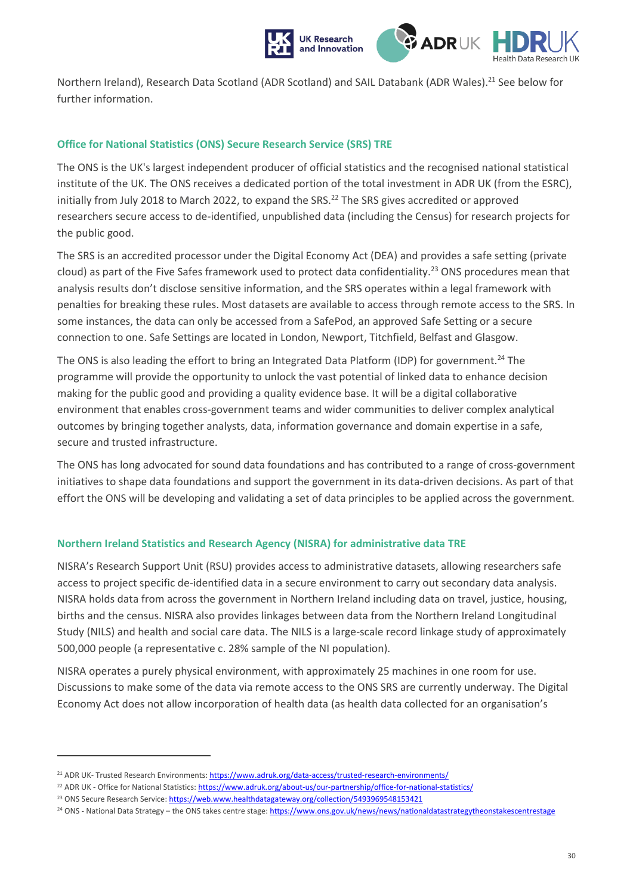Northern Ireland), Research Data Scotland (ADR Scotland) and SAIL Databank (ADR Wales).[21] See below for further information.

### Office for National Statistics (ONS) Secure Research Service (SRS) TRE

The ONS is the UK's largest independent producer of official statistics and the recognised national statistical institute of the UK. The ONS receives a dedicated portion of the total investment in ADR UK (from the ESRC), initially from July 2018 to March 2022, to expand the SRS.[22] The SRS gives accredited or approved researchers secure access to de-identified, unpublished data (including the Census) for research projects for the public good.

The SRS is an accredited processor under the Digital Economy Act (DEA) and provides a safe setting (private cloud) as part of the Five Safes framework used to protect data confidentiality.[23] ONS procedures mean that analysis results don't disclose sensitive information, and the SRS operates within a legal framework with penalties for breaking these rules. Most datasets are available to access through remote access to the SRS. In some instances, the data can only be accessed from a SafePod, an approved Safe Setting or a secure connection to one. Safe Settings are located in London, Newport, Titchfield, Belfast and Glasgow.

The ONS is also leading the effort to bring an Integrated Data Platform (IDP) for government.[24] The programme will provide the opportunity to unlock the vast potential of linked data to enhance decision making for the public good and providing a quality evidence base. It will be a digital collaborative environment that enables cross-government teams and wider communities to deliver complex analytical outcomes by bringing together analysts, data, information governance and domain expertise in a safe, secure and trusted infrastructure.

The ONS has long advocated for sound data foundations and has contributed to a range of cross-government initiatives to shape data foundations and support the government in its data-driven decisions. As part of that effort the ONS will be developing and validating a set of data principles to be applied across the government.

### Northern Ireland Statistics and Research Agency (NISRA) for administrative data TRE

NISRA's Research Support Unit (RSU) provides access to administrative datasets, allowing researchers safe access to project specific de-identified data in a secure environment to carry out secondary data analysis. NISRA holds data from across the government in Northern Ireland including data on travel, justice, housing, births and the census. NISRA also provides linkages between data from the Northern Ireland Longitudinal Study (NILS) and health and social care data. The NILS is a large-scale record linkage study of approximately 500,000 people (a representative c. 28% sample of the NI population).

NISRA operates a purely physical environment, with approximately 25 machines in one room for use. Discussions to make some of the data via remote access to the ONS SRS are currently underway. The Digital Economy Act does not allow incorporation of health data (as health data collected for an organisation's

---

[21] ADR UK- Trusted Research Environments: https://www.adruk.org/data-access/trusted-research-environments/

[22] ADR UK - Office for National Statistics: https://www.adruk.org/about-us/our-partnership/office-for-national-statistics/

[23] ONS Secure Research Service: https://web.www.healthdatagateway.org/collection/5493969548153421

[24] ONS - National Data Strategy – the ONS takes centre stage: https://www.ons.gov.uk/news/news/nationaldatastrategytheonstakescentrestage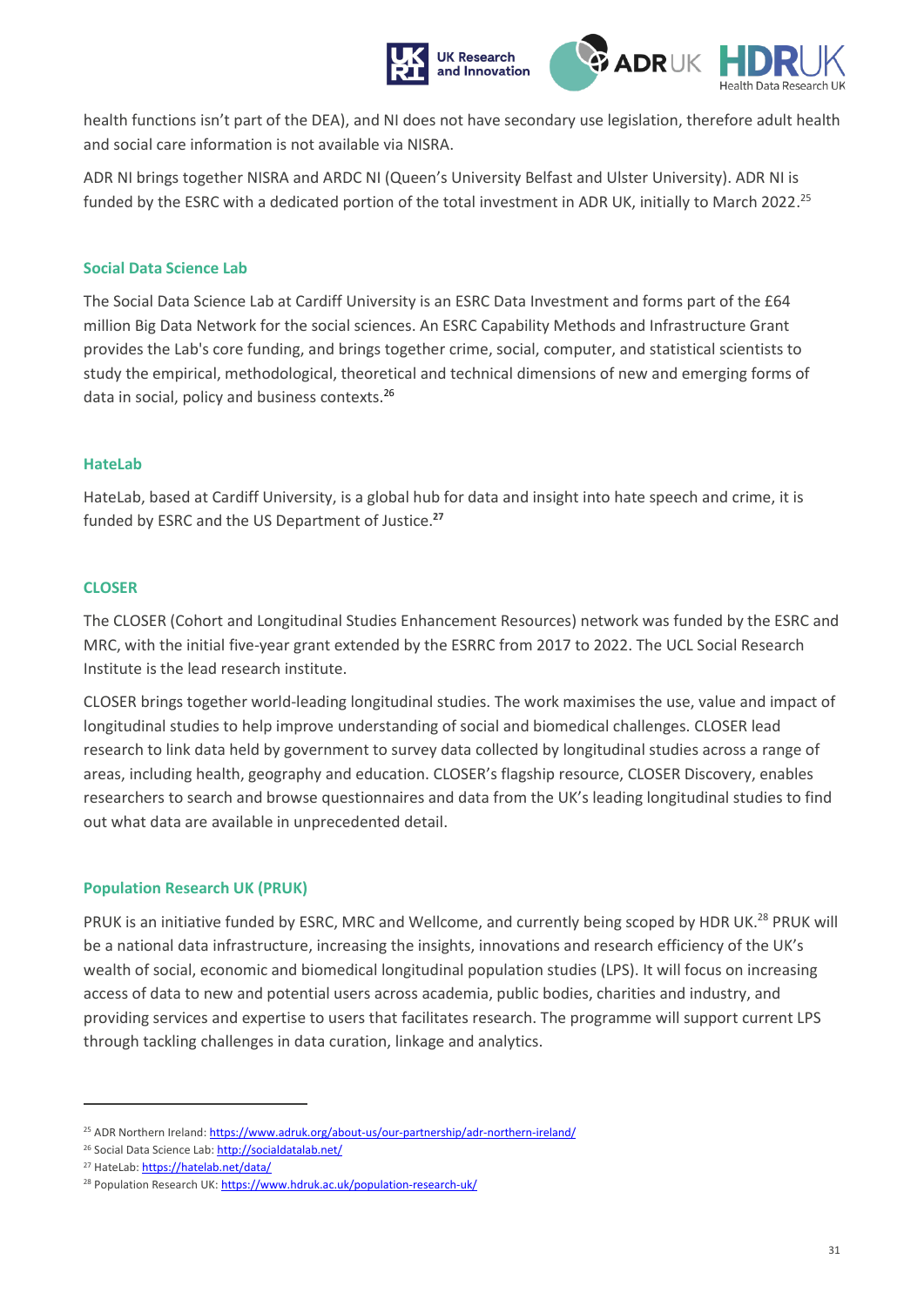health functions isn't part of the DEA), and NI does not have secondary use legislation, therefore adult health and social care information is not available via NISRA.

ADR NI brings together NISRA and ARDC NI (Queen's University Belfast and Ulster University). ADR NI is funded by the ESRC with a dedicated portion of the total investment in ADR UK, initially to March 2022.[25]

### Social Data Science Lab

The Social Data Science Lab at Cardiff University is an ESRC Data Investment and forms part of the £64 million Big Data Network for the social sciences. An ESRC Capability Methods and Infrastructure Grant provides the Lab's core funding, and brings together crime, social, computer, and statistical scientists to study the empirical, methodological, theoretical and technical dimensions of new and emerging forms of data in social, policy and business contexts.[26]

### HateLab

HateLab, based at Cardiff University, is a global hub for data and insight into hate speech and crime, it is funded by ESRC and the US Department of Justice.[27]

### CLOSER

The CLOSER (Cohort and Longitudinal Studies Enhancement Resources) network was funded by the ESRC and MRC, with the initial five-year grant extended by the ESRRC from 2017 to 2022. The UCL Social Research Institute is the lead research institute.

CLOSER brings together world-leading longitudinal studies. The work maximises the use, value and impact of longitudinal studies to help improve understanding of social and biomedical challenges. CLOSER lead research to link data held by government to survey data collected by longitudinal studies across a range of areas, including health, geography and education. CLOSER's flagship resource, CLOSER Discovery, enables researchers to search and browse questionnaires and data from the UK's leading longitudinal studies to find out what data are available in unprecedented detail.

### Population Research UK (PRUK)

PRUK is an initiative funded by ESRC, MRC and Wellcome, and currently being scoped by HDR UK.[28] PRUK will be a national data infrastructure, increasing the insights, innovations and research efficiency of the UK's wealth of social, economic and biomedical longitudinal population studies (LPS). It will focus on increasing access of data to new and potential users across academia, public bodies, charities and industry, and providing services and expertise to users that facilitates research. The programme will support current LPS through tackling challenges in data curation, linkage and analytics.

[25] ADR Northern Ireland: https://www.adruk.org/about-us/our-partnership/adr-northern-ireland/
[26] Social Data Science Lab: http://socialdatalab.net/
[27] HateLab: https://hatelab.net/data/
[28] Population Research UK: https://www.hdruk.ac.uk/population-research-uk/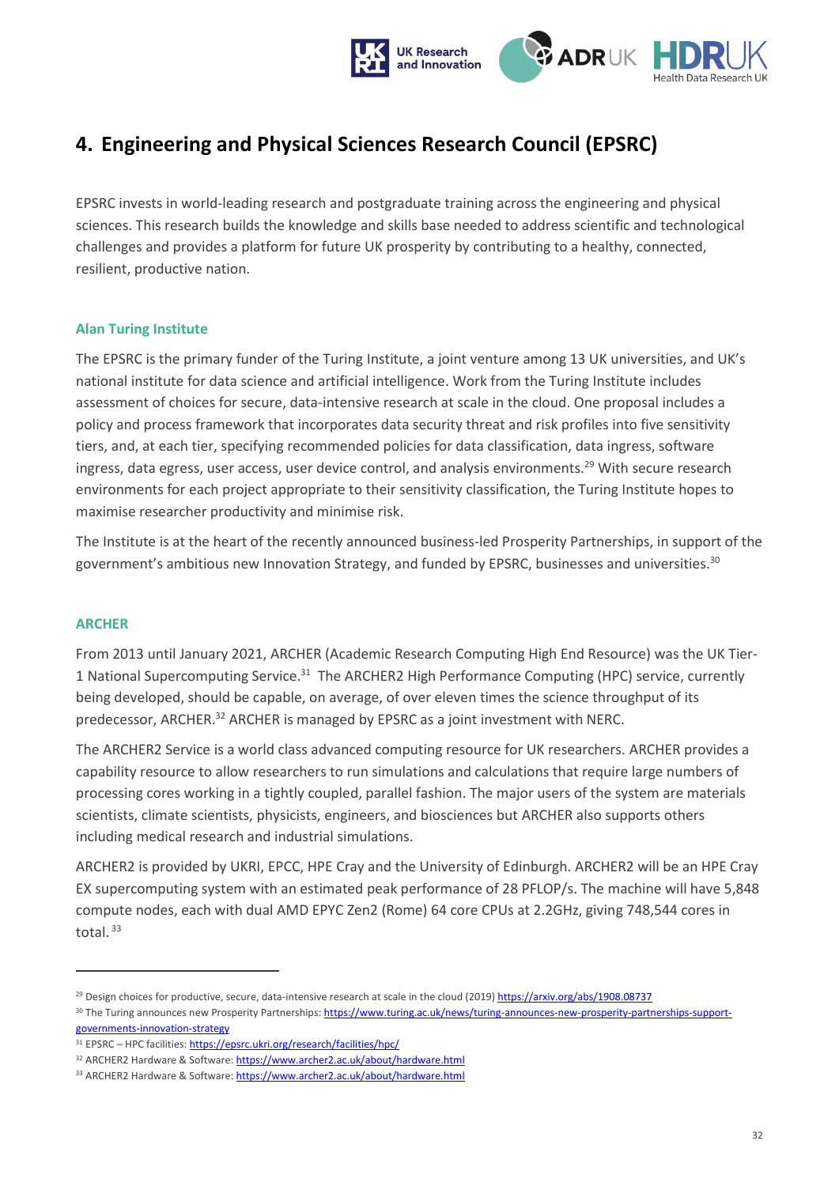## 4. Engineering and Physical Sciences Research Council (EPSRC)

EPSRC invests in world-leading research and postgraduate training across the engineering and physical sciences. This research builds the knowledge and skills base needed to address scientific and technological challenges and provides a platform for future UK prosperity by contributing to a healthy, connected, resilient, productive nation.

### Alan Turing Institute

The EPSRC is the primary funder of the Turing Institute, a joint venture among 13 UK universities, and UK's national institute for data science and artificial intelligence. Work from the Turing Institute includes assessment of choices for secure, data-intensive research at scale in the cloud. One proposal includes a policy and process framework that incorporates data security threat and risk profiles into five sensitivity tiers, and, at each tier, specifying recommended policies for data classification, data ingress, software ingress, data egress, user access, user device control, and analysis environments.[29] With secure research environments for each project appropriate to their sensitivity classification, the Turing Institute hopes to maximise researcher productivity and minimise risk.

The Institute is at the heart of the recently announced business-led Prosperity Partnerships, in support of the government's ambitious new Innovation Strategy, and funded by EPSRC, businesses and universities.[30]

### ARCHER

From 2013 until January 2021, ARCHER (Academic Research Computing High End Resource) was the UK Tier-1 National Supercomputing Service.[31] The ARCHER2 High Performance Computing (HPC) service, currently being developed, should be capable, on average, of over eleven times the science throughput of its predecessor, ARCHER.[32] ARCHER is managed by EPSRC as a joint investment with NERC.

The ARCHER2 Service is a world class advanced computing resource for UK researchers. ARCHER provides a capability resource to allow researchers to run simulations and calculations that require large numbers of processing cores working in a tightly coupled, parallel fashion. The major users of the system are materials scientists, climate scientists, physicists, engineers, and biosciences but ARCHER also supports others including medical research and industrial simulations.

ARCHER2 is provided by UKRI, EPCC, HPE Cray and the University of Edinburgh. ARCHER2 will be an HPE Cray EX supercomputing system with an estimated peak performance of 28 PFLOP/s. The machine will have 5,848 compute nodes, each with dual AMD EPYC Zen2 (Rome) 64 core CPUs at 2.2GHz, giving 748,544 cores in total.[33]

---

[29] Design choices for productive, secure, data-intensive research at scale in the cloud (2019) https://arxiv.org/abs/1908.08737

[30] The Turing announces new Prosperity Partnerships: https://www.turing.ac.uk/news/turing-announces-new-prosperity-partnerships-support-governments-innovation-strategy

[31] EPSRC – HPC facilities: https://epsrc.ukri.org/research/facilities/hpc/

[32] ARCHER2 Hardware & Software: https://www.archer2.ac.uk/about/hardware.html

[33] ARCHER2 Hardware & Software: https://www.archer2.ac.uk/about/hardware.html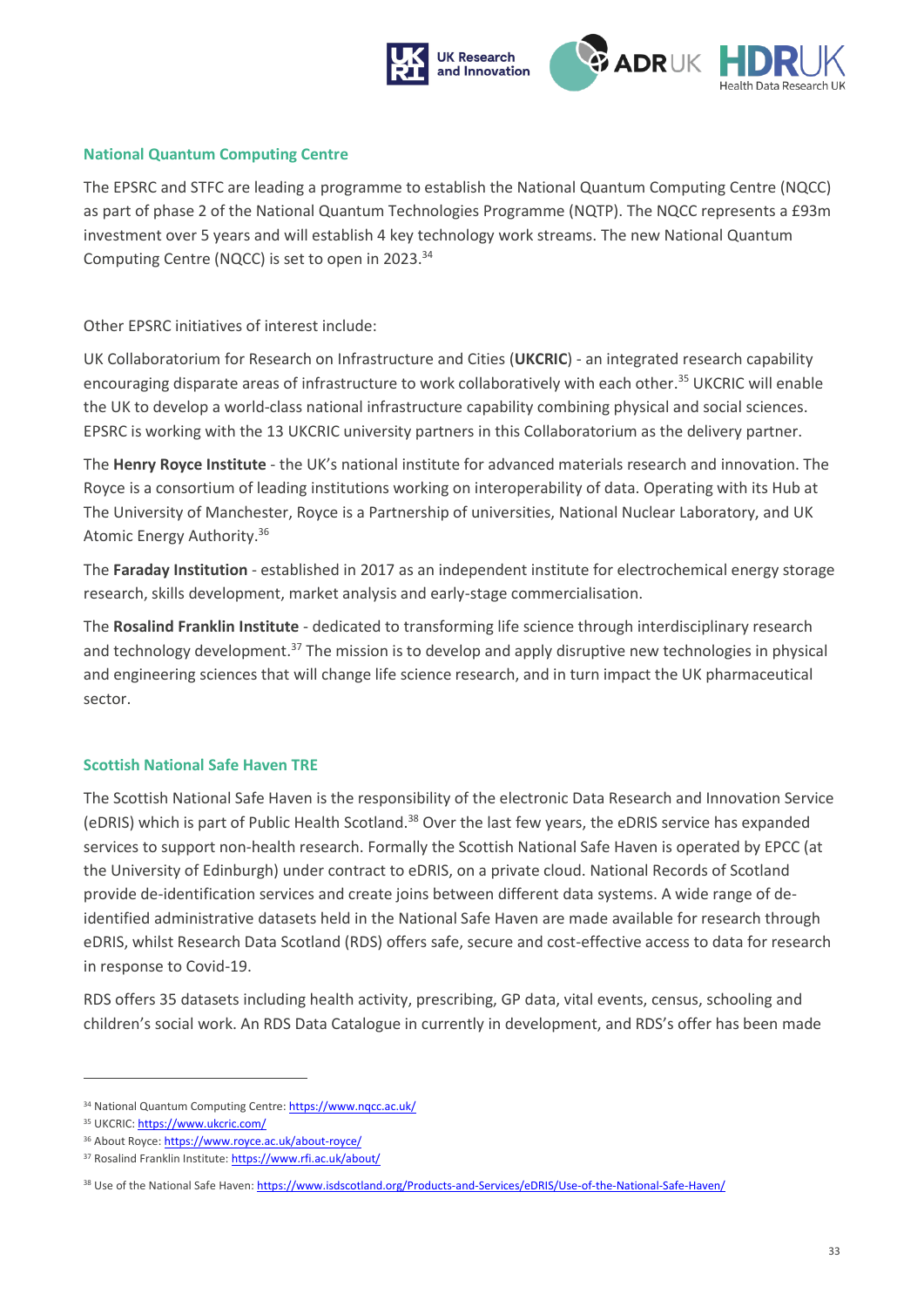### National Quantum Computing Centre

The EPSRC and STFC are leading a programme to establish the National Quantum Computing Centre (NQCC) as part of phase 2 of the National Quantum Technologies Programme (NQTP). The NQCC represents a £93m investment over 5 years and will establish 4 key technology work streams. The new National Quantum Computing Centre (NQCC) is set to open in 2023.[34]

Other EPSRC initiatives of interest include:

UK Collaboratorium for Research on Infrastructure and Cities (**UKCRIC**) - an integrated research capability encouraging disparate areas of infrastructure to work collaboratively with each other.[35] UKCRIC will enable the UK to develop a world-class national infrastructure capability combining physical and social sciences. EPSRC is working with the 13 UKCRIC university partners in this Collaboratorium as the delivery partner.

The **Henry Royce Institute** - the UK's national institute for advanced materials research and innovation. The Royce is a consortium of leading institutions working on interoperability of data. Operating with its Hub at The University of Manchester, Royce is a Partnership of universities, National Nuclear Laboratory, and UK Atomic Energy Authority.[36]

The **Faraday Institution** - established in 2017 as an independent institute for electrochemical energy storage research, skills development, market analysis and early-stage commercialisation.

The **Rosalind Franklin Institute** - dedicated to transforming life science through interdisciplinary research and technology development.[37] The mission is to develop and apply disruptive new technologies in physical and engineering sciences that will change life science research, and in turn impact the UK pharmaceutical sector.

### Scottish National Safe Haven TRE

The Scottish National Safe Haven is the responsibility of the electronic Data Research and Innovation Service (eDRIS) which is part of Public Health Scotland.[38] Over the last few years, the eDRIS service has expanded services to support non-health research. Formally the Scottish National Safe Haven is operated by EPCC (at the University of Edinburgh) under contract to eDRIS, on a private cloud. National Records of Scotland provide de-identification services and create joins between different data systems. A wide range of de-identified administrative datasets held in the National Safe Haven are made available for research through eDRIS, whilst Research Data Scotland (RDS) offers safe, secure and cost-effective access to data for research in response to Covid-19.

RDS offers 35 datasets including health activity, prescribing, GP data, vital events, census, schooling and children's social work. An RDS Data Catalogue in currently in development, and RDS's offer has been made

---

[34] National Quantum Computing Centre: https://www.nqcc.ac.uk/

[35] UKCRIC: https://www.ukcric.com/

[36] About Royce: https://www.royce.ac.uk/about-royce/

[37] Rosalind Franklin Institute: https://www.rfi.ac.uk/about/

[38] Use of the National Safe Haven: https://www.isdscotland.org/Products-and-Services/eDRIS/Use-of-the-National-Safe-Haven/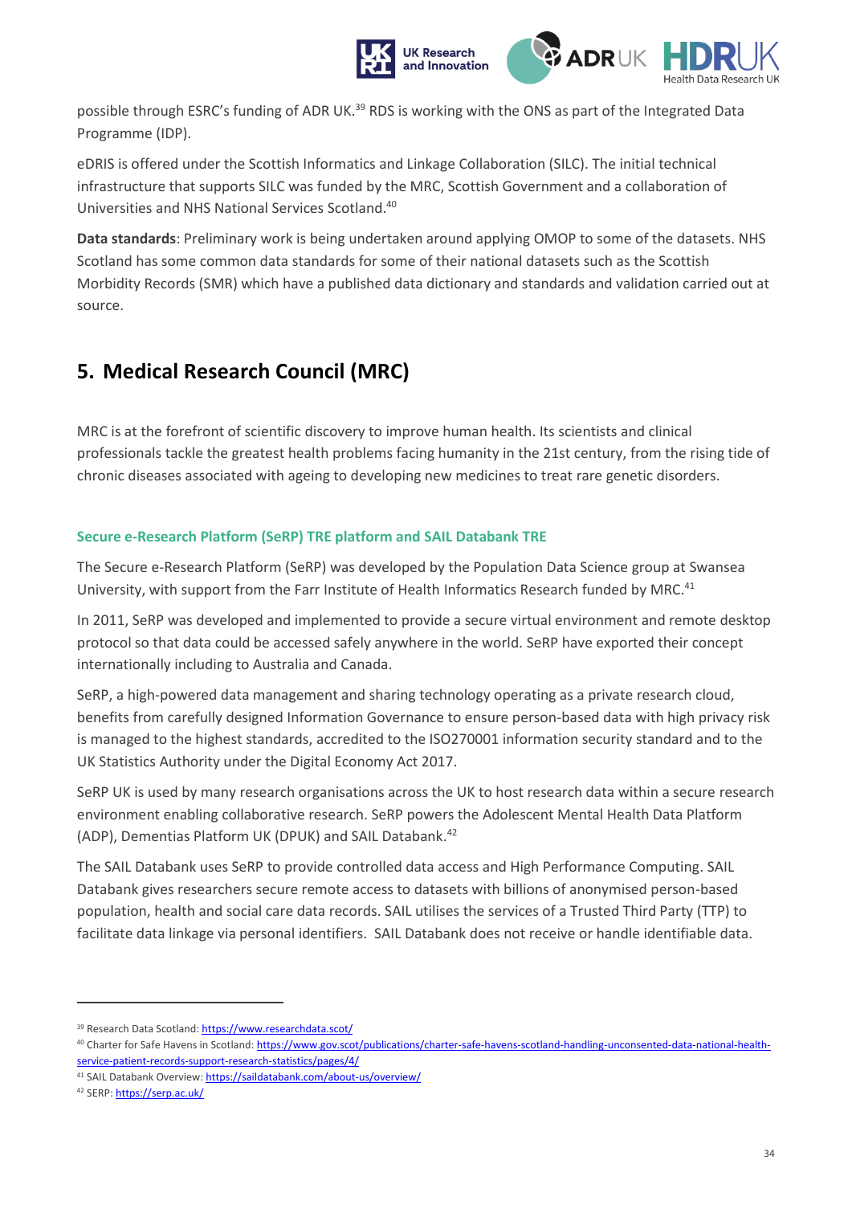possible through ESRC's funding of ADR UK.[39] RDS is working with the ONS as part of the Integrated Data Programme (IDP).

eDRIS is offered under the Scottish Informatics and Linkage Collaboration (SILC). The initial technical infrastructure that supports SILC was funded by the MRC, Scottish Government and a collaboration of Universities and NHS National Services Scotland.[40]

**Data standards**: Preliminary work is being undertaken around applying OMOP to some of the datasets. NHS Scotland has some common data standards for some of their national datasets such as the Scottish Morbidity Records (SMR) which have a published data dictionary and standards and validation carried out at source.

## 5. Medical Research Council (MRC)

MRC is at the forefront of scientific discovery to improve human health. Its scientists and clinical professionals tackle the greatest health problems facing humanity in the 21st century, from the rising tide of chronic diseases associated with ageing to developing new medicines to treat rare genetic disorders.

### Secure e-Research Platform (SeRP) TRE platform and SAIL Databank TRE

The Secure e-Research Platform (SeRP) was developed by the Population Data Science group at Swansea University, with support from the Farr Institute of Health Informatics Research funded by MRC.[41]

In 2011, SeRP was developed and implemented to provide a secure virtual environment and remote desktop protocol so that data could be accessed safely anywhere in the world. SeRP have exported their concept internationally including to Australia and Canada.

SeRP, a high-powered data management and sharing technology operating as a private research cloud, benefits from carefully designed Information Governance to ensure person-based data with high privacy risk is managed to the highest standards, accredited to the ISO270001 information security standard and to the UK Statistics Authority under the Digital Economy Act 2017.

SeRP UK is used by many research organisations across the UK to host research data within a secure research environment enabling collaborative research. SeRP powers the Adolescent Mental Health Data Platform (ADP), Dementias Platform UK (DPUK) and SAIL Databank.[42]

The SAIL Databank uses SeRP to provide controlled data access and High Performance Computing. SAIL Databank gives researchers secure remote access to datasets with billions of anonymised person-based population, health and social care data records. SAIL utilises the services of a Trusted Third Party (TTP) to facilitate data linkage via personal identifiers. SAIL Databank does not receive or handle identifiable data.

---

[39] Research Data Scotland: https://www.researchdata.scot/

[40] Charter for Safe Havens in Scotland: https://www.gov.scot/publications/charter-safe-havens-scotland-handling-unconsented-data-national-health-service-patient-records-support-research-statistics/pages/4/

[41] SAIL Databank Overview: https://saildatabank.com/about-us/overview/

[42] SERP: https://serp.ac.uk/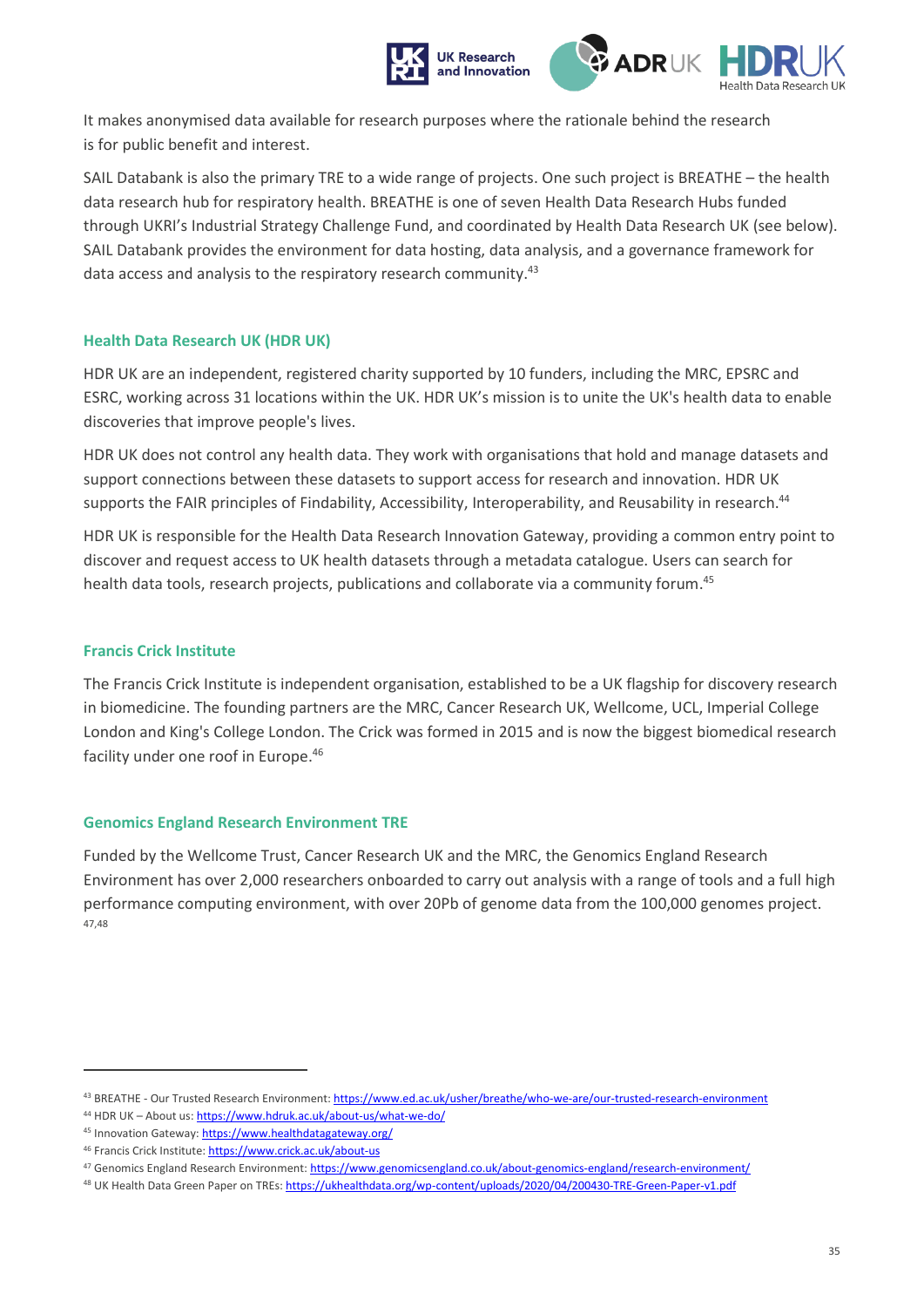It makes anonymised data available for research purposes where the rationale behind the research is for public benefit and interest.

SAIL Databank is also the primary TRE to a wide range of projects. One such project is BREATHE – the health data research hub for respiratory health. BREATHE is one of seven Health Data Research Hubs funded through UKRI's Industrial Strategy Challenge Fund, and coordinated by Health Data Research UK (see below). SAIL Databank provides the environment for data hosting, data analysis, and a governance framework for data access and analysis to the respiratory research community.[43]

### Health Data Research UK (HDR UK)

HDR UK are an independent, registered charity supported by 10 funders, including the MRC, EPSRC and ESRC, working across 31 locations within the UK. HDR UK's mission is to unite the UK's health data to enable discoveries that improve people's lives.

HDR UK does not control any health data. They work with organisations that hold and manage datasets and support connections between these datasets to support access for research and innovation. HDR UK supports the FAIR principles of Findability, Accessibility, Interoperability, and Reusability in research.[44]

HDR UK is responsible for the Health Data Research Innovation Gateway, providing a common entry point to discover and request access to UK health datasets through a metadata catalogue. Users can search for health data tools, research projects, publications and collaborate via a community forum.[45]

### Francis Crick Institute

The Francis Crick Institute is independent organisation, established to be a UK flagship for discovery research in biomedicine. The founding partners are the MRC, Cancer Research UK, Wellcome, UCL, Imperial College London and King's College London. The Crick was formed in 2015 and is now the biggest biomedical research facility under one roof in Europe.[46]

### Genomics England Research Environment TRE

Funded by the Wellcome Trust, Cancer Research UK and the MRC, the Genomics England Research Environment has over 2,000 researchers onboarded to carry out analysis with a range of tools and a full high performance computing environment, with over 20Pb of genome data from the 100,000 genomes project.[47,48]

---

[43] BREATHE - Our Trusted Research Environment: https://www.ed.ac.uk/usher/breathe/who-we-are/our-trusted-research-environment

[44] HDR UK – About us: https://www.hdruk.ac.uk/about-us/what-we-do/

[45] Innovation Gateway: https://www.healthdatagateway.org/

[46] Francis Crick Institute: https://www.crick.ac.uk/about-us

[47] Genomics England Research Environment: https://www.genomicsengland.co.uk/about-genomics-england/research-environment/

[48] UK Health Data Green Paper on TREs: https://ukhealthdata.org/wp-content/uploads/2020/04/200430-TRE-Green-Paper-v1.pdf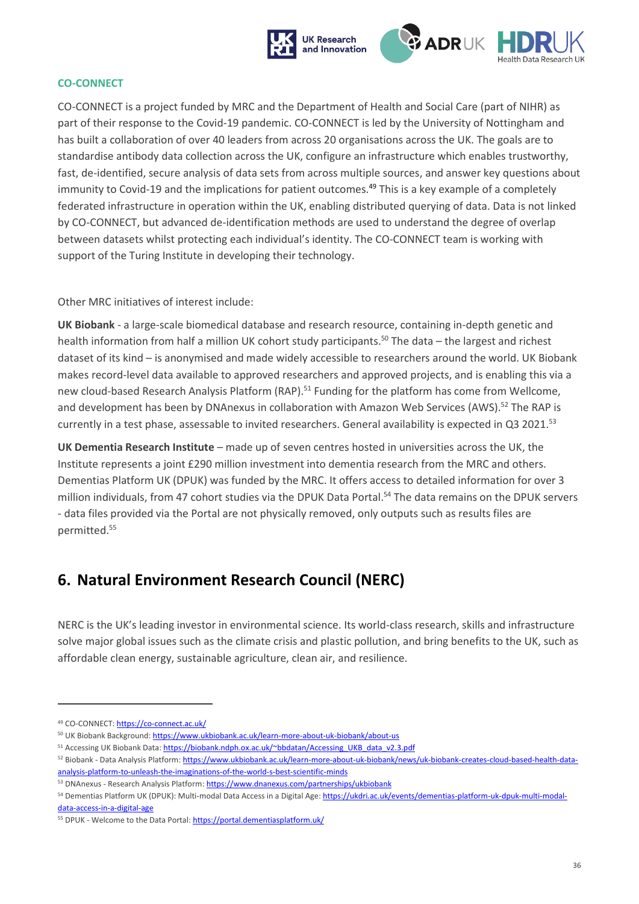**CO-CONNECT**

CO-CONNECT is a project funded by MRC and the Department of Health and Social Care (part of NIHR) as part of their response to the Covid-19 pandemic. CO-CONNECT is led by the University of Nottingham and has built a collaboration of over 40 leaders from across 20 organisations across the UK. The goals are to standardise antibody data collection across the UK, configure an infrastructure which enables trustworthy, fast, de-identified, secure analysis of data sets from across multiple sources, and answer key questions about immunity to Covid-19 and the implications for patient outcomes.[49] This is a key example of a completely federated infrastructure in operation within the UK, enabling distributed querying of data. Data is not linked by CO-CONNECT, but advanced de-identification methods are used to understand the degree of overlap between datasets whilst protecting each individual's identity. The CO-CONNECT team is working with support of the Turing Institute in developing their technology.

Other MRC initiatives of interest include:

**UK Biobank** - a large-scale biomedical database and research resource, containing in-depth genetic and health information from half a million UK cohort study participants.[50] The data – the largest and richest dataset of its kind – is anonymised and made widely accessible to researchers around the world. UK Biobank makes record-level data available to approved researchers and approved projects, and is enabling this via a new cloud-based Research Analysis Platform (RAP).[51] Funding for the platform has come from Wellcome, and development has been by DNAnexus in collaboration with Amazon Web Services (AWS).[52] The RAP is currently in a test phase, assessable to invited researchers. General availability is expected in Q3 2021.[53]

**UK Dementia Research Institute** – made up of seven centres hosted in universities across the UK, the Institute represents a joint £290 million investment into dementia research from the MRC and others. Dementias Platform UK (DPUK) was funded by the MRC. It offers access to detailed information for over 3 million individuals, from 47 cohort studies via the DPUK Data Portal.[54] The data remains on the DPUK servers - data files provided via the Portal are not physically removed, only outputs such as results files are permitted.[55]

## 6. Natural Environment Research Council (NERC)

NERC is the UK's leading investor in environmental science. Its world-class research, skills and infrastructure solve major global issues such as the climate crisis and plastic pollution, and bring benefits to the UK, such as affordable clean energy, sustainable agriculture, clean air, and resilience.

---

[49] CO-CONNECT: https://co-connect.ac.uk/

[50] UK Biobank Background: https://www.ukbiobank.ac.uk/learn-more-about-uk-biobank/about-us

[51] Accessing UK Biobank Data: https://biobank.ndph.ox.ac.uk/~bbdatan/Accessing_UKB_data_v2.3.pdf

[52] Biobank - Data Analysis Platform: https://www.ukbiobank.ac.uk/learn-more-about-uk-biobank/news/uk-biobank-creates-cloud-based-health-data-analysis-platform-to-unleash-the-imaginations-of-the-world-s-best-scientific-minds

[53] DNAnexus - Research Analysis Platform: https://www.dnanexus.com/partnerships/ukbiobank

[54] Dementias Platform UK (DPUK): Multi-modal Data Access in a Digital Age: https://ukdri.ac.uk/events/dementias-platform-uk-dpuk-multi-modal-data-access-in-a-digital-age

[55] DPUK - Welcome to the Data Portal: https://portal.dementiasplatform.uk/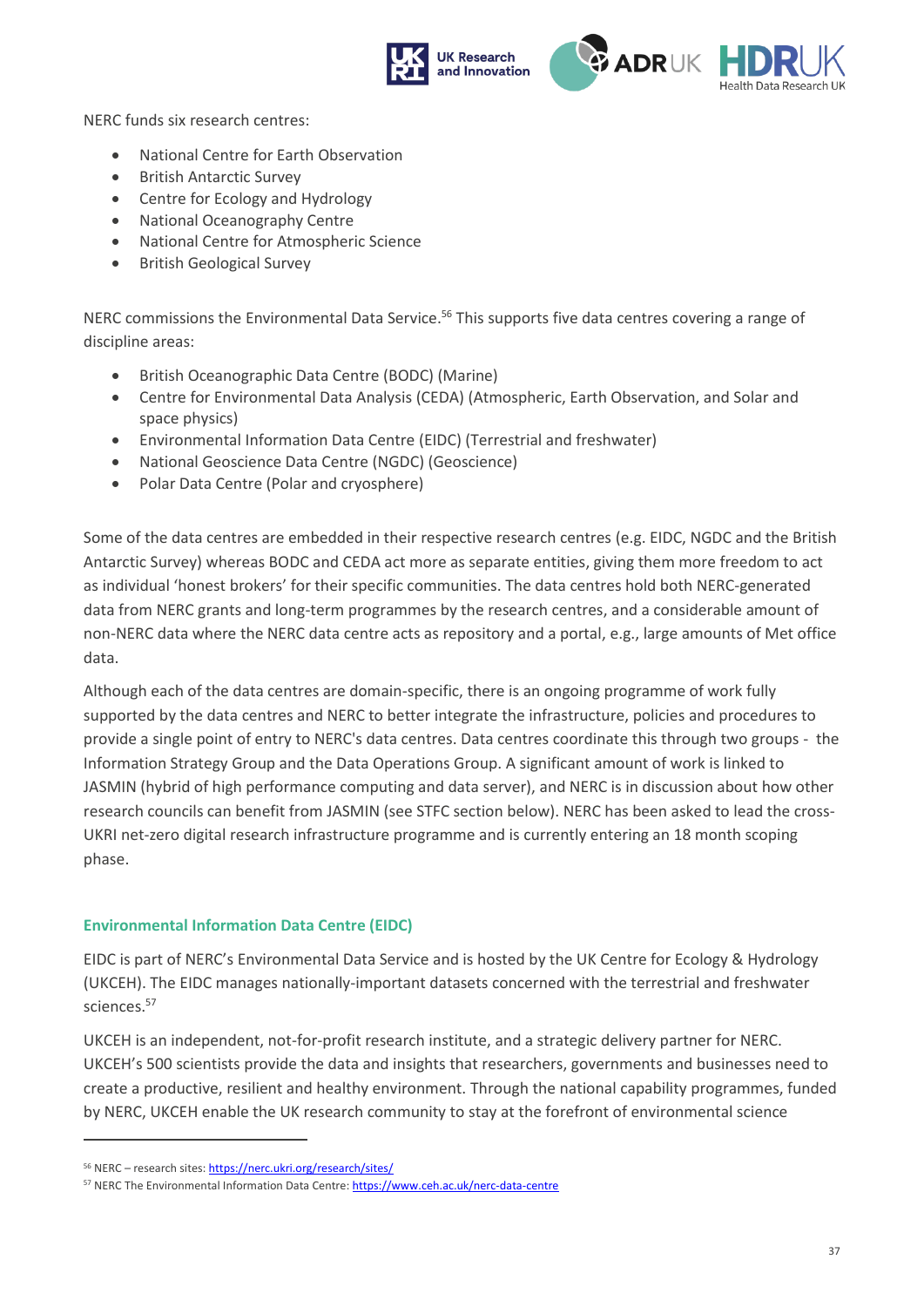NERC funds six research centres:

- National Centre for Earth Observation
- British Antarctic Survey
- Centre for Ecology and Hydrology
- National Oceanography Centre
- National Centre for Atmospheric Science
- British Geological Survey

NERC commissions the Environmental Data Service.[56] This supports five data centres covering a range of discipline areas:

- British Oceanographic Data Centre (BODC) (Marine)
- Centre for Environmental Data Analysis (CEDA) (Atmospheric, Earth Observation, and Solar and space physics)
- Environmental Information Data Centre (EIDC) (Terrestrial and freshwater)
- National Geoscience Data Centre (NGDC) (Geoscience)
- Polar Data Centre (Polar and cryosphere)

Some of the data centres are embedded in their respective research centres (e.g. EIDC, NGDC and the British Antarctic Survey) whereas BODC and CEDA act more as separate entities, giving them more freedom to act as individual 'honest brokers' for their specific communities. The data centres hold both NERC-generated data from NERC grants and long-term programmes by the research centres, and a considerable amount of non-NERC data where the NERC data centre acts as repository and a portal, e.g., large amounts of Met office data.

Although each of the data centres are domain-specific, there is an ongoing programme of work fully supported by the data centres and NERC to better integrate the infrastructure, policies and procedures to provide a single point of entry to NERC's data centres. Data centres coordinate this through two groups - the Information Strategy Group and the Data Operations Group. A significant amount of work is linked to JASMIN (hybrid of high performance computing and data server), and NERC is in discussion about how other research councils can benefit from JASMIN (see STFC section below). NERC has been asked to lead the cross-UKRI net-zero digital research infrastructure programme and is currently entering an 18 month scoping phase.

### Environmental Information Data Centre (EIDC)

EIDC is part of NERC's Environmental Data Service and is hosted by the UK Centre for Ecology & Hydrology (UKCEH). The EIDC manages nationally-important datasets concerned with the terrestrial and freshwater sciences.[57]

UKCEH is an independent, not-for-profit research institute, and a strategic delivery partner for NERC. UKCEH's 500 scientists provide the data and insights that researchers, governments and businesses need to create a productive, resilient and healthy environment. Through the national capability programmes, funded by NERC, UKCEH enable the UK research community to stay at the forefront of environmental science

[56] NERC – research sites: https://nerc.ukri.org/research/sites/

[57] NERC The Environmental Information Data Centre: https://www.ceh.ac.uk/nerc-data-centre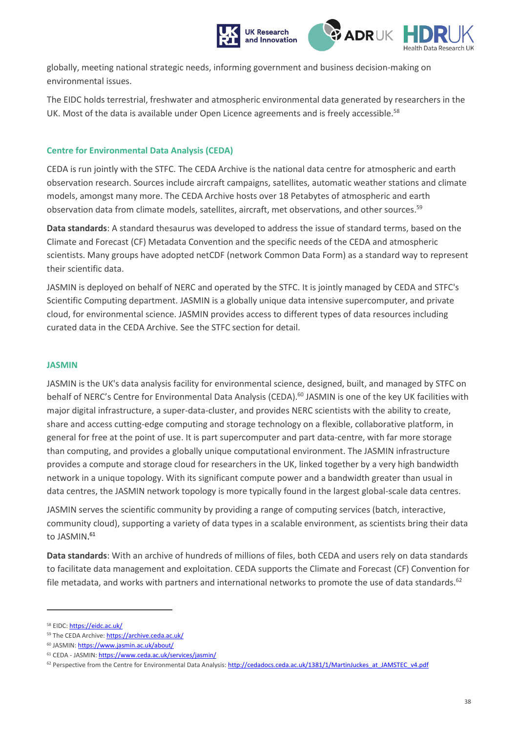globally, meeting national strategic needs, informing government and business decision-making on environmental issues.

The EIDC holds terrestrial, freshwater and atmospheric environmental data generated by researchers in the UK. Most of the data is available under Open Licence agreements and is freely accessible.[58]

### Centre for Environmental Data Analysis (CEDA)

CEDA is run jointly with the STFC. The CEDA Archive is the national data centre for atmospheric and earth observation research. Sources include aircraft campaigns, satellites, automatic weather stations and climate models, amongst many more. The CEDA Archive hosts over 18 Petabytes of atmospheric and earth observation data from climate models, satellites, aircraft, met observations, and other sources.[59]

**Data standards**: A standard thesaurus was developed to address the issue of standard terms, based on the Climate and Forecast (CF) Metadata Convention and the specific needs of the CEDA and atmospheric scientists. Many groups have adopted netCDF (network Common Data Form) as a standard way to represent their scientific data.

JASMIN is deployed on behalf of NERC and operated by the STFC. It is jointly managed by CEDA and STFC's Scientific Computing department. JASMIN is a globally unique data intensive supercomputer, and private cloud, for environmental science. JASMIN provides access to different types of data resources including curated data in the CEDA Archive. See the STFC section for detail.

### JASMIN

JASMIN is the UK's data analysis facility for environmental science, designed, built, and managed by STFC on behalf of NERC's Centre for Environmental Data Analysis (CEDA).[60] JASMIN is one of the key UK facilities with major digital infrastructure, a super-data-cluster, and provides NERC scientists with the ability to create, share and access cutting-edge computing and storage technology on a flexible, collaborative platform, in general for free at the point of use. It is part supercomputer and part data-centre, with far more storage than computing, and provides a globally unique computational environment. The JASMIN infrastructure provides a compute and storage cloud for researchers in the UK, linked together by a very high bandwidth network in a unique topology. With its significant compute power and a bandwidth greater than usual in data centres, the JASMIN network topology is more typically found in the largest global-scale data centres.

JASMIN serves the scientific community by providing a range of computing services (batch, interactive, community cloud), supporting a variety of data types in a scalable environment, as scientists bring their data to JASMIN.[61]

**Data standards**: With an archive of hundreds of millions of files, both CEDA and users rely on data standards to facilitate data management and exploitation. CEDA supports the Climate and Forecast (CF) Convention for file metadata, and works with partners and international networks to promote the use of data standards.[62]

---

[58] EIDC: https://eidc.ac.uk/

[59] The CEDA Archive: https://archive.ceda.ac.uk/

[60] JASMIN: https://www.jasmin.ac.uk/about/

[61] CEDA - JASMIN: https://www.ceda.ac.uk/services/jasmin/

[62] Perspective from the Centre for Environmental Data Analysis: http://cedadocs.ceda.ac.uk/1381/1/MartinJuckes_at_JAMSTEC_v4.pdf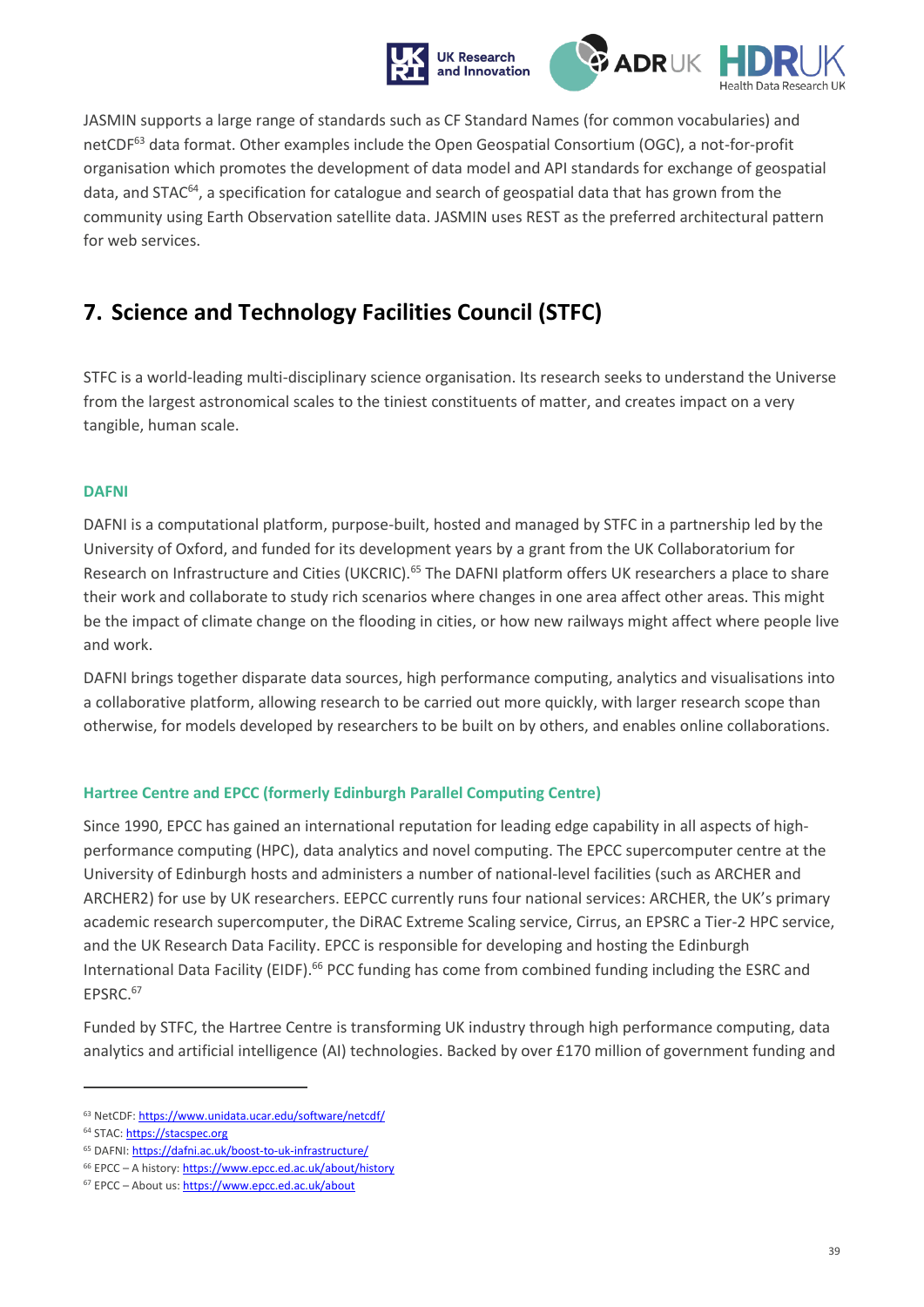JASMIN supports a large range of standards such as CF Standard Names (for common vocabularies) and netCDF[63] data format. Other examples include the Open Geospatial Consortium (OGC), a not-for-profit organisation which promotes the development of data model and API standards for exchange of geospatial data, and STAC[64], a specification for catalogue and search of geospatial data that has grown from the community using Earth Observation satellite data. JASMIN uses REST as the preferred architectural pattern for web services.

## 7. Science and Technology Facilities Council (STFC)

STFC is a world-leading multi-disciplinary science organisation. Its research seeks to understand the Universe from the largest astronomical scales to the tiniest constituents of matter, and creates impact on a very tangible, human scale.

### DAFNI

DAFNI is a computational platform, purpose-built, hosted and managed by STFC in a partnership led by the University of Oxford, and funded for its development years by a grant from the UK Collaboratorium for Research on Infrastructure and Cities (UKCRIC).[65] The DAFNI platform offers UK researchers a place to share their work and collaborate to study rich scenarios where changes in one area affect other areas. This might be the impact of climate change on the flooding in cities, or how new railways might affect where people live and work.

DAFNI brings together disparate data sources, high performance computing, analytics and visualisations into a collaborative platform, allowing research to be carried out more quickly, with larger research scope than otherwise, for models developed by researchers to be built on by others, and enables online collaborations.

### Hartree Centre and EPCC (formerly Edinburgh Parallel Computing Centre)

Since 1990, EPCC has gained an international reputation for leading edge capability in all aspects of high-performance computing (HPC), data analytics and novel computing. The EPCC supercomputer centre at the University of Edinburgh hosts and administers a number of national-level facilities (such as ARCHER and ARCHER2) for use by UK researchers. EEPCC currently runs four national services: ARCHER, the UK's primary academic research supercomputer, the DiRAC Extreme Scaling service, Cirrus, an EPSRC a Tier-2 HPC service, and the UK Research Data Facility. EPCC is responsible for developing and hosting the Edinburgh International Data Facility (EIDF).[66] PCC funding has come from combined funding including the ESRC and EPSRC.[67]

Funded by STFC, the Hartree Centre is transforming UK industry through high performance computing, data analytics and artificial intelligence (AI) technologies. Backed by over £170 million of government funding and

---

[63] NetCDF: https://www.unidata.ucar.edu/software/netcdf/
[64] STAC: https://stacspec.org
[65] DAFNI: https://dafni.ac.uk/boost-to-uk-infrastructure/
[66] EPCC – A history: https://www.epcc.ed.ac.uk/about/history
[67] EPCC – About us: https://www.epcc.ed.ac.uk/about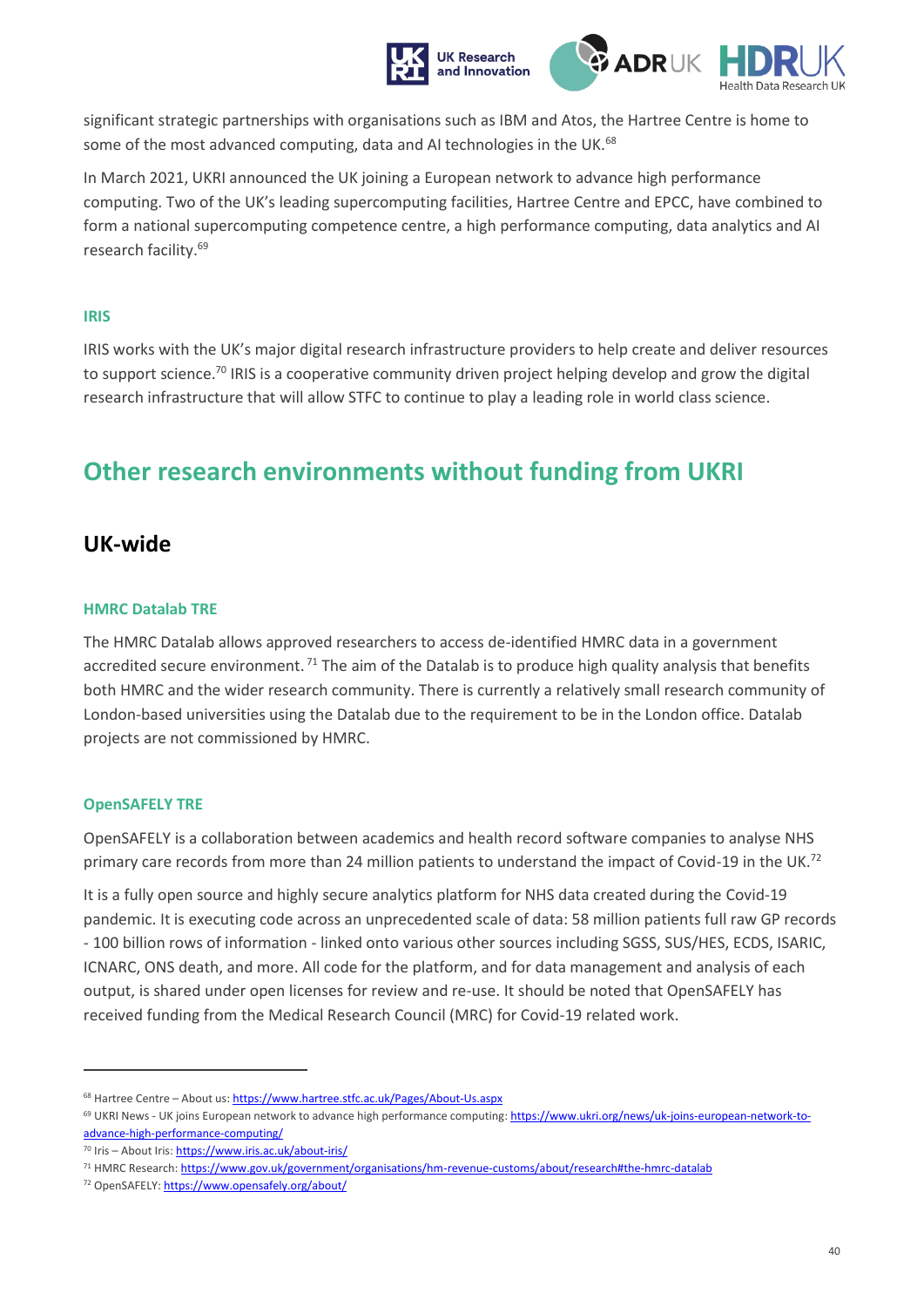significant strategic partnerships with organisations such as IBM and Atos, the Hartree Centre is home to some of the most advanced computing, data and AI technologies in the UK.[68]

In March 2021, UKRI announced the UK joining a European network to advance high performance computing. Two of the UK's leading supercomputing facilities, Hartree Centre and EPCC, have combined to form a national supercomputing competence centre, a high performance computing, data analytics and AI research facility.[69]

### IRIS

IRIS works with the UK's major digital research infrastructure providers to help create and deliver resources to support science.[70] IRIS is a cooperative community driven project helping develop and grow the digital research infrastructure that will allow STFC to continue to play a leading role in world class science.

# Other research environments without funding from UKRI

## UK-wide

### HMRC Datalab TRE

The HMRC Datalab allows approved researchers to access de-identified HMRC data in a government accredited secure environment.[71] The aim of the Datalab is to produce high quality analysis that benefits both HMRC and the wider research community. There is currently a relatively small research community of London-based universities using the Datalab due to the requirement to be in the London office. Datalab projects are not commissioned by HMRC.

### OpenSAFELY TRE

OpenSAFELY is a collaboration between academics and health record software companies to analyse NHS primary care records from more than 24 million patients to understand the impact of Covid-19 in the UK.[72]

It is a fully open source and highly secure analytics platform for NHS data created during the Covid-19 pandemic. It is executing code across an unprecedented scale of data: 58 million patients full raw GP records - 100 billion rows of information - linked onto various other sources including SGSS, SUS/HES, ECDS, ISARIC, ICNARC, ONS death, and more. All code for the platform, and for data management and analysis of each output, is shared under open licenses for review and re-use. It should be noted that OpenSAFELY has received funding from the Medical Research Council (MRC) for Covid-19 related work.

---

[68] Hartree Centre – About us: https://www.hartree.stfc.ac.uk/Pages/About-Us.aspx

[69] UKRI News - UK joins European network to advance high performance computing: https://www.ukri.org/news/uk-joins-european-network-to-advance-high-performance-computing/

[70] Iris – About Iris: https://www.iris.ac.uk/about-iris/

[71] HMRC Research: https://www.gov.uk/government/organisations/hm-revenue-customs/about/research#the-hmrc-datalab

[72] OpenSAFELY: https://www.opensafely.org/about/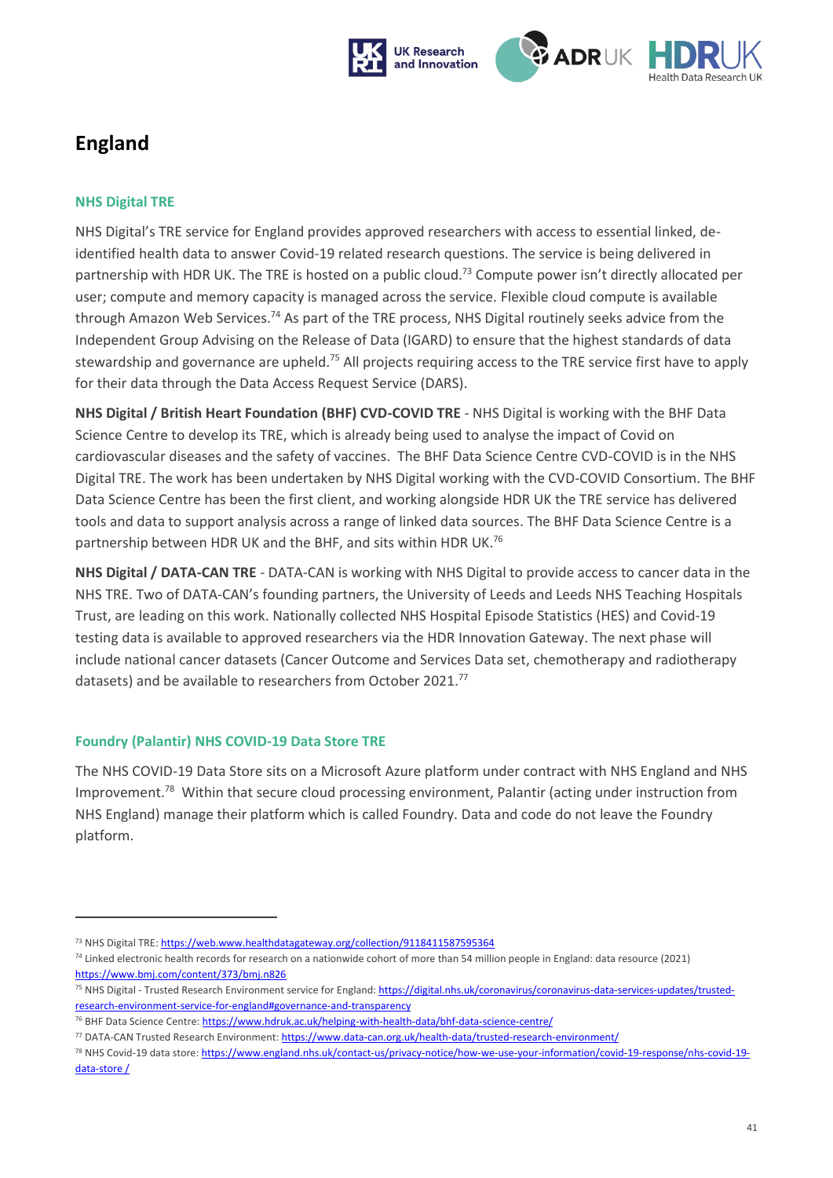# England

### NHS Digital TRE

NHS Digital's TRE service for England provides approved researchers with access to essential linked, de-identified health data to answer Covid-19 related research questions. The service is being delivered in partnership with HDR UK. The TRE is hosted on a public cloud.[73] Compute power isn't directly allocated per user; compute and memory capacity is managed across the service. Flexible cloud compute is available through Amazon Web Services.[74] As part of the TRE process, NHS Digital routinely seeks advice from the Independent Group Advising on the Release of Data (IGARD) to ensure that the highest standards of data stewardship and governance are upheld.[75] All projects requiring access to the TRE service first have to apply for their data through the Data Access Request Service (DARS).

**NHS Digital / British Heart Foundation (BHF) CVD-COVID TRE** - NHS Digital is working with the BHF Data Science Centre to develop its TRE, which is already being used to analyse the impact of Covid on cardiovascular diseases and the safety of vaccines. The BHF Data Science Centre CVD-COVID is in the NHS Digital TRE. The work has been undertaken by NHS Digital working with the CVD-COVID Consortium. The BHF Data Science Centre has been the first client, and working alongside HDR UK the TRE service has delivered tools and data to support analysis across a range of linked data sources. The BHF Data Science Centre is a partnership between HDR UK and the BHF, and sits within HDR UK.[76]

**NHS Digital / DATA-CAN TRE** - DATA-CAN is working with NHS Digital to provide access to cancer data in the NHS TRE. Two of DATA-CAN's founding partners, the University of Leeds and Leeds NHS Teaching Hospitals Trust, are leading on this work. Nationally collected NHS Hospital Episode Statistics (HES) and Covid-19 testing data is available to approved researchers via the HDR Innovation Gateway. The next phase will include national cancer datasets (Cancer Outcome and Services Data set, chemotherapy and radiotherapy datasets) and be available to researchers from October 2021.[77]

### Foundry (Palantir) NHS COVID-19 Data Store TRE

The NHS COVID-19 Data Store sits on a Microsoft Azure platform under contract with NHS England and NHS Improvement.[78] Within that secure cloud processing environment, Palantir (acting under instruction from NHS England) manage their platform which is called Foundry. Data and code do not leave the Foundry platform.

---

[73] NHS Digital TRE: https://web.www.healthdatagateway.org/collection/9118411587595364

[74] Linked electronic health records for research on a nationwide cohort of more than 54 million people in England: data resource (2021) https://www.bmj.com/content/373/bmj.n826

[75] NHS Digital - Trusted Research Environment service for England: https://digital.nhs.uk/coronavirus/coronavirus-data-services-updates/trusted-research-environment-service-for-england#governance-and-transparency

[76] BHF Data Science Centre: https://www.hdruk.ac.uk/helping-with-health-data/bhf-data-science-centre/

[77] DATA-CAN Trusted Research Environment: https://www.data-can.org.uk/health-data/trusted-research-environment/

[78] NHS Covid-19 data store: https://www.england.nhs.uk/contact-us/privacy-notice/how-we-use-your-information/covid-19-response/nhs-covid-19-data-store /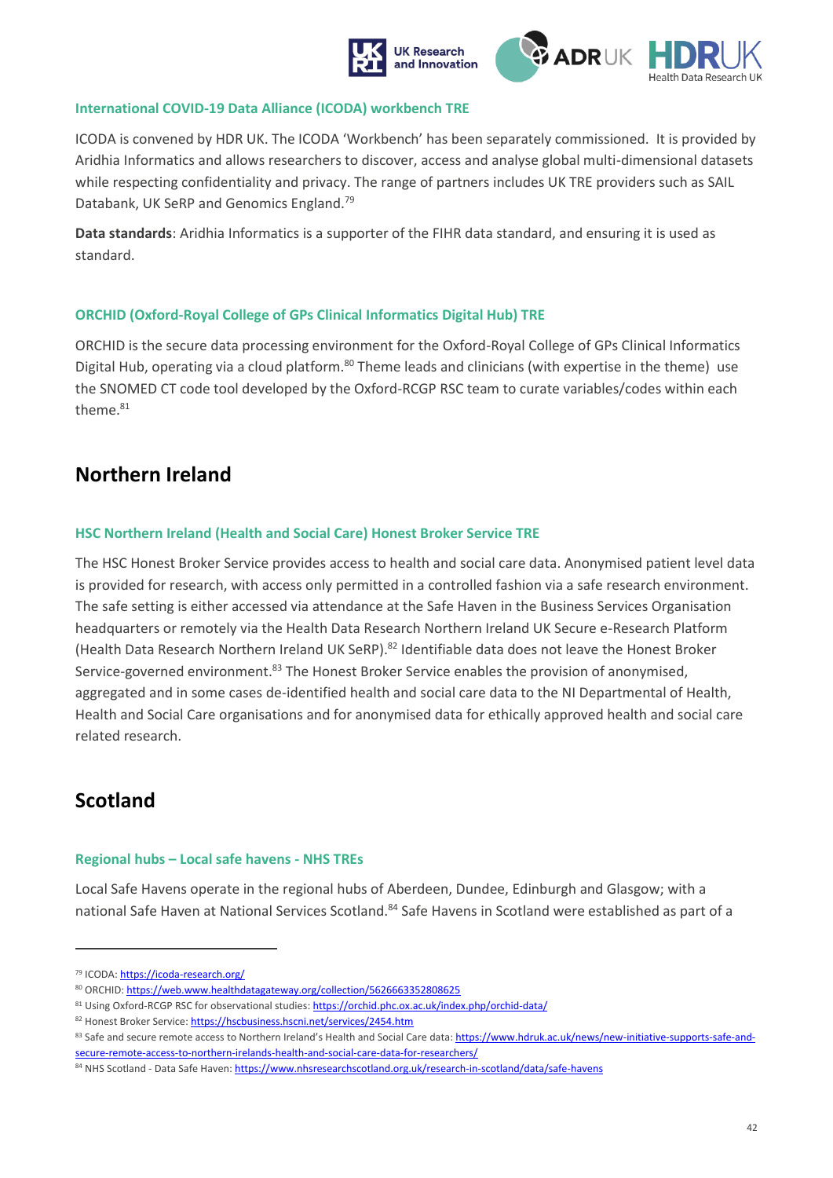### International COVID-19 Data Alliance (ICODA) workbench TRE

ICODA is convened by HDR UK. The ICODA 'Workbench' has been separately commissioned. It is provided by Aridhia Informatics and allows researchers to discover, access and analyse global multi-dimensional datasets while respecting confidentiality and privacy. The range of partners includes UK TRE providers such as SAIL Databank, UK SeRP and Genomics England.[79]

**Data standards**: Aridhia Informatics is a supporter of the FIHR data standard, and ensuring it is used as standard.

### ORCHID (Oxford-Royal College of GPs Clinical Informatics Digital Hub) TRE

ORCHID is the secure data processing environment for the Oxford-Royal College of GPs Clinical Informatics Digital Hub, operating via a cloud platform.[80] Theme leads and clinicians (with expertise in the theme) use the SNOMED CT code tool developed by the Oxford-RCGP RSC team to curate variables/codes within each theme.[81]

## Northern Ireland

### HSC Northern Ireland (Health and Social Care) Honest Broker Service TRE

The HSC Honest Broker Service provides access to health and social care data. Anonymised patient level data is provided for research, with access only permitted in a controlled fashion via a safe research environment. The safe setting is either accessed via attendance at the Safe Haven in the Business Services Organisation headquarters or remotely via the Health Data Research Northern Ireland UK Secure e-Research Platform (Health Data Research Northern Ireland UK SeRP).[82] Identifiable data does not leave the Honest Broker Service-governed environment.[83] The Honest Broker Service enables the provision of anonymised, aggregated and in some cases de-identified health and social care data to the NI Departmental of Health, Health and Social Care organisations and for anonymised data for ethically approved health and social care related research.

## Scotland

### Regional hubs – Local safe havens - NHS TREs

Local Safe Havens operate in the regional hubs of Aberdeen, Dundee, Edinburgh and Glasgow; with a national Safe Haven at National Services Scotland.[84] Safe Havens in Scotland were established as part of a

---

[79] ICODA: https://icoda-research.org/

[80] ORCHID: https://web.www.healthdatagateway.org/collection/5626663352808625

[81] Using Oxford-RCGP RSC for observational studies: https://orchid.phc.ox.ac.uk/index.php/orchid-data/

[82] Honest Broker Service: https://hscbusiness.hscni.net/services/2454.htm

[83] Safe and secure remote access to Northern Ireland's Health and Social Care data: https://www.hdruk.ac.uk/news/new-initiative-supports-safe-and-secure-remote-access-to-northern-irelands-health-and-social-care-data-for-researchers/

[84] NHS Scotland - Data Safe Haven: https://www.nhsresearchscotland.org.uk/research-in-scotland/data/safe-havens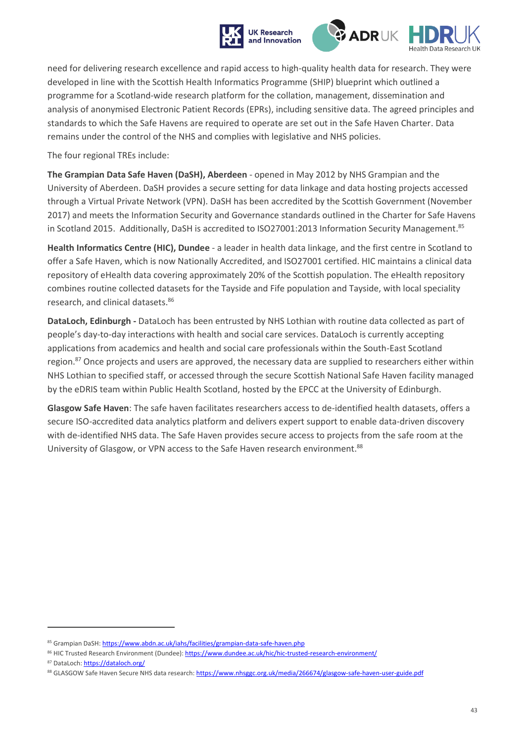need for delivering research excellence and rapid access to high-quality health data for research. They were developed in line with the Scottish Health Informatics Programme (SHIP) blueprint which outlined a programme for a Scotland-wide research platform for the collation, management, dissemination and analysis of anonymised Electronic Patient Records (EPRs), including sensitive data. The agreed principles and standards to which the Safe Havens are required to operate are set out in the Safe Haven Charter. Data remains under the control of the NHS and complies with legislative and NHS policies.

The four regional TREs include:

**The Grampian Data Safe Haven (DaSH), Aberdeen** - opened in May 2012 by NHS Grampian and the University of Aberdeen. DaSH provides a secure setting for data linkage and data hosting projects accessed through a Virtual Private Network (VPN). DaSH has been accredited by the Scottish Government (November 2017) and meets the Information Security and Governance standards outlined in the Charter for Safe Havens in Scotland 2015. Additionally, DaSH is accredited to ISO27001:2013 Information Security Management.[85]

**Health Informatics Centre (HIC), Dundee** - a leader in health data linkage, and the first centre in Scotland to offer a Safe Haven, which is now Nationally Accredited, and ISO27001 certified. HIC maintains a clinical data repository of eHealth data covering approximately 20% of the Scottish population. The eHealth repository combines routine collected datasets for the Tayside and Fife population and Tayside, with local speciality research, and clinical datasets.[86]

**DataLoch, Edinburgh -** DataLoch has been entrusted by NHS Lothian with routine data collected as part of people's day-to-day interactions with health and social care services. DataLoch is currently accepting applications from academics and health and social care professionals within the South-East Scotland region.[87] Once projects and users are approved, the necessary data are supplied to researchers either within NHS Lothian to specified staff, or accessed through the secure Scottish National Safe Haven facility managed by the eDRIS team within Public Health Scotland, hosted by the EPCC at the University of Edinburgh.

**Glasgow Safe Haven**: The safe haven facilitates researchers access to de-identified health datasets, offers a secure ISO-accredited data analytics platform and delivers expert support to enable data-driven discovery with de-identified NHS data. The Safe Haven provides secure access to projects from the safe room at the University of Glasgow, or VPN access to the Safe Haven research environment.[88]

---

[85] Grampian DaSH: https://www.abdn.ac.uk/iahs/facilities/grampian-data-safe-haven.php

[86] HIC Trusted Research Environment (Dundee): https://www.dundee.ac.uk/hic/hic-trusted-research-environment/

[87] DataLoch: https://dataloch.org/

[88] GLASGOW Safe Haven Secure NHS data research: https://www.nhsggc.org.uk/media/266674/glasgow-safe-haven-user-guide.pdf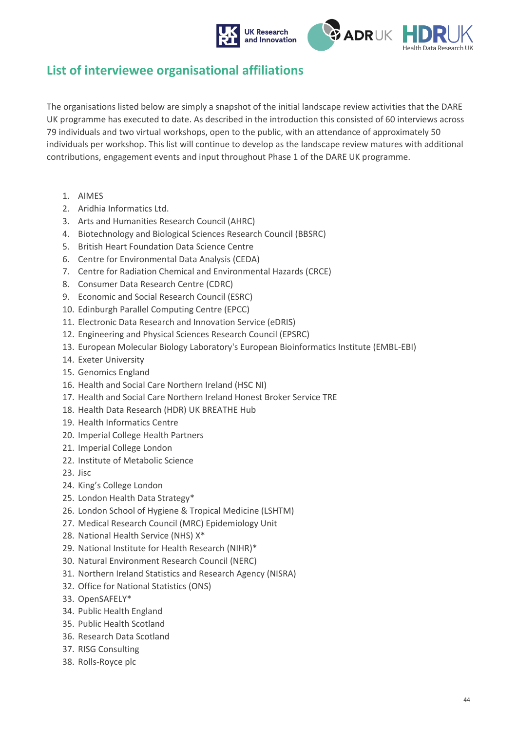## List of interviewee organisational affiliations

The organisations listed below are simply a snapshot of the initial landscape review activities that the DARE UK programme has executed to date. As described in the introduction this consisted of 60 interviews across 79 individuals and two virtual workshops, open to the public, with an attendance of approximately 50 individuals per workshop. This list will continue to develop as the landscape review matures with additional contributions, engagement events and input throughout Phase 1 of the DARE UK programme.

1. AIMES
2. Aridhia Informatics Ltd.
3. Arts and Humanities Research Council (AHRC)
4. Biotechnology and Biological Sciences Research Council (BBSRC)
5. British Heart Foundation Data Science Centre
6. Centre for Environmental Data Analysis (CEDA)
7. Centre for Radiation Chemical and Environmental Hazards (CRCE)
8. Consumer Data Research Centre (CDRC)
9. Economic and Social Research Council (ESRC)
10. Edinburgh Parallel Computing Centre (EPCC)
11. Electronic Data Research and Innovation Service (eDRIS)
12. Engineering and Physical Sciences Research Council (EPSRC)
13. European Molecular Biology Laboratory's European Bioinformatics Institute (EMBL-EBI)
14. Exeter University
15. Genomics England
16. Health and Social Care Northern Ireland (HSC NI)
17. Health and Social Care Northern Ireland Honest Broker Service TRE
18. Health Data Research (HDR) UK BREATHE Hub
19. Health Informatics Centre
20. Imperial College Health Partners
21. Imperial College London
22. Institute of Metabolic Science
23. Jisc
24. King's College London
25. London Health Data Strategy*
26. London School of Hygiene & Tropical Medicine (LSHTM)
27. Medical Research Council (MRC) Epidemiology Unit
28. National Health Service (NHS) X*
29. National Institute for Health Research (NIHR)*
30. Natural Environment Research Council (NERC)
31. Northern Ireland Statistics and Research Agency (NISRA)
32. Office for National Statistics (ONS)
33. OpenSAFELY*
34. Public Health England
35. Public Health Scotland
36. Research Data Scotland
37. RISG Consulting
38. Rolls-Royce plc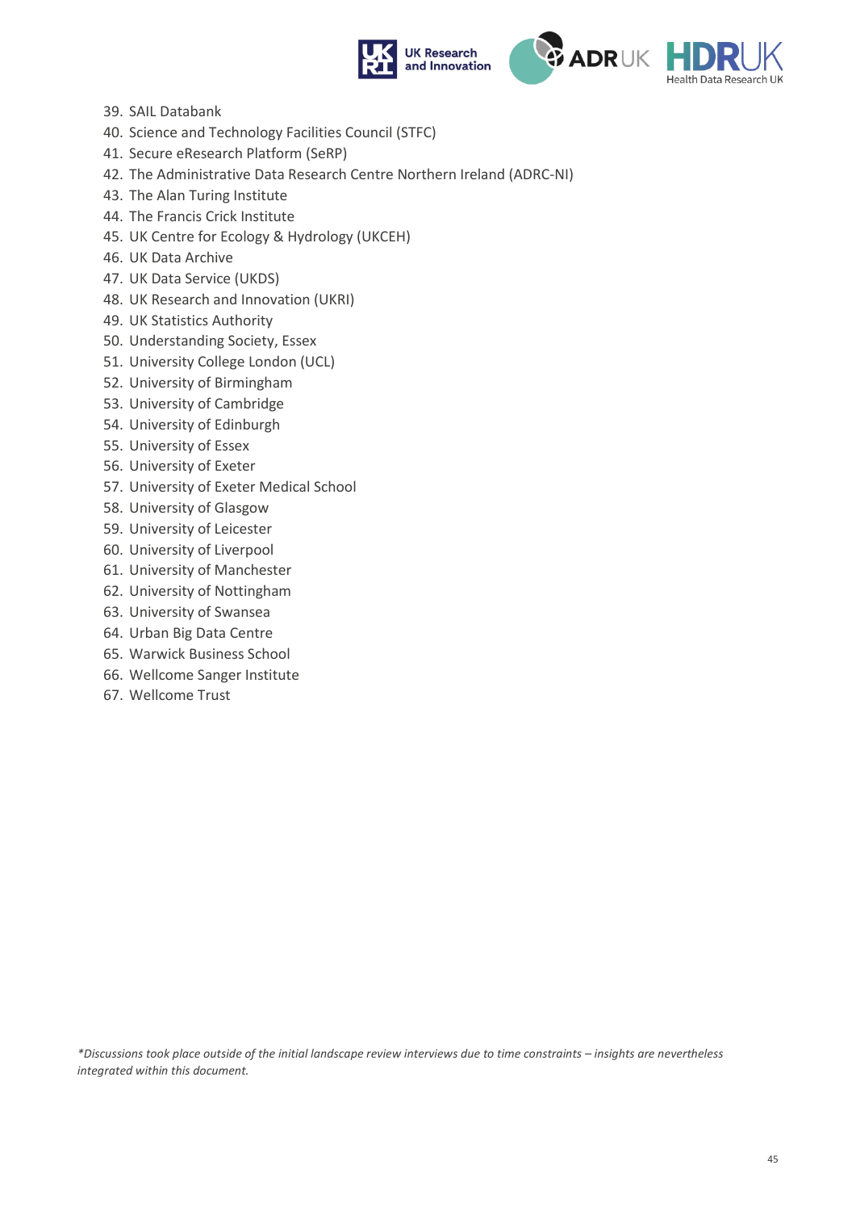39. SAIL Databank
40. Science and Technology Facilities Council (STFC)
41. Secure eResearch Platform (SeRP)
42. The Administrative Data Research Centre Northern Ireland (ADRC-NI)
43. The Alan Turing Institute
44. The Francis Crick Institute
45. UK Centre for Ecology & Hydrology (UKCEH)
46. UK Data Archive
47. UK Data Service (UKDS)
48. UK Research and Innovation (UKRI)
49. UK Statistics Authority
50. Understanding Society, Essex
51. University College London (UCL)
52. University of Birmingham
53. University of Cambridge
54. University of Edinburgh
55. University of Essex
56. University of Exeter
57. University of Exeter Medical School
58. University of Glasgow
59. University of Leicester
60. University of Liverpool
61. University of Manchester
62. University of Nottingham
63. University of Swansea
64. Urban Big Data Centre
65. Warwick Business School
66. Wellcome Sanger Institute
67. Wellcome Trust

*\*Discussions took place outside of the initial landscape review interviews due to time constraints – insights are nevertheless integrated within this document.*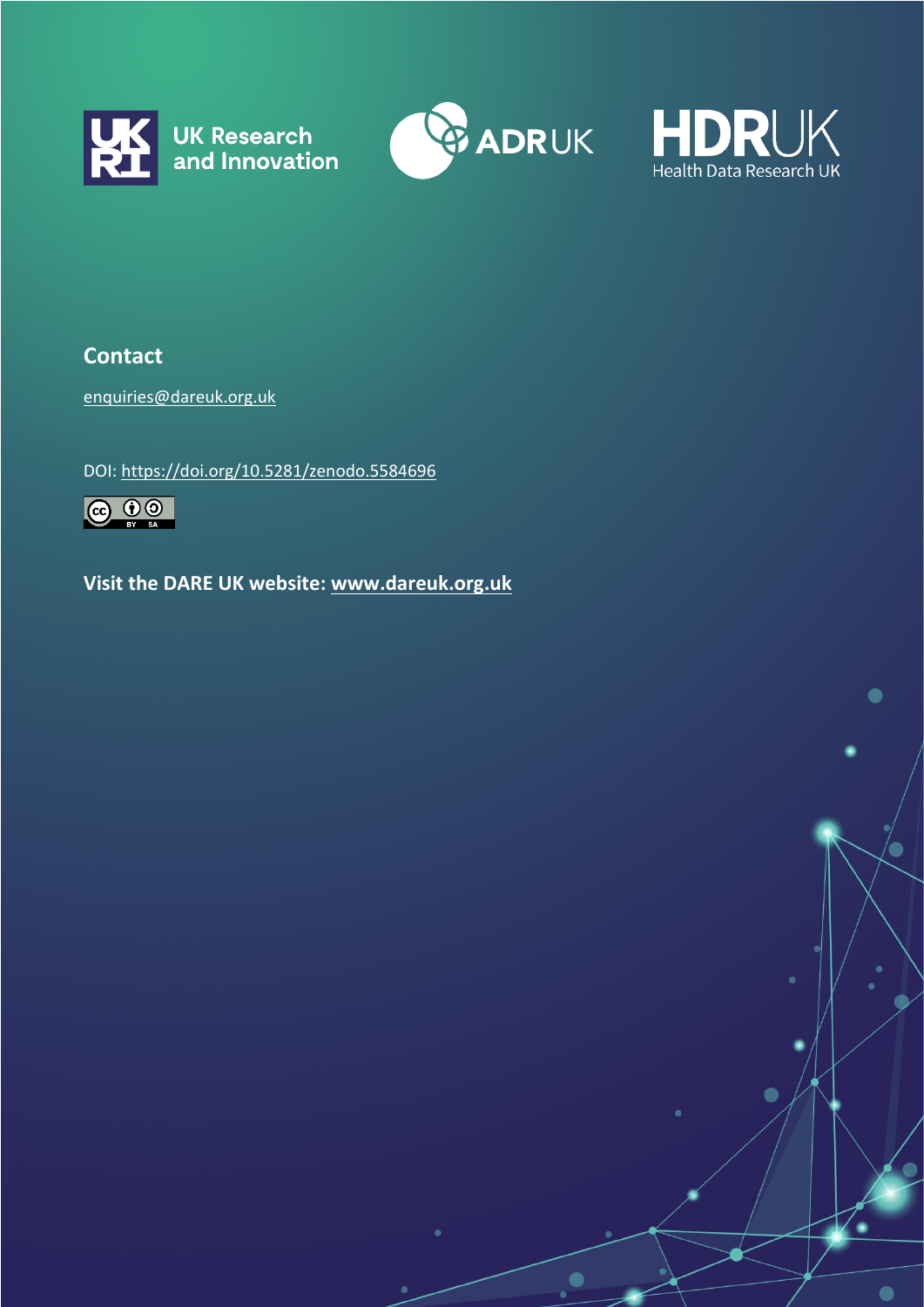UK Research and Innovation

ADR UK

HDR UK Health Data Research UK

## Contact

enquiries@dareuk.org.uk

DOI: https://doi.org/10.5281/zenodo.5584696

**Visit the DARE UK website: www.dareuk.org.uk**